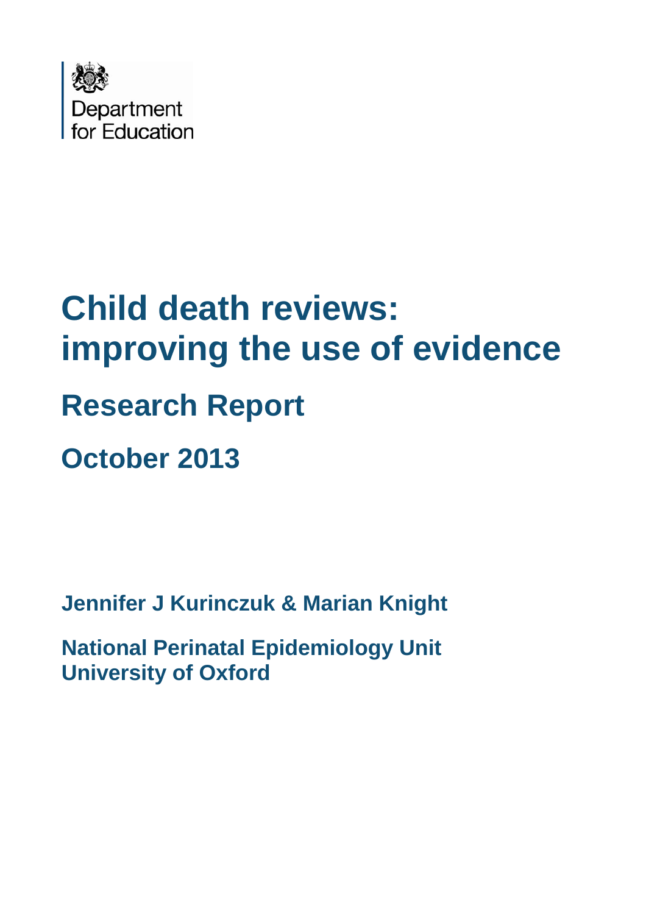Department for Education

# Child death reviews: improving the use of evidence

## Research Report

## October 2013

**Jennifer J Kurinczuk & Marian Knight**

**National Perinatal Epidemiology Unit**
**University of Oxford**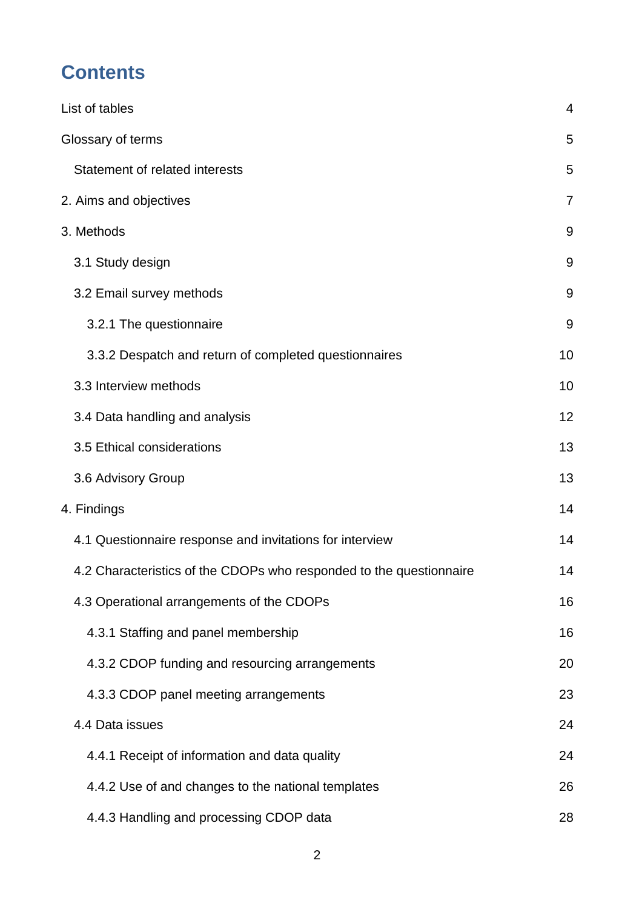# Contents

List of tables 4

Glossary of terms 5

- Statement of related interests 5

2. Aims and objectives 7

3. Methods 9

- 3.1 Study design 9
- 3.2 Email survey methods 9
  - 3.2.1 The questionnaire 9
  - 3.3.2 Despatch and return of completed questionnaires 10
- 3.3 Interview methods 10
- 3.4 Data handling and analysis 12
- 3.5 Ethical considerations 13
- 3.6 Advisory Group 13

4. Findings 14

- 4.1 Questionnaire response and invitations for interview 14
- 4.2 Characteristics of the CDOPs who responded to the questionnaire 14
- 4.3 Operational arrangements of the CDOPs 16
  - 4.3.1 Staffing and panel membership 16
  - 4.3.2 CDOP funding and resourcing arrangements 20
  - 4.3.3 CDOP panel meeting arrangements 23
- 4.4 Data issues 24
  - 4.4.1 Receipt of information and data quality 24
  - 4.4.2 Use of and changes to the national templates 26
  - 4.4.3 Handling and processing CDOP data 28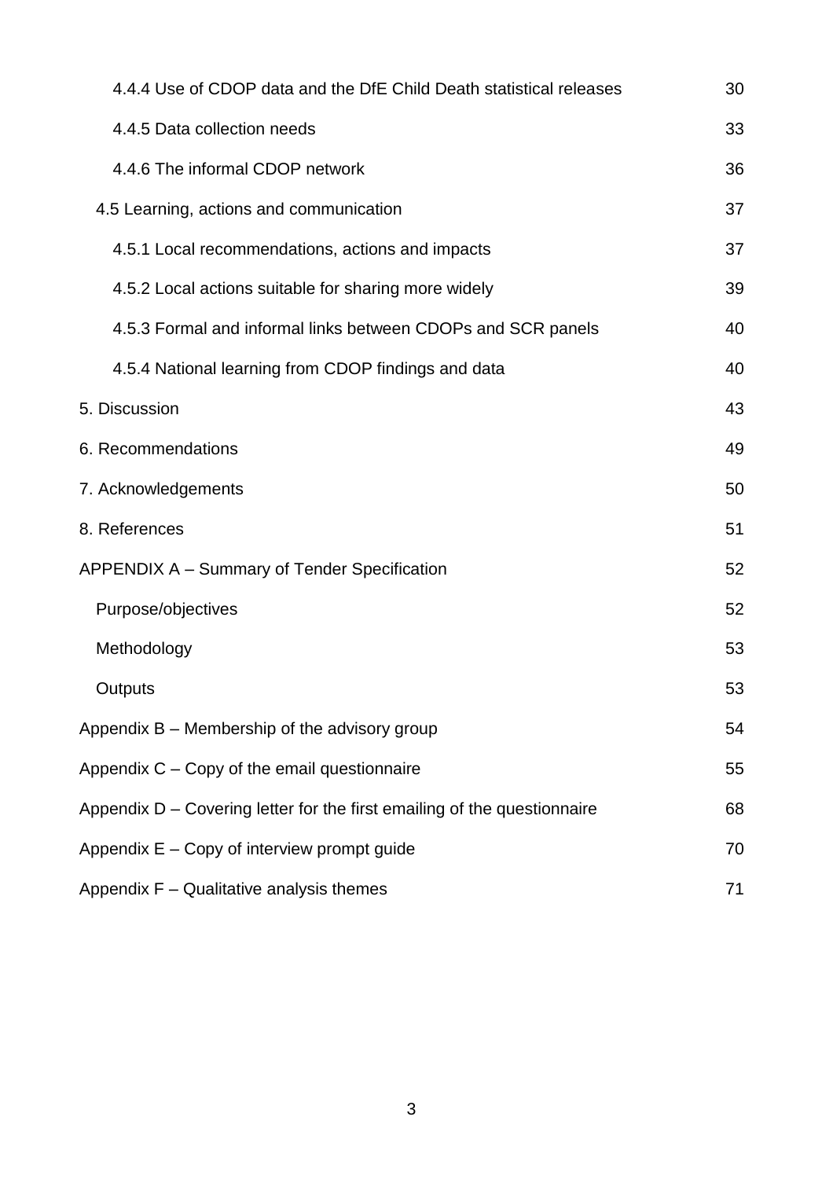4.4.4 Use of CDOP data and the DfE Child Death statistical releases 30

4.4.5 Data collection needs 33

4.4.6 The informal CDOP network 36

4.5 Learning, actions and communication 37

4.5.1 Local recommendations, actions and impacts 37

4.5.2 Local actions suitable for sharing more widely 39

4.5.3 Formal and informal links between CDOPs and SCR panels 40

4.5.4 National learning from CDOP findings and data 40

5. Discussion 43

6. Recommendations 49

7. Acknowledgements 50

8. References 51

APPENDIX A – Summary of Tender Specification 52

Purpose/objectives 52

Methodology 53

Outputs 53

Appendix B – Membership of the advisory group 54

Appendix C – Copy of the email questionnaire 55

Appendix D – Covering letter for the first emailing of the questionnaire 68

Appendix E – Copy of interview prompt guide 70

Appendix F – Qualitative analysis themes 71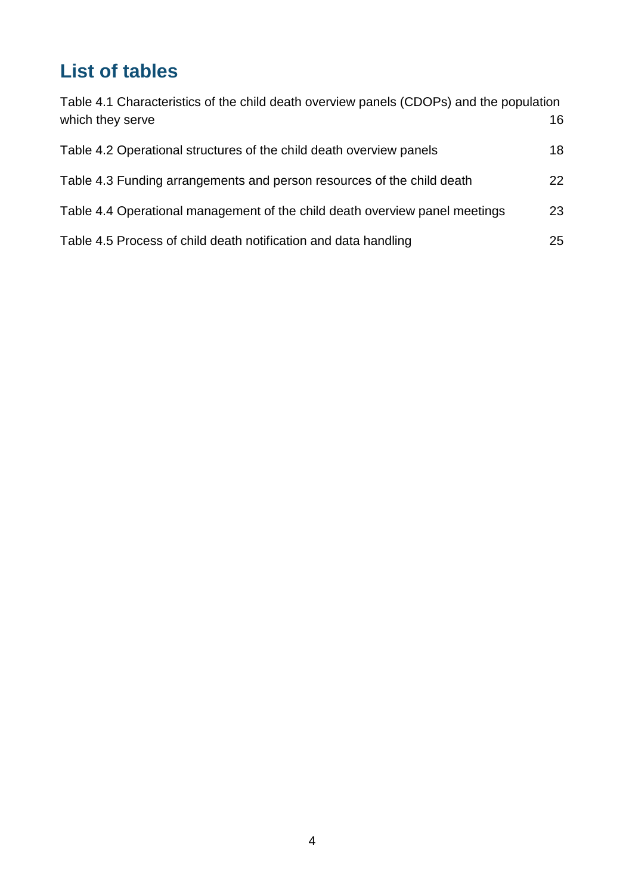## List of tables

Table 4.1 Characteristics of the child death overview panels (CDOPs) and the population which they serve 16

Table 4.2 Operational structures of the child death overview panels 18

Table 4.3 Funding arrangements and person resources of the child death 22

Table 4.4 Operational management of the child death overview panel meetings 23

Table 4.5 Process of child death notification and data handling 25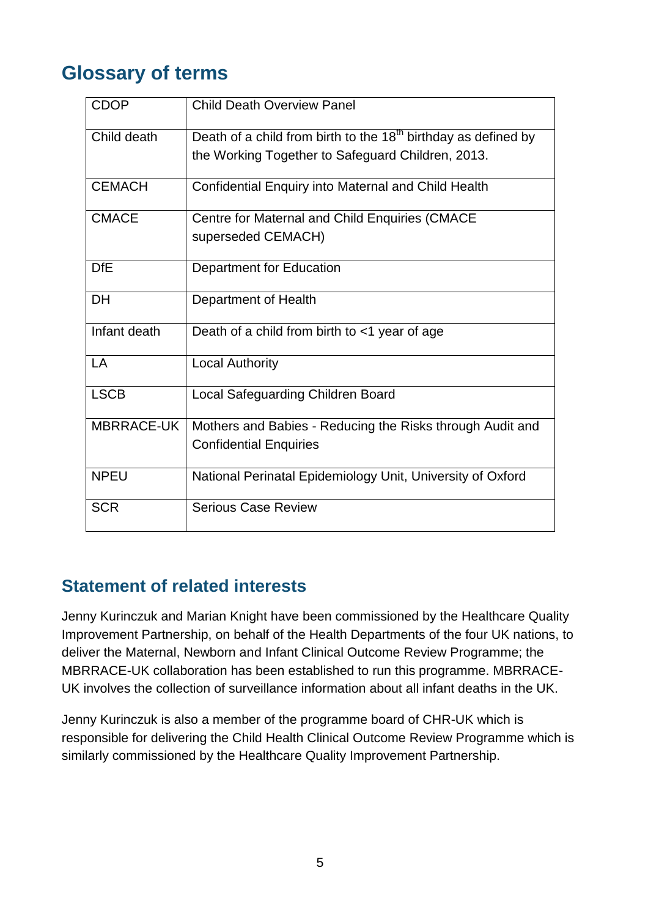## Glossary of terms

| | |
|---|---|
| CDOP | Child Death Overview Panel |
| Child death | Death of a child from birth to the $18^{th}$ birthday as defined by the Working Together to Safeguard Children, 2013. |
| CEMACH | Confidential Enquiry into Maternal and Child Health |
| CMACE | Centre for Maternal and Child Enquiries (CMACE superseded CEMACH) |
| DfE | Department for Education |
| DH | Department of Health |
| Infant death | Death of a child from birth to <1 year of age |
| LA | Local Authority |
| LSCB | Local Safeguarding Children Board |
| MBRRACE-UK | Mothers and Babies - Reducing the Risks through Audit and Confidential Enquiries |
| NPEU | National Perinatal Epidemiology Unit, University of Oxford |
| SCR | Serious Case Review |

## Statement of related interests

Jenny Kurinczuk and Marian Knight have been commissioned by the Healthcare Quality Improvement Partnership, on behalf of the Health Departments of the four UK nations, to deliver the Maternal, Newborn and Infant Clinical Outcome Review Programme; the MBRRACE-UK collaboration has been established to run this programme. MBRRACE-UK involves the collection of surveillance information about all infant deaths in the UK.

Jenny Kurinczuk is also a member of the programme board of CHR-UK which is responsible for delivering the Child Health Clinical Outcome Review Programme which is similarly commissioned by the Healthcare Quality Improvement Partnership.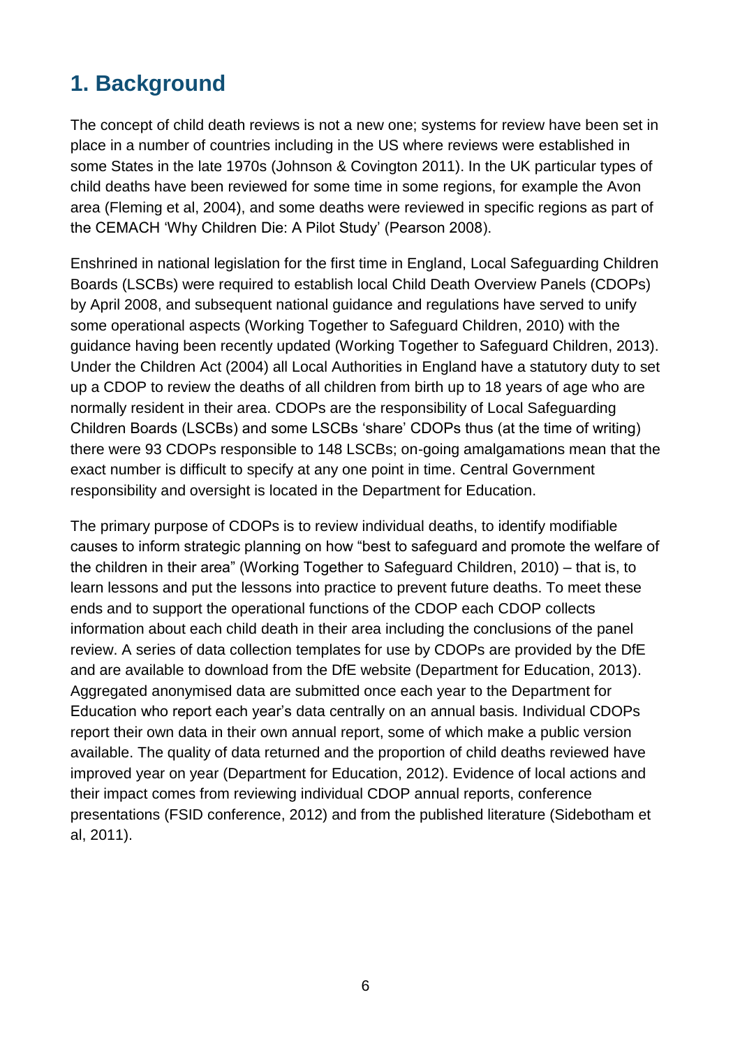## 1. Background

The concept of child death reviews is not a new one; systems for review have been set in place in a number of countries including in the US where reviews were established in some States in the late 1970s (Johnson & Covington 2011). In the UK particular types of child deaths have been reviewed for some time in some regions, for example the Avon area (Fleming et al, 2004), and some deaths were reviewed in specific regions as part of the CEMACH 'Why Children Die: A Pilot Study' (Pearson 2008).

Enshrined in national legislation for the first time in England, Local Safeguarding Children Boards (LSCBs) were required to establish local Child Death Overview Panels (CDOPs) by April 2008, and subsequent national guidance and regulations have served to unify some operational aspects (Working Together to Safeguard Children, 2010) with the guidance having been recently updated (Working Together to Safeguard Children, 2013). Under the Children Act (2004) all Local Authorities in England have a statutory duty to set up a CDOP to review the deaths of all children from birth up to 18 years of age who are normally resident in their area. CDOPs are the responsibility of Local Safeguarding Children Boards (LSCBs) and some LSCBs 'share' CDOPs thus (at the time of writing) there were 93 CDOPs responsible to 148 LSCBs; on-going amalgamations mean that the exact number is difficult to specify at any one point in time. Central Government responsibility and oversight is located in the Department for Education.

The primary purpose of CDOPs is to review individual deaths, to identify modifiable causes to inform strategic planning on how "best to safeguard and promote the welfare of the children in their area" (Working Together to Safeguard Children, 2010) – that is, to learn lessons and put the lessons into practice to prevent future deaths. To meet these ends and to support the operational functions of the CDOP each CDOP collects information about each child death in their area including the conclusions of the panel review. A series of data collection templates for use by CDOPs are provided by the DfE and are available to download from the DfE website (Department for Education, 2013). Aggregated anonymised data are submitted once each year to the Department for Education who report each year's data centrally on an annual basis. Individual CDOPs report their own data in their own annual report, some of which make a public version available. The quality of data returned and the proportion of child deaths reviewed have improved year on year (Department for Education, 2012). Evidence of local actions and their impact comes from reviewing individual CDOP annual reports, conference presentations (FSID conference, 2012) and from the published literature (Sidebotham et al, 2011).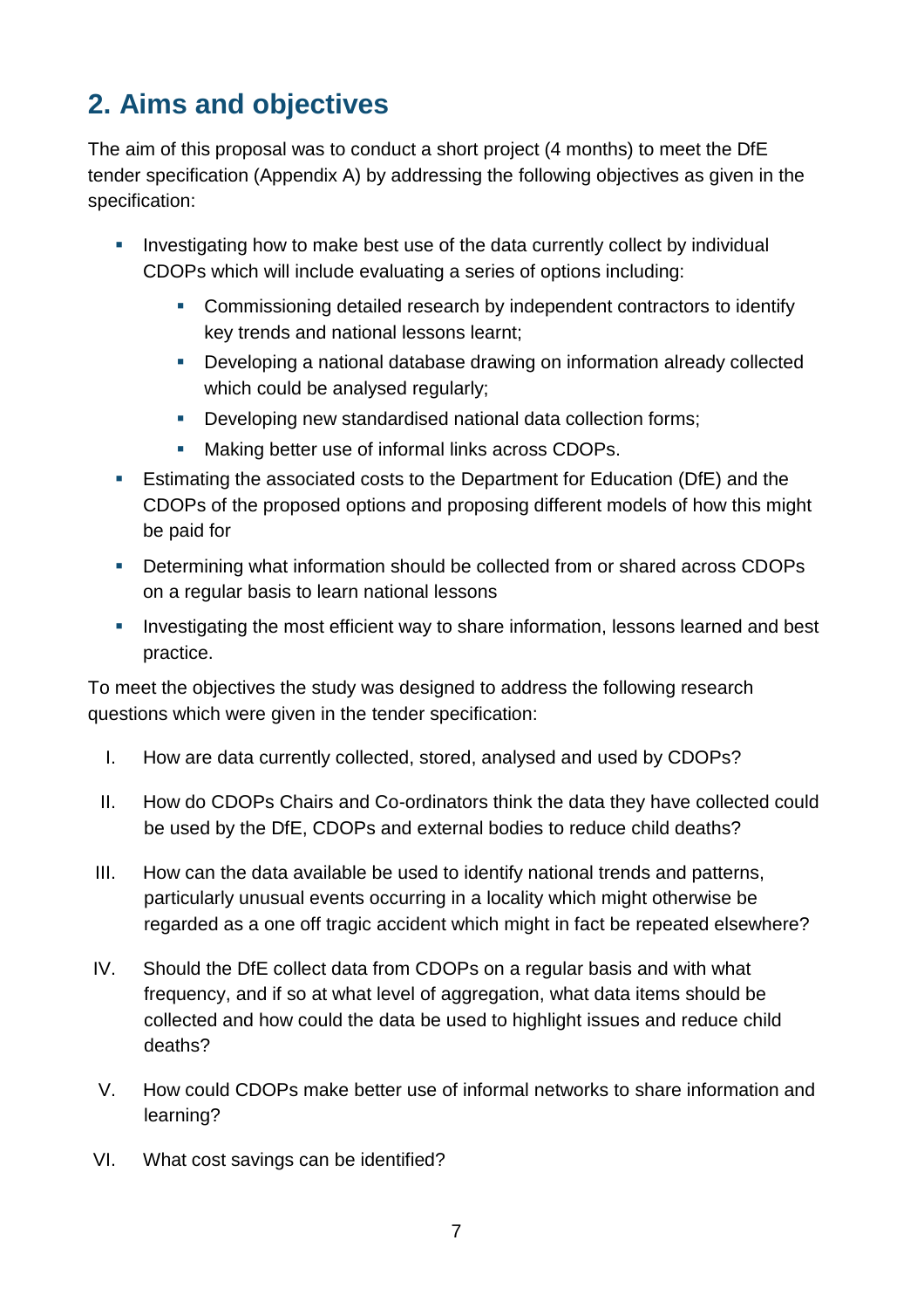## 2. Aims and objectives

The aim of this proposal was to conduct a short project (4 months) to meet the DfE tender specification (Appendix A) by addressing the following objectives as given in the specification:

- Investigating how to make best use of the data currently collect by individual CDOPs which will include evaluating a series of options including:
  - Commissioning detailed research by independent contractors to identify key trends and national lessons learnt;
  - Developing a national database drawing on information already collected which could be analysed regularly;
  - Developing new standardised national data collection forms;
  - Making better use of informal links across CDOPs.
- Estimating the associated costs to the Department for Education (DfE) and the CDOPs of the proposed options and proposing different models of how this might be paid for
- Determining what information should be collected from or shared across CDOPs on a regular basis to learn national lessons
- Investigating the most efficient way to share information, lessons learned and best practice.

To meet the objectives the study was designed to address the following research questions which were given in the tender specification:

I. How are data currently collected, stored, analysed and used by CDOPs?

II. How do CDOPs Chairs and Co-ordinators think the data they have collected could be used by the DfE, CDOPs and external bodies to reduce child deaths?

III. How can the data available be used to identify national trends and patterns, particularly unusual events occurring in a locality which might otherwise be regarded as a one off tragic accident which might in fact be repeated elsewhere?

IV. Should the DfE collect data from CDOPs on a regular basis and with what frequency, and if so at what level of aggregation, what data items should be collected and how could the data be used to highlight issues and reduce child deaths?

V. How could CDOPs make better use of informal networks to share information and learning?

VI. What cost savings can be identified?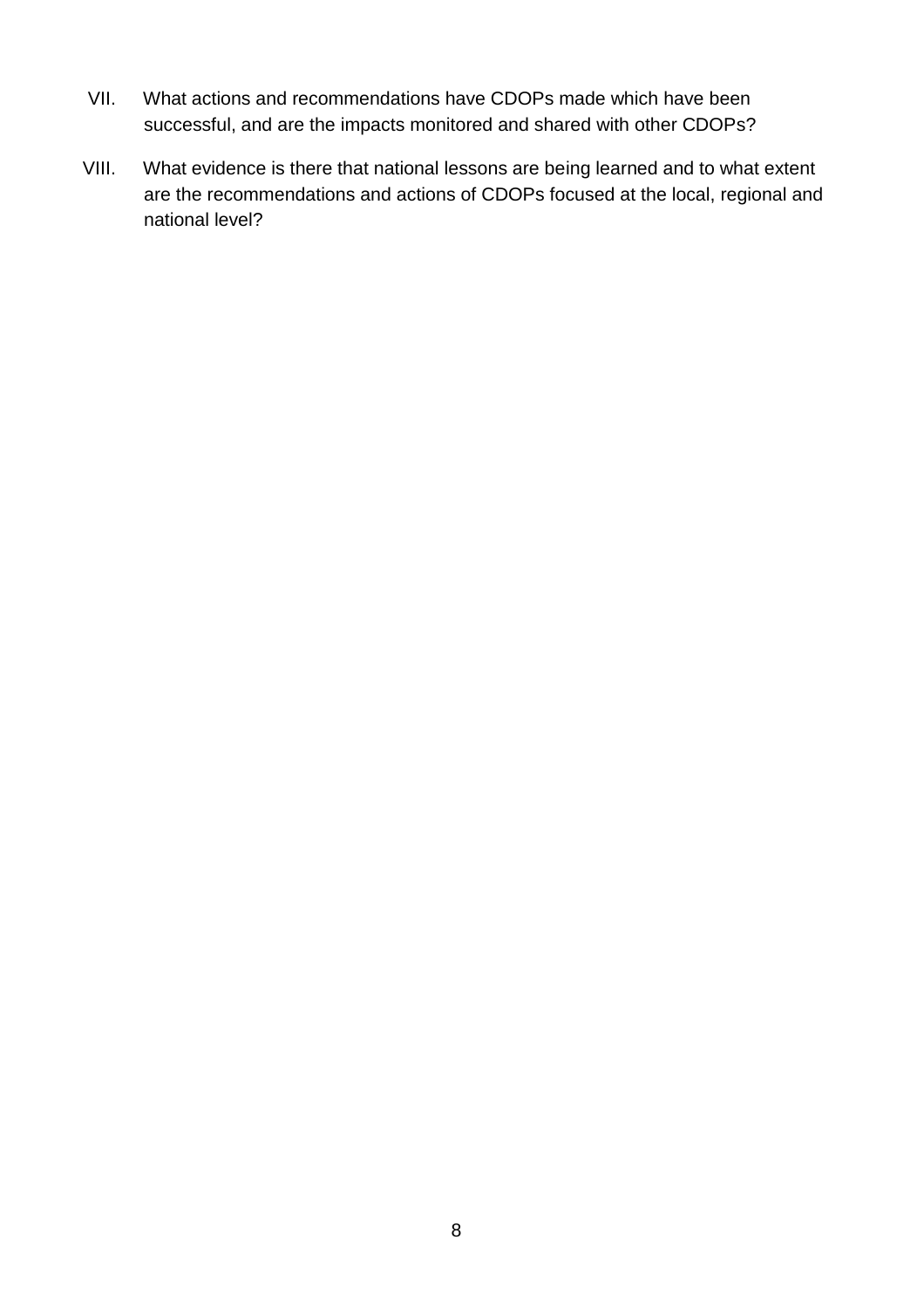VII. What actions and recommendations have CDOPs made which have been successful, and are the impacts monitored and shared with other CDOPs?

VIII. What evidence is there that national lessons are being learned and to what extent are the recommendations and actions of CDOPs focused at the local, regional and national level?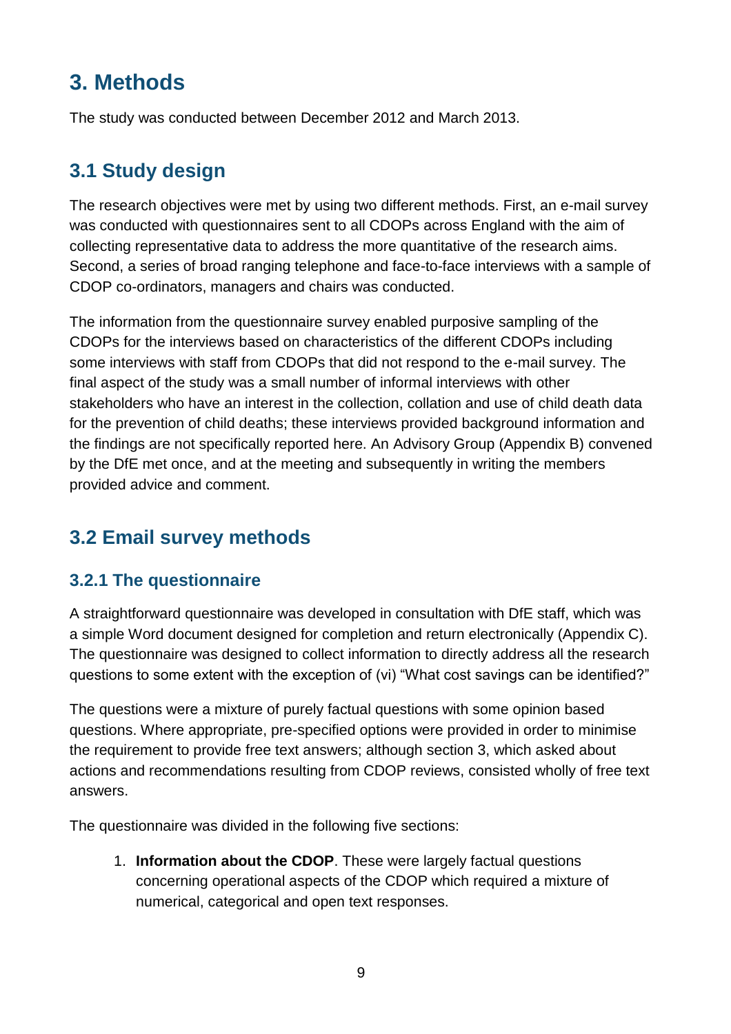# 3. Methods

The study was conducted between December 2012 and March 2013.

## 3.1 Study design

The research objectives were met by using two different methods. First, an e-mail survey was conducted with questionnaires sent to all CDOPs across England with the aim of collecting representative data to address the more quantitative of the research aims. Second, a series of broad ranging telephone and face-to-face interviews with a sample of CDOP co-ordinators, managers and chairs was conducted.

The information from the questionnaire survey enabled purposive sampling of the CDOPs for the interviews based on characteristics of the different CDOPs including some interviews with staff from CDOPs that did not respond to the e-mail survey. The final aspect of the study was a small number of informal interviews with other stakeholders who have an interest in the collection, collation and use of child death data for the prevention of child deaths; these interviews provided background information and the findings are not specifically reported here. An Advisory Group (Appendix B) convened by the DfE met once, and at the meeting and subsequently in writing the members provided advice and comment.

## 3.2 Email survey methods

### 3.2.1 The questionnaire

A straightforward questionnaire was developed in consultation with DfE staff, which was a simple Word document designed for completion and return electronically (Appendix C). The questionnaire was designed to collect information to directly address all the research questions to some extent with the exception of (vi) "What cost savings can be identified?"

The questions were a mixture of purely factual questions with some opinion based questions. Where appropriate, pre-specified options were provided in order to minimise the requirement to provide free text answers; although section 3, which asked about actions and recommendations resulting from CDOP reviews, consisted wholly of free text answers.

The questionnaire was divided in the following five sections:

1. **Information about the CDOP**. These were largely factual questions concerning operational aspects of the CDOP which required a mixture of numerical, categorical and open text responses.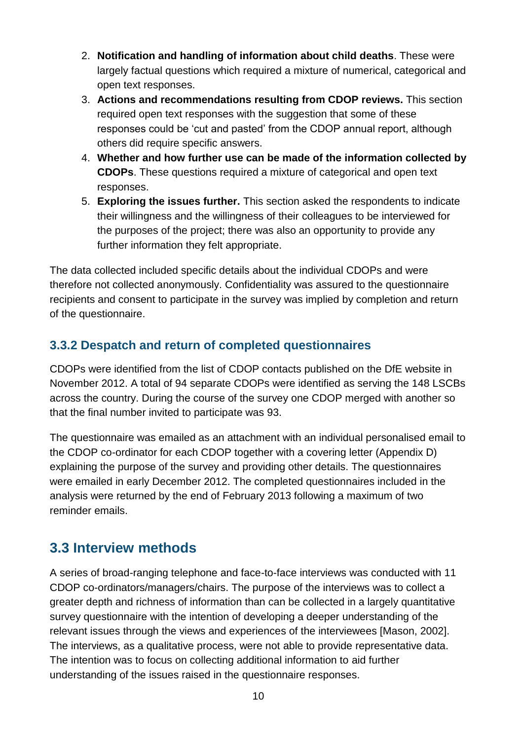2. **Notification and handling of information about child deaths**. These were largely factual questions which required a mixture of numerical, categorical and open text responses.
3. **Actions and recommendations resulting from CDOP reviews.** This section required open text responses with the suggestion that some of these responses could be 'cut and pasted' from the CDOP annual report, although others did require specific answers.
4. **Whether and how further use can be made of the information collected by CDOPs**. These questions required a mixture of categorical and open text responses.
5. **Exploring the issues further.** This section asked the respondents to indicate their willingness and the willingness of their colleagues to be interviewed for the purposes of the project; there was also an opportunity to provide any further information they felt appropriate.

The data collected included specific details about the individual CDOPs and were therefore not collected anonymously. Confidentiality was assured to the questionnaire recipients and consent to participate in the survey was implied by completion and return of the questionnaire.

### 3.3.2 Despatch and return of completed questionnaires

CDOPs were identified from the list of CDOP contacts published on the DfE website in November 2012. A total of 94 separate CDOPs were identified as serving the 148 LSCBs across the country. During the course of the survey one CDOP merged with another so that the final number invited to participate was 93.

The questionnaire was emailed as an attachment with an individual personalised email to the CDOP co-ordinator for each CDOP together with a covering letter (Appendix D) explaining the purpose of the survey and providing other details. The questionnaires were emailed in early December 2012. The completed questionnaires included in the analysis were returned by the end of February 2013 following a maximum of two reminder emails.

## 3.3 Interview methods

A series of broad-ranging telephone and face-to-face interviews was conducted with 11 CDOP co-ordinators/managers/chairs. The purpose of the interviews was to collect a greater depth and richness of information than can be collected in a largely quantitative survey questionnaire with the intention of developing a deeper understanding of the relevant issues through the views and experiences of the interviewees [Mason, 2002]. The interviews, as a qualitative process, were not able to provide representative data. The intention was to focus on collecting additional information to aid further understanding of the issues raised in the questionnaire responses.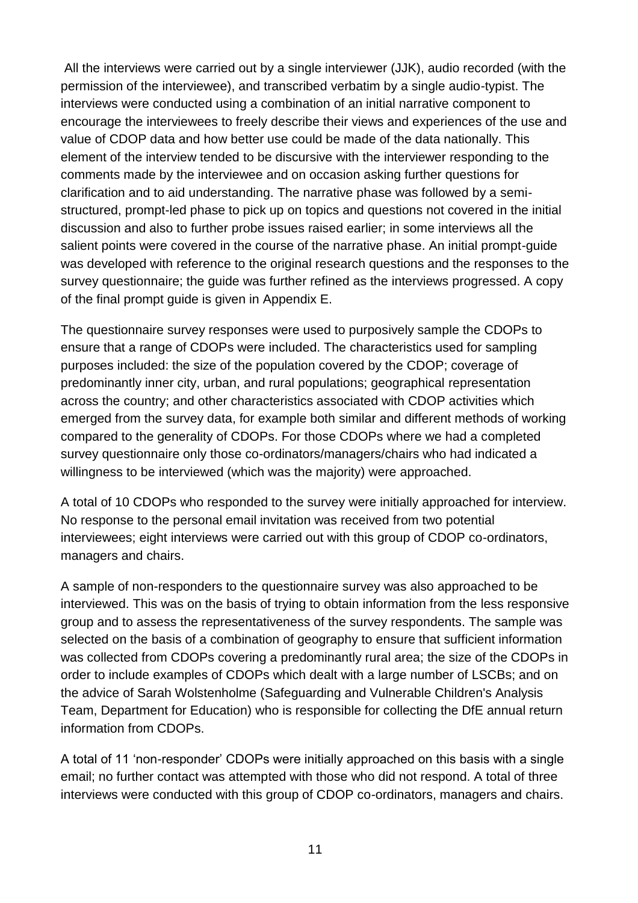All the interviews were carried out by a single interviewer (JJK), audio recorded (with the permission of the interviewee), and transcribed verbatim by a single audio-typist. The interviews were conducted using a combination of an initial narrative component to encourage the interviewees to freely describe their views and experiences of the use and value of CDOP data and how better use could be made of the data nationally. This element of the interview tended to be discursive with the interviewer responding to the comments made by the interviewee and on occasion asking further questions for clarification and to aid understanding. The narrative phase was followed by a semi-structured, prompt-led phase to pick up on topics and questions not covered in the initial discussion and also to further probe issues raised earlier; in some interviews all the salient points were covered in the course of the narrative phase. An initial prompt-guide was developed with reference to the original research questions and the responses to the survey questionnaire; the guide was further refined as the interviews progressed. A copy of the final prompt guide is given in Appendix E.

The questionnaire survey responses were used to purposively sample the CDOPs to ensure that a range of CDOPs were included. The characteristics used for sampling purposes included: the size of the population covered by the CDOP; coverage of predominantly inner city, urban, and rural populations; geographical representation across the country; and other characteristics associated with CDOP activities which emerged from the survey data, for example both similar and different methods of working compared to the generality of CDOPs. For those CDOPs where we had a completed survey questionnaire only those co-ordinators/managers/chairs who had indicated a willingness to be interviewed (which was the majority) were approached.

A total of 10 CDOPs who responded to the survey were initially approached for interview. No response to the personal email invitation was received from two potential interviewees; eight interviews were carried out with this group of CDOP co-ordinators, managers and chairs.

A sample of non-responders to the questionnaire survey was also approached to be interviewed. This was on the basis of trying to obtain information from the less responsive group and to assess the representativeness of the survey respondents. The sample was selected on the basis of a combination of geography to ensure that sufficient information was collected from CDOPs covering a predominantly rural area; the size of the CDOPs in order to include examples of CDOPs which dealt with a large number of LSCBs; and on the advice of Sarah Wolstenholme (Safeguarding and Vulnerable Children's Analysis Team, Department for Education) who responsible for collecting the DfE annual return information from CDOPs.

A total of 11 'non-responder' CDOPs were initially approached on this basis with a single email; no further contact was attempted with those who did not respond. A total of three interviews were conducted with this group of CDOP co-ordinators, managers and chairs.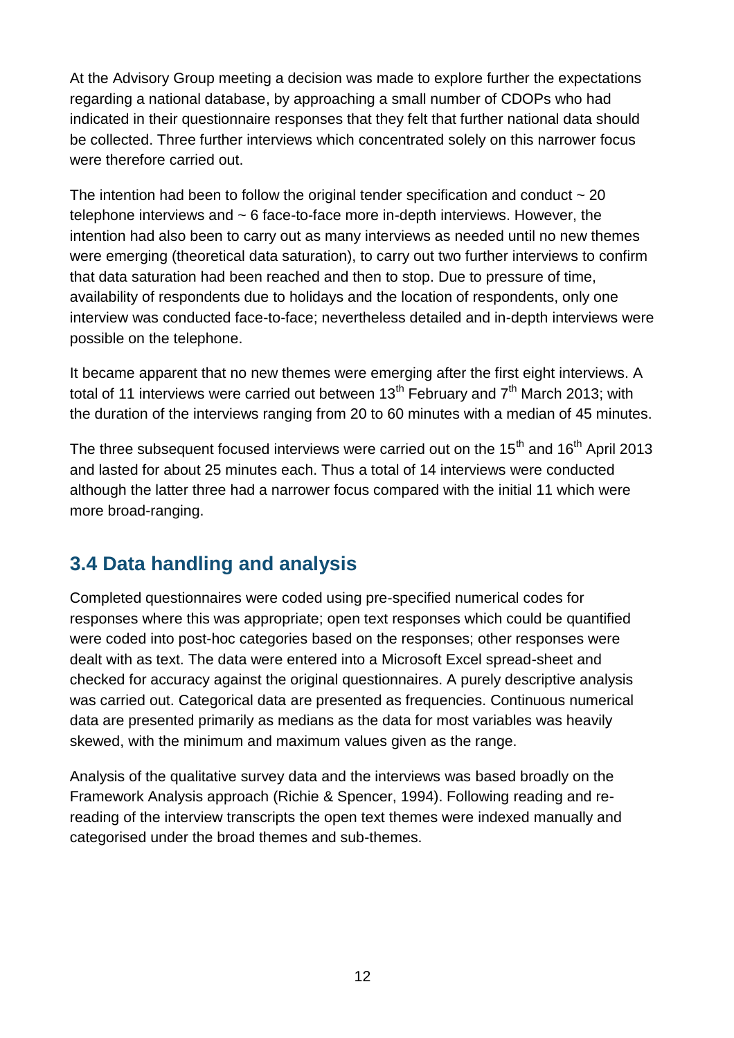At the Advisory Group meeting a decision was made to explore further the expectations regarding a national database, by approaching a small number of CDOPs who had indicated in their questionnaire responses that they felt that further national data should be collected. Three further interviews which concentrated solely on this narrower focus were therefore carried out.

The intention had been to follow the original tender specification and conduct ~ 20 telephone interviews and ~ 6 face-to-face more in-depth interviews. However, the intention had also been to carry out as many interviews as needed until no new themes were emerging (theoretical data saturation), to carry out two further interviews to confirm that data saturation had been reached and then to stop. Due to pressure of time, availability of respondents due to holidays and the location of respondents, only one interview was conducted face-to-face; nevertheless detailed and in-depth interviews were possible on the telephone.

It became apparent that no new themes were emerging after the first eight interviews. A total of 11 interviews were carried out between 13th February and 7th March 2013; with the duration of the interviews ranging from 20 to 60 minutes with a median of 45 minutes.

The three subsequent focused interviews were carried out on the 15th and 16th April 2013 and lasted for about 25 minutes each. Thus a total of 14 interviews were conducted although the latter three had a narrower focus compared with the initial 11 which were more broad-ranging.

## 3.4 Data handling and analysis

Completed questionnaires were coded using pre-specified numerical codes for responses where this was appropriate; open text responses which could be quantified were coded into post-hoc categories based on the responses; other responses were dealt with as text. The data were entered into a Microsoft Excel spread-sheet and checked for accuracy against the original questionnaires. A purely descriptive analysis was carried out. Categorical data are presented as frequencies. Continuous numerical data are presented primarily as medians as the data for most variables was heavily skewed, with the minimum and maximum values given as the range.

Analysis of the qualitative survey data and the interviews was based broadly on the Framework Analysis approach (Richie & Spencer, 1994). Following reading and re-reading of the interview transcripts the open text themes were indexed manually and categorised under the broad themes and sub-themes.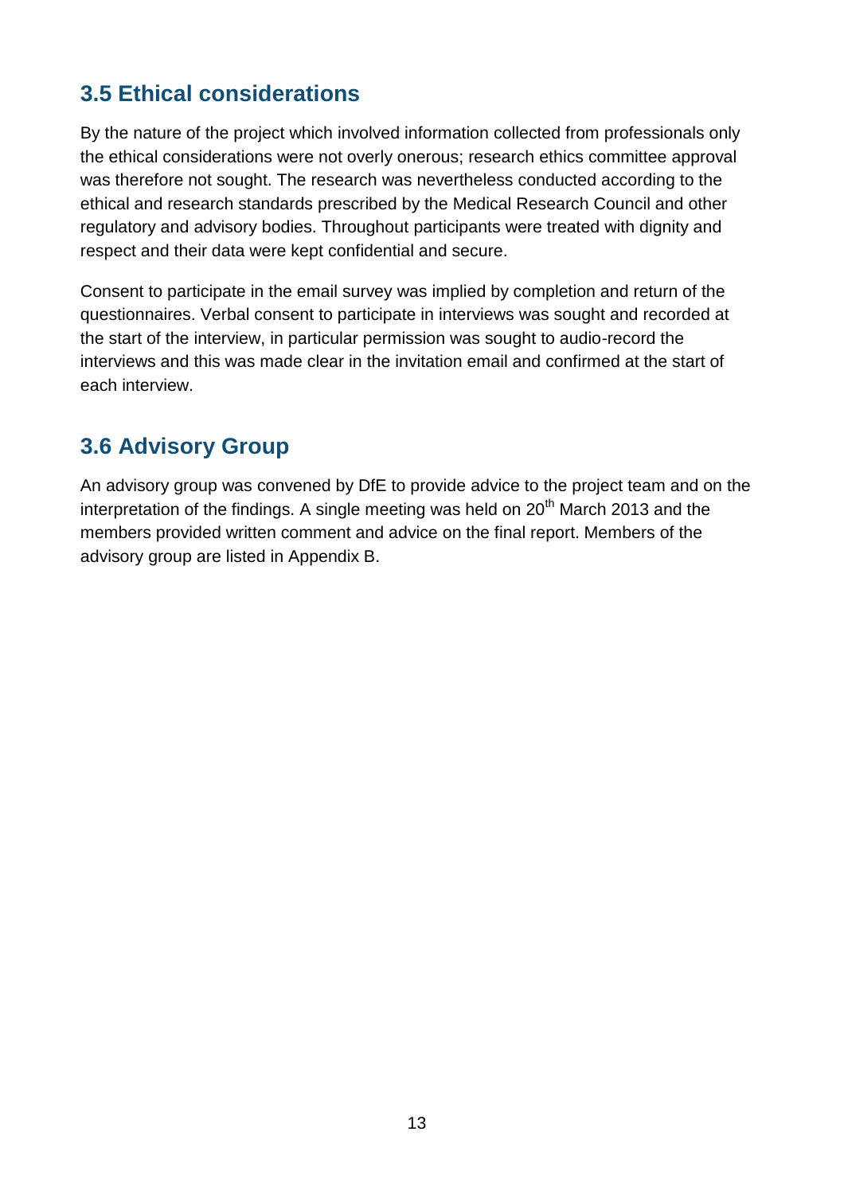## 3.5 Ethical considerations

By the nature of the project which involved information collected from professionals only the ethical considerations were not overly onerous; research ethics committee approval was therefore not sought. The research was nevertheless conducted according to the ethical and research standards prescribed by the Medical Research Council and other regulatory and advisory bodies. Throughout participants were treated with dignity and respect and their data were kept confidential and secure.

Consent to participate in the email survey was implied by completion and return of the questionnaires. Verbal consent to participate in interviews was sought and recorded at the start of the interview, in particular permission was sought to audio-record the interviews and this was made clear in the invitation email and confirmed at the start of each interview.

## 3.6 Advisory Group

An advisory group was convened by DfE to provide advice to the project team and on the interpretation of the findings. A single meeting was held on 20th March 2013 and the members provided written comment and advice on the final report. Members of the advisory group are listed in Appendix B.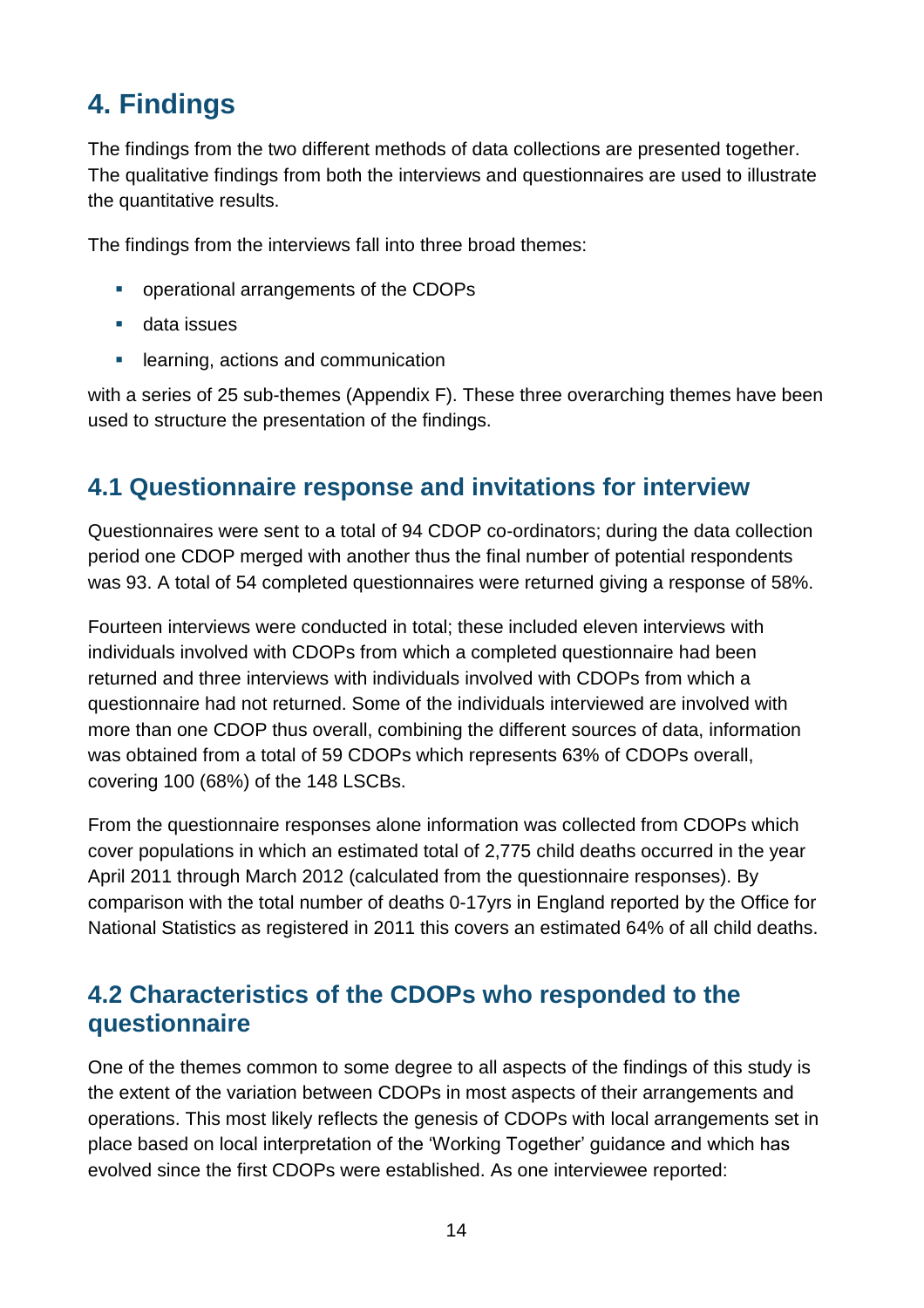# 4. Findings

The findings from the two different methods of data collections are presented together. The qualitative findings from both the interviews and questionnaires are used to illustrate the quantitative results.

The findings from the interviews fall into three broad themes:

- operational arrangements of the CDOPs
- data issues
- learning, actions and communication

with a series of 25 sub-themes (Appendix F). These three overarching themes have been used to structure the presentation of the findings.

## 4.1 Questionnaire response and invitations for interview

Questionnaires were sent to a total of 94 CDOP co-ordinators; during the data collection period one CDOP merged with another thus the final number of potential respondents was 93. A total of 54 completed questionnaires were returned giving a response of 58%.

Fourteen interviews were conducted in total; these included eleven interviews with individuals involved with CDOPs from which a completed questionnaire had been returned and three interviews with individuals involved with CDOPs from which a questionnaire had not returned. Some of the individuals interviewed are involved with more than one CDOP thus overall, combining the different sources of data, information was obtained from a total of 59 CDOPs which represents 63% of CDOPs overall, covering 100 (68%) of the 148 LSCBs.

From the questionnaire responses alone information was collected from CDOPs which cover populations in which an estimated total of 2,775 child deaths occurred in the year April 2011 through March 2012 (calculated from the questionnaire responses). By comparison with the total number of deaths 0-17yrs in England reported by the Office for National Statistics as registered in 2011 this covers an estimated 64% of all child deaths.

## 4.2 Characteristics of the CDOPs who responded to the questionnaire

One of the themes common to some degree to all aspects of the findings of this study is the extent of the variation between CDOPs in most aspects of their arrangements and operations. This most likely reflects the genesis of CDOPs with local arrangements set in place based on local interpretation of the 'Working Together' guidance and which has evolved since the first CDOPs were established. As one interviewee reported: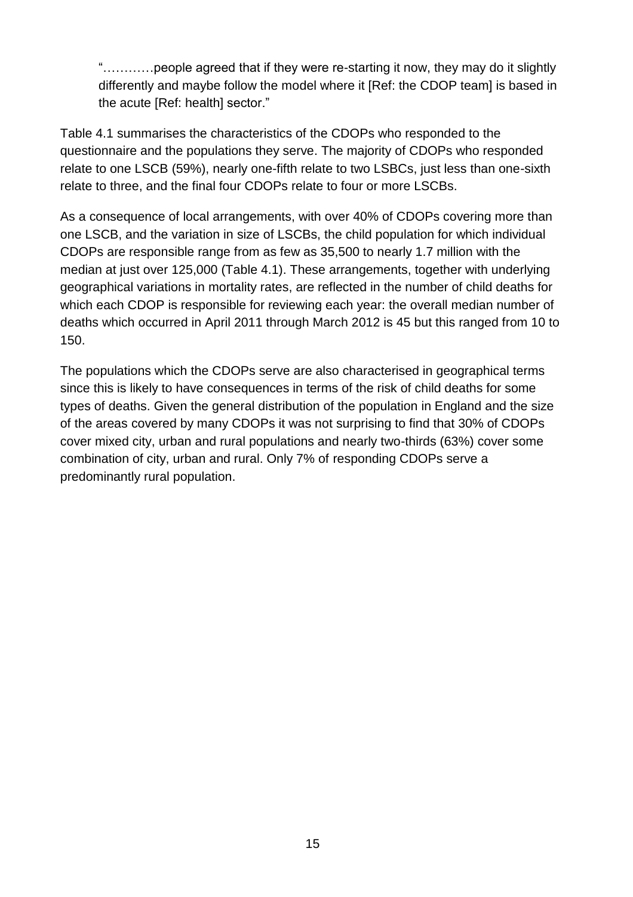> "…………people agreed that if they were re-starting it now, they may do it slightly differently and maybe follow the model where it [Ref: the CDOP team] is based in the acute [Ref: health] sector."

Table 4.1 summarises the characteristics of the CDOPs who responded to the questionnaire and the populations they serve. The majority of CDOPs who responded relate to one LSCB (59%), nearly one-fifth relate to two LSBCs, just less than one-sixth relate to three, and the final four CDOPs relate to four or more LSCBs.

As a consequence of local arrangements, with over 40% of CDOPs covering more than one LSCB, and the variation in size of LSCBs, the child population for which individual CDOPs are responsible range from as few as 35,500 to nearly 1.7 million with the median at just over 125,000 (Table 4.1). These arrangements, together with underlying geographical variations in mortality rates, are reflected in the number of child deaths for which each CDOP is responsible for reviewing each year: the overall median number of deaths which occurred in April 2011 through March 2012 is 45 but this ranged from 10 to 150.

The populations which the CDOPs serve are also characterised in geographical terms since this is likely to have consequences in terms of the risk of child deaths for some types of deaths. Given the general distribution of the population in England and the size of the areas covered by many CDOPs it was not surprising to find that 30% of CDOPs cover mixed city, urban and rural populations and nearly two-thirds (63%) cover some combination of city, urban and rural. Only 7% of responding CDOPs serve a predominantly rural population.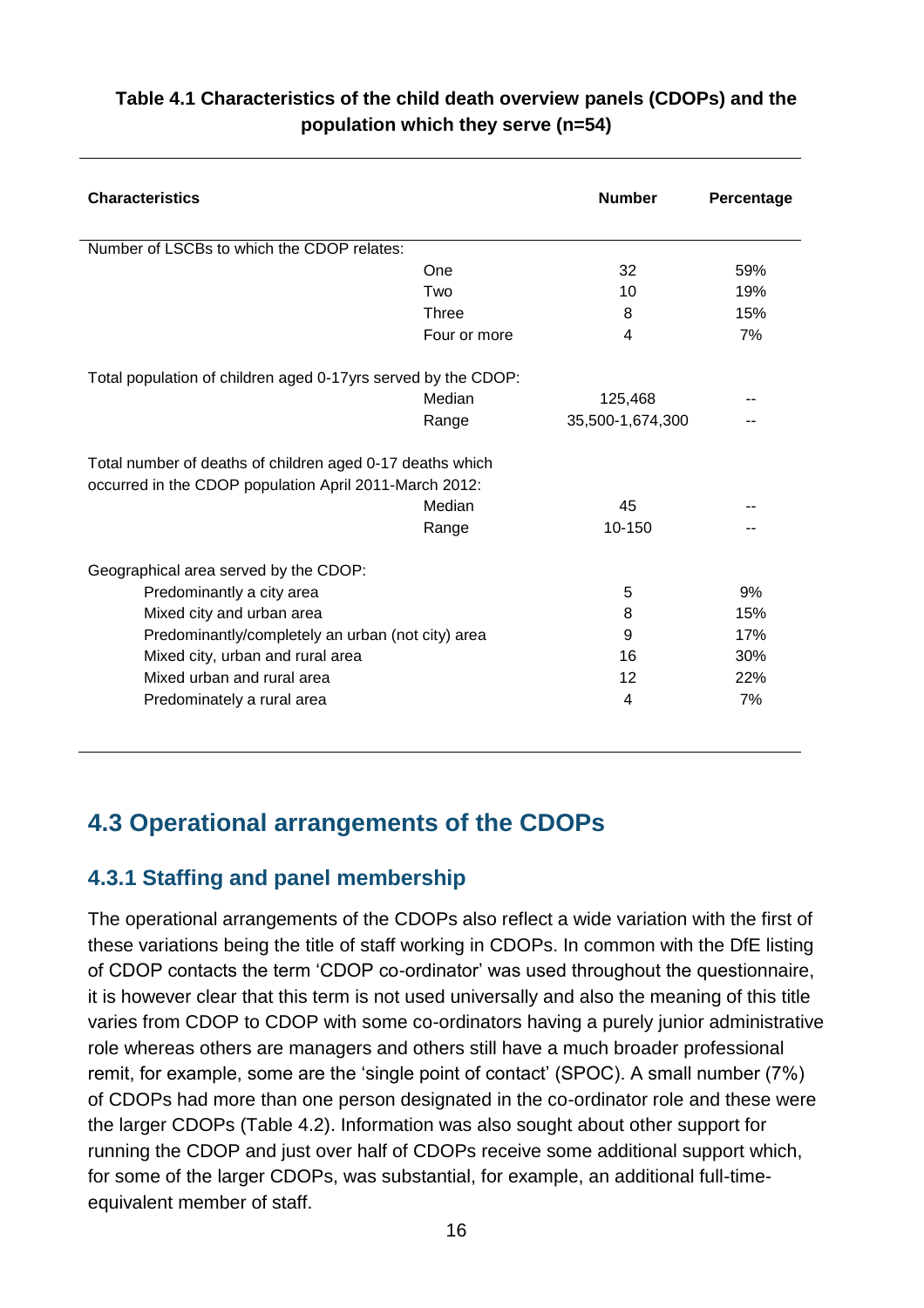**Table 4.1 Characteristics of the child death overview panels (CDOPs) and the population which they serve (n=54)**

| Characteristics | | Number | Percentage |
|---|---|---|---|
| Number of LSCBs to which the CDOP relates: | | | |
| | One | 32 | 59% |
| | Two | 10 | 19% |
| | Three | 8 | 15% |
| | Four or more | 4 | 7% |
| Total population of children aged 0-17yrs served by the CDOP: | | | |
| | Median | 125,468 | -- |
| | Range | 35,500-1,674,300 | -- |
| Total number of deaths of children aged 0-17 deaths which occurred in the CDOP population April 2011-March 2012: | | | |
| | Median | 45 | -- |
| | Range | 10-150 | -- |
| Geographical area served by the CDOP: | | | |
| Predominantly a city area | | 5 | 9% |
| Mixed city and urban area | | 8 | 15% |
| Predominantly/completely an urban (not city) area | | 9 | 17% |
| Mixed city, urban and rural area | | 16 | 30% |
| Mixed urban and rural area | | 12 | 22% |
| Predominately a rural area | | 4 | 7% |

## 4.3 Operational arrangements of the CDOPs

### 4.3.1 Staffing and panel membership

The operational arrangements of the CDOPs also reflect a wide variation with the first of these variations being the title of staff working in CDOPs. In common with the DfE listing of CDOP contacts the term 'CDOP co-ordinator' was used throughout the questionnaire, it is however clear that this term is not used universally and also the meaning of this title varies from CDOP to CDOP with some co-ordinators having a purely junior administrative role whereas others are managers and others still have a much broader professional remit, for example, some are the 'single point of contact' (SPOC). A small number (7%) of CDOPs had more than one person designated in the co-ordinator role and these were the larger CDOPs (Table 4.2). Information was also sought about other support for running the CDOP and just over half of CDOPs receive some additional support which, for some of the larger CDOPs, was substantial, for example, an additional full-time-equivalent member of staff.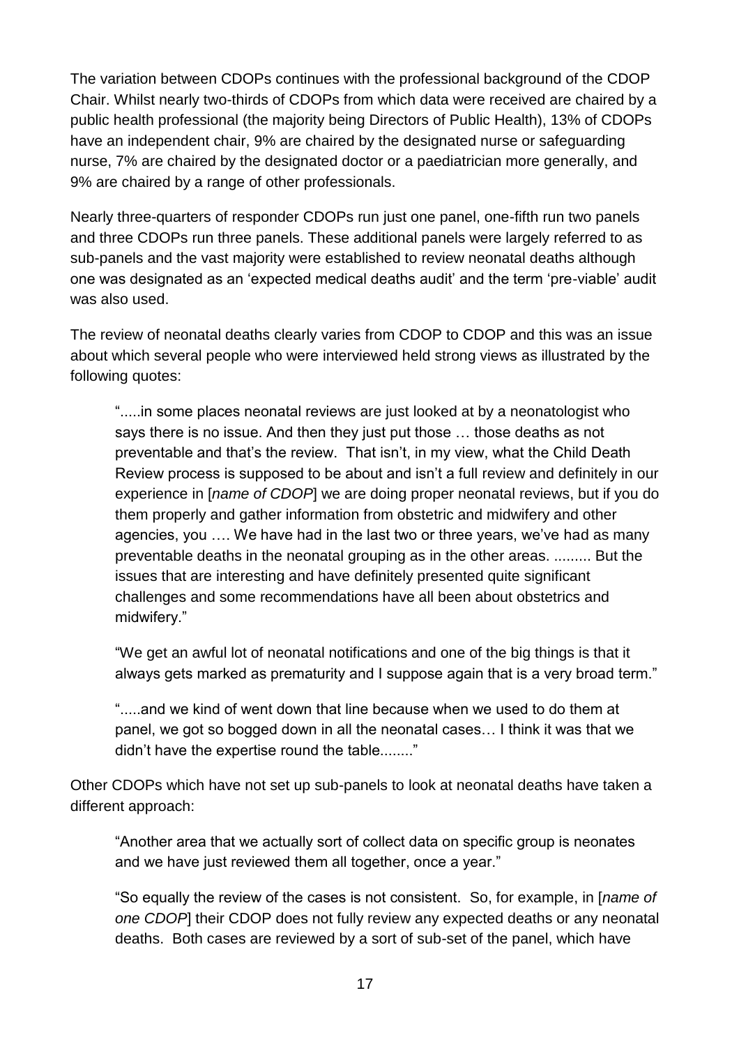The variation between CDOPs continues with the professional background of the CDOP Chair. Whilst nearly two-thirds of CDOPs from which data were received are chaired by a public health professional (the majority being Directors of Public Health), 13% of CDOPs have an independent chair, 9% are chaired by the designated nurse or safeguarding nurse, 7% are chaired by the designated doctor or a paediatrician more generally, and 9% are chaired by a range of other professionals.

Nearly three-quarters of responder CDOPs run just one panel, one-fifth run two panels and three CDOPs run three panels. These additional panels were largely referred to as sub-panels and the vast majority were established to review neonatal deaths although one was designated as an 'expected medical deaths audit' and the term 'pre-viable' audit was also used.

The review of neonatal deaths clearly varies from CDOP to CDOP and this was an issue about which several people who were interviewed held strong views as illustrated by the following quotes:

> ".....in some places neonatal reviews are just looked at by a neonatologist who says there is no issue. And then they just put those … those deaths as not preventable and that's the review. That isn't, in my view, what the Child Death Review process is supposed to be about and isn't a full review and definitely in our experience in [*name of CDOP*] we are doing proper neonatal reviews, but if you do them properly and gather information from obstetric and midwifery and other agencies, you …. We have had in the last two or three years, we've had as many preventable deaths in the neonatal grouping as in the other areas. ......... But the issues that are interesting and have definitely presented quite significant challenges and some recommendations have all been about obstetrics and midwifery."

> "We get an awful lot of neonatal notifications and one of the big things is that it always gets marked as prematurity and I suppose again that is a very broad term."

> ".....and we kind of went down that line because when we used to do them at panel, we got so bogged down in all the neonatal cases… I think it was that we didn't have the expertise round the table........"

Other CDOPs which have not set up sub-panels to look at neonatal deaths have taken a different approach:

> "Another area that we actually sort of collect data on specific group is neonates and we have just reviewed them all together, once a year."

> "So equally the review of the cases is not consistent. So, for example, in [*name of one CDOP*] their CDOP does not fully review any expected deaths or any neonatal deaths. Both cases are reviewed by a sort of sub-set of the panel, which have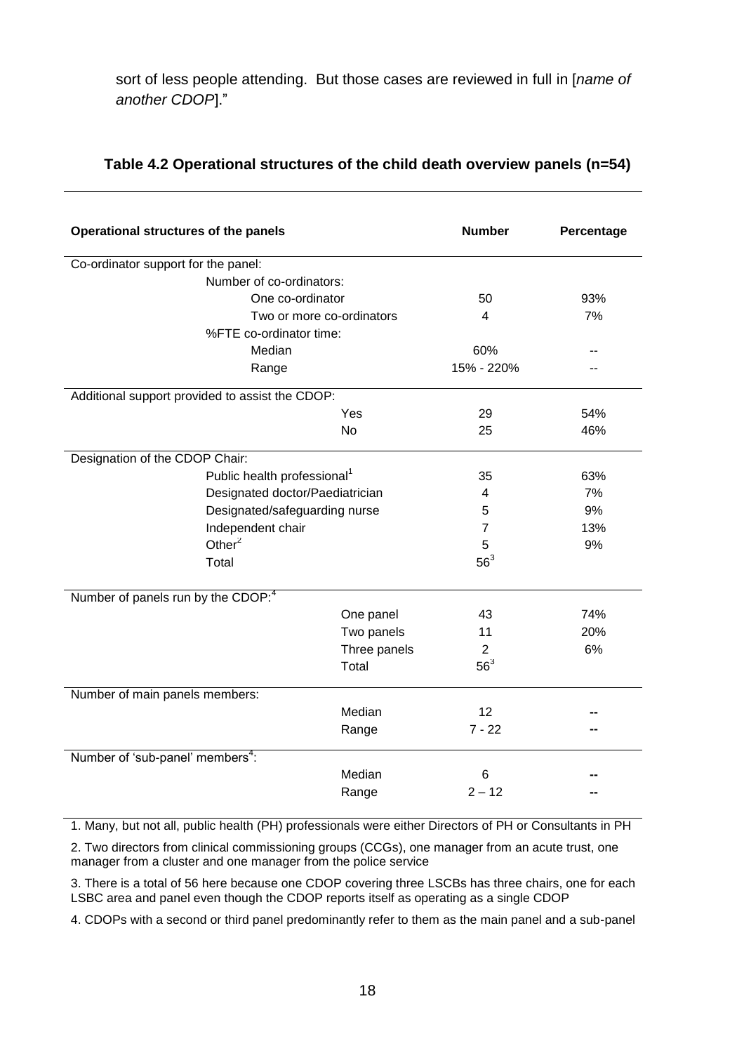sort of less people attending. But those cases are reviewed in full in [*name of another CDOP*]."

**Table 4.2 Operational structures of the child death overview panels (n=54)**

| Operational structures of the panels | | Number | Percentage |
|---|---|---|---|
| Co-ordinator support for the panel: | | | |
| Number of co-ordinators: | | | |
| | One co-ordinator | 50 | 93% |
| | Two or more co-ordinators | 4 | 7% |
| %FTE co-ordinator time: | | | |
| | Median | 60% | -- |
| | Range | 15% - 220% | -- |
| Additional support provided to assist the CDOP: | | | |
| | Yes | 29 | 54% |
| | No | 25 | 46% |
| Designation of the CDOP Chair: | | | |
| | Public health professional[1] | 35 | 63% |
| | Designated doctor/Paediatrician | 4 | 7% |
| | Designated/safeguarding nurse | 5 | 9% |
| | Independent chair | 7 | 13% |
| | Other[2] | 5 | 9% |
| | Total | 56[3] | |
| Number of panels run by the CDOP:[4] | | | |
| | One panel | 43 | 74% |
| | Two panels | 11 | 20% |
| | Three panels | 2 | 6% |
| | Total | 56[3] | |
| Number of main panels members: | | | |
| | Median | 12 | -- |
| | Range | 7 - 22 | -- |
| Number of 'sub-panel' members[4]: | | | |
| | Median | 6 | -- |
| | Range | 2 – 12 | -- |

1. Many, but not all, public health (PH) professionals were either Directors of PH or Consultants in PH

2. Two directors from clinical commissioning groups (CCGs), one manager from an acute trust, one manager from a cluster and one manager from the police service

3. There is a total of 56 here because one CDOP covering three LSCBs has three chairs, one for each LSBC area and panel even though the CDOP reports itself as operating as a single CDOP

4. CDOPs with a second or third panel predominantly refer to them as the main panel and a sub-panel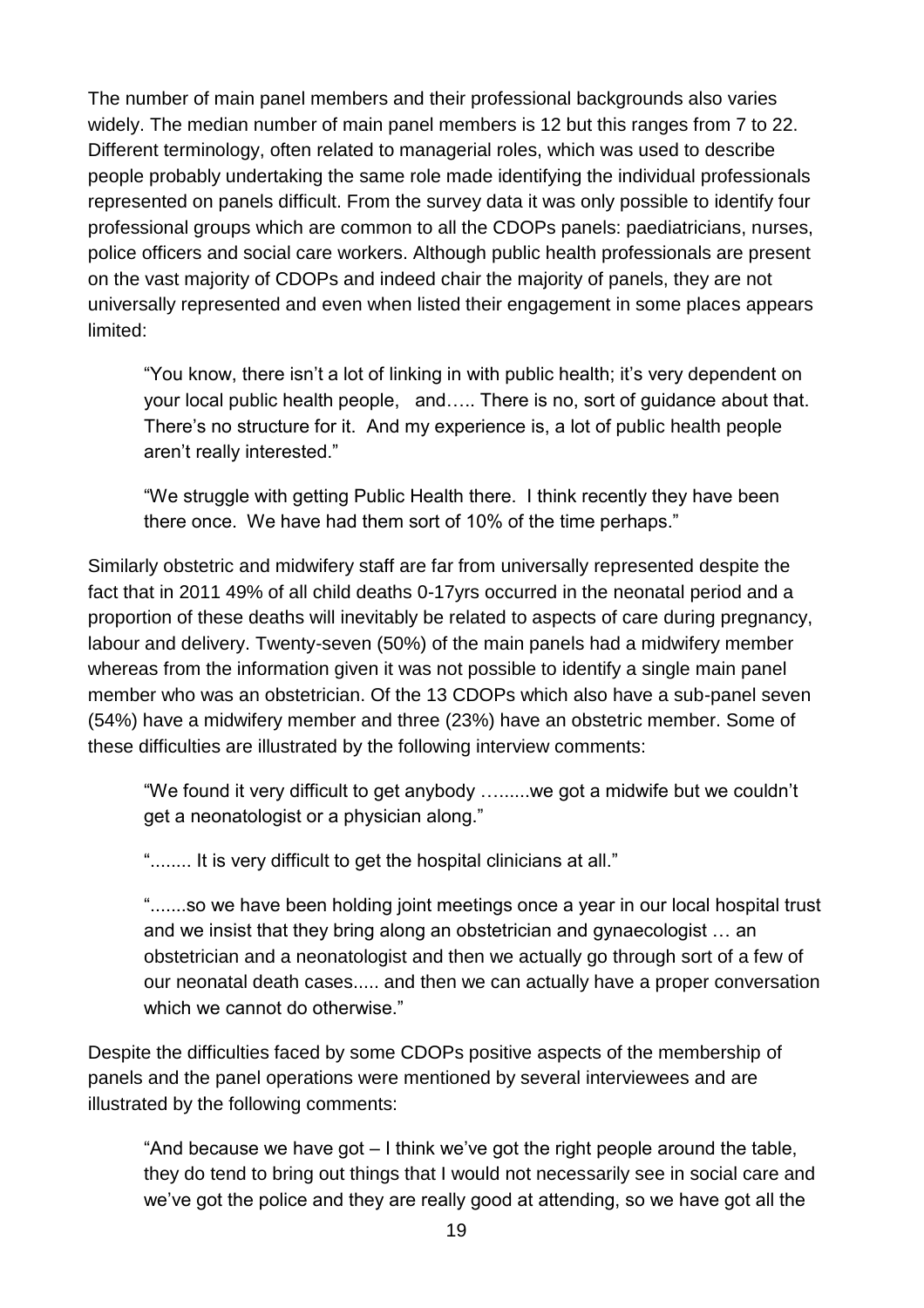The number of main panel members and their professional backgrounds also varies widely. The median number of main panel members is 12 but this ranges from 7 to 22. Different terminology, often related to managerial roles, which was used to describe people probably undertaking the same role made identifying the individual professionals represented on panels difficult. From the survey data it was only possible to identify four professional groups which are common to all the CDOPs panels: paediatricians, nurses, police officers and social care workers. Although public health professionals are present on the vast majority of CDOPs and indeed chair the majority of panels, they are not universally represented and even when listed their engagement in some places appears limited:

> "You know, there isn't a lot of linking in with public health; it's very dependent on your local public health people, and….. There is no, sort of guidance about that. There's no structure for it. And my experience is, a lot of public health people aren't really interested."

> "We struggle with getting Public Health there. I think recently they have been there once. We have had them sort of 10% of the time perhaps."

Similarly obstetric and midwifery staff are far from universally represented despite the fact that in 2011 49% of all child deaths 0-17yrs occurred in the neonatal period and a proportion of these deaths will inevitably be related to aspects of care during pregnancy, labour and delivery. Twenty-seven (50%) of the main panels had a midwifery member whereas from the information given it was not possible to identify a single main panel member who was an obstetrician. Of the 13 CDOPs which also have a sub-panel seven (54%) have a midwifery member and three (23%) have an obstetric member. Some of these difficulties are illustrated by the following interview comments:

> "We found it very difficult to get anybody ….......we got a midwife but we couldn't get a neonatologist or a physician along."

> "........ It is very difficult to get the hospital clinicians at all."

> ".......so we have been holding joint meetings once a year in our local hospital trust and we insist that they bring along an obstetrician and gynaecologist … an obstetrician and a neonatologist and then we actually go through sort of a few of our neonatal death cases..... and then we can actually have a proper conversation which we cannot do otherwise."

Despite the difficulties faced by some CDOPs positive aspects of the membership of panels and the panel operations were mentioned by several interviewees and are illustrated by the following comments:

> "And because we have got – I think we've got the right people around the table, they do tend to bring out things that I would not necessarily see in social care and we've got the police and they are really good at attending, so we have got all the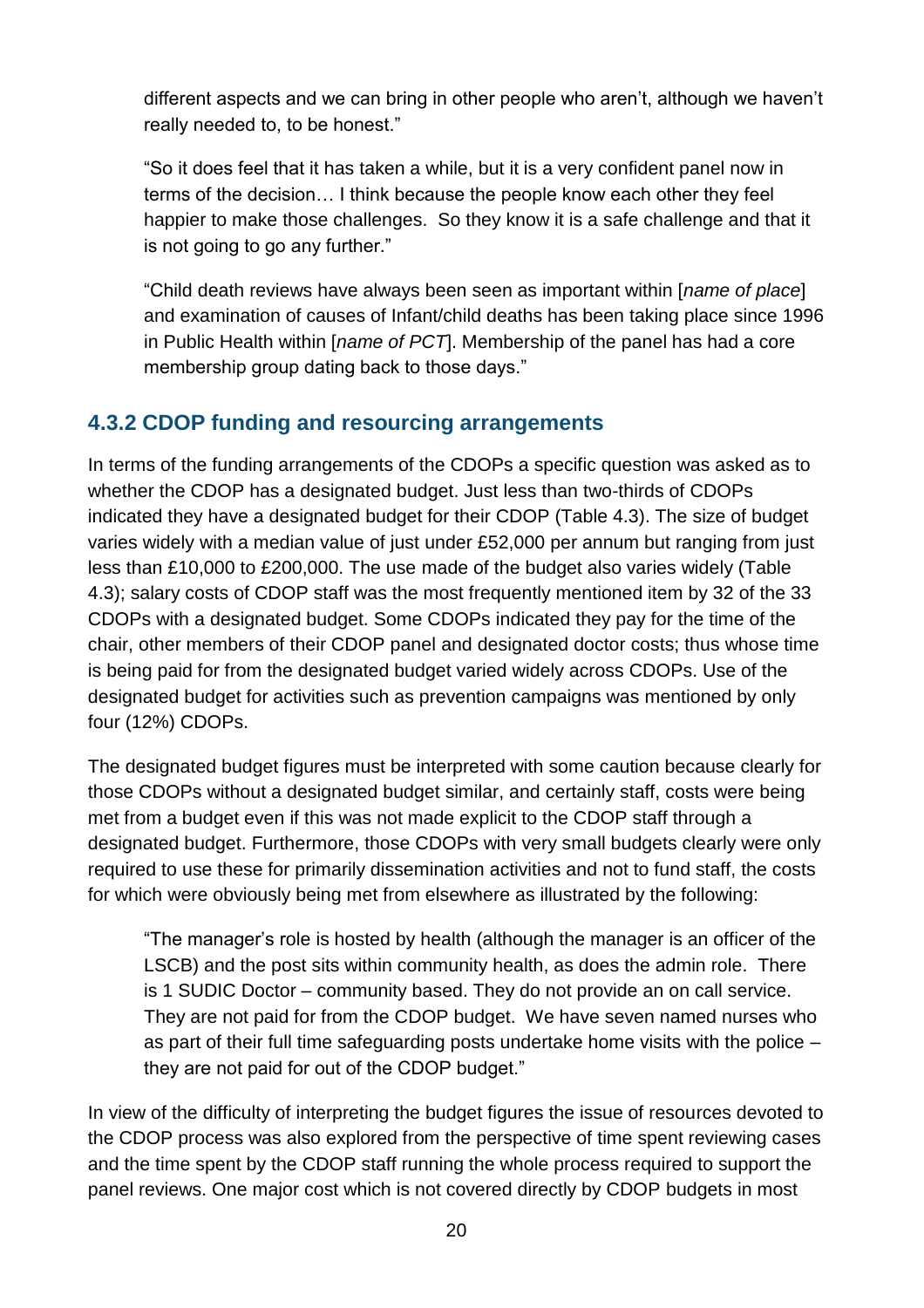> different aspects and we can bring in other people who aren't, although we haven't really needed to, to be honest."

> "So it does feel that it has taken a while, but it is a very confident panel now in terms of the decision… I think because the people know each other they feel happier to make those challenges. So they know it is a safe challenge and that it is not going to go any further."

> "Child death reviews have always been seen as important within [*name of place*] and examination of causes of Infant/child deaths has been taking place since 1996 in Public Health within [*name of PCT*]. Membership of the panel has had a core membership group dating back to those days."

### 4.3.2 CDOP funding and resourcing arrangements

In terms of the funding arrangements of the CDOPs a specific question was asked as to whether the CDOP has a designated budget. Just less than two-thirds of CDOPs indicated they have a designated budget for their CDOP (Table 4.3). The size of budget varies widely with a median value of just under £52,000 per annum but ranging from just less than £10,000 to £200,000. The use made of the budget also varies widely (Table 4.3); salary costs of CDOP staff was the most frequently mentioned item by 32 of the 33 CDOPs with a designated budget. Some CDOPs indicated they pay for the time of the chair, other members of their CDOP panel and designated doctor costs; thus whose time is being paid for from the designated budget varied widely across CDOPs. Use of the designated budget for activities such as prevention campaigns was mentioned by only four (12%) CDOPs.

The designated budget figures must be interpreted with some caution because clearly for those CDOPs without a designated budget similar, and certainly staff, costs were being met from a budget even if this was not made explicit to the CDOP staff through a designated budget. Furthermore, those CDOPs with very small budgets clearly were only required to use these for primarily dissemination activities and not to fund staff, the costs for which were obviously being met from elsewhere as illustrated by the following:

> "The manager's role is hosted by health (although the manager is an officer of the LSCB) and the post sits within community health, as does the admin role. There is 1 SUDIC Doctor – community based. They do not provide an on call service. They are not paid for from the CDOP budget. We have seven named nurses who as part of their full time safeguarding posts undertake home visits with the police – they are not paid for out of the CDOP budget."

In view of the difficulty of interpreting the budget figures the issue of resources devoted to the CDOP process was also explored from the perspective of time spent reviewing cases and the time spent by the CDOP staff running the whole process required to support the panel reviews. One major cost which is not covered directly by CDOP budgets in most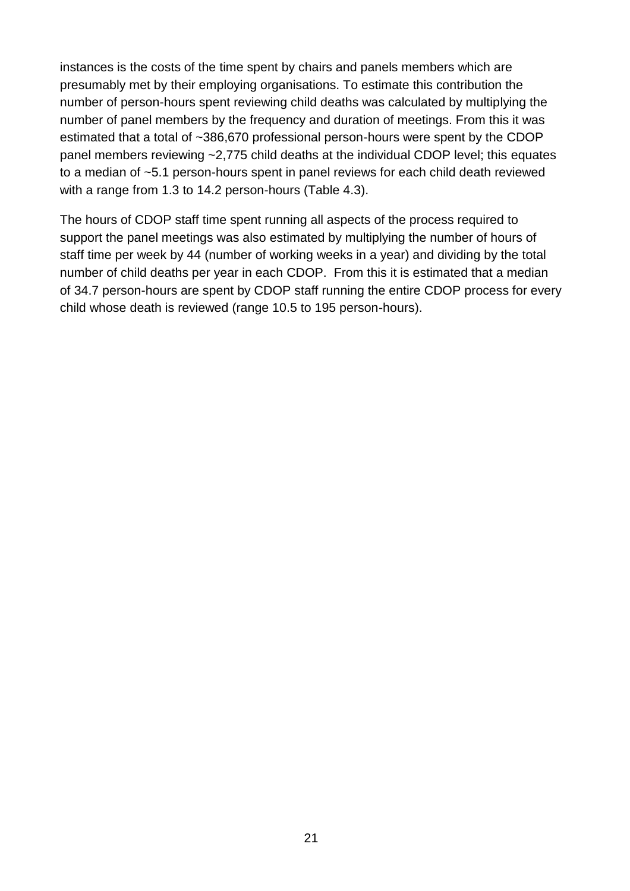instances is the costs of the time spent by chairs and panels members which are presumably met by their employing organisations. To estimate this contribution the number of person-hours spent reviewing child deaths was calculated by multiplying the number of panel members by the frequency and duration of meetings. From this it was estimated that a total of ~386,670 professional person-hours were spent by the CDOP panel members reviewing ~2,775 child deaths at the individual CDOP level; this equates to a median of ~5.1 person-hours spent in panel reviews for each child death reviewed with a range from 1.3 to 14.2 person-hours (Table 4.3).

The hours of CDOP staff time spent running all aspects of the process required to support the panel meetings was also estimated by multiplying the number of hours of staff time per week by 44 (number of working weeks in a year) and dividing by the total number of child deaths per year in each CDOP. From this it is estimated that a median of 34.7 person-hours are spent by CDOP staff running the entire CDOP process for every child whose death is reviewed (range 10.5 to 195 person-hours).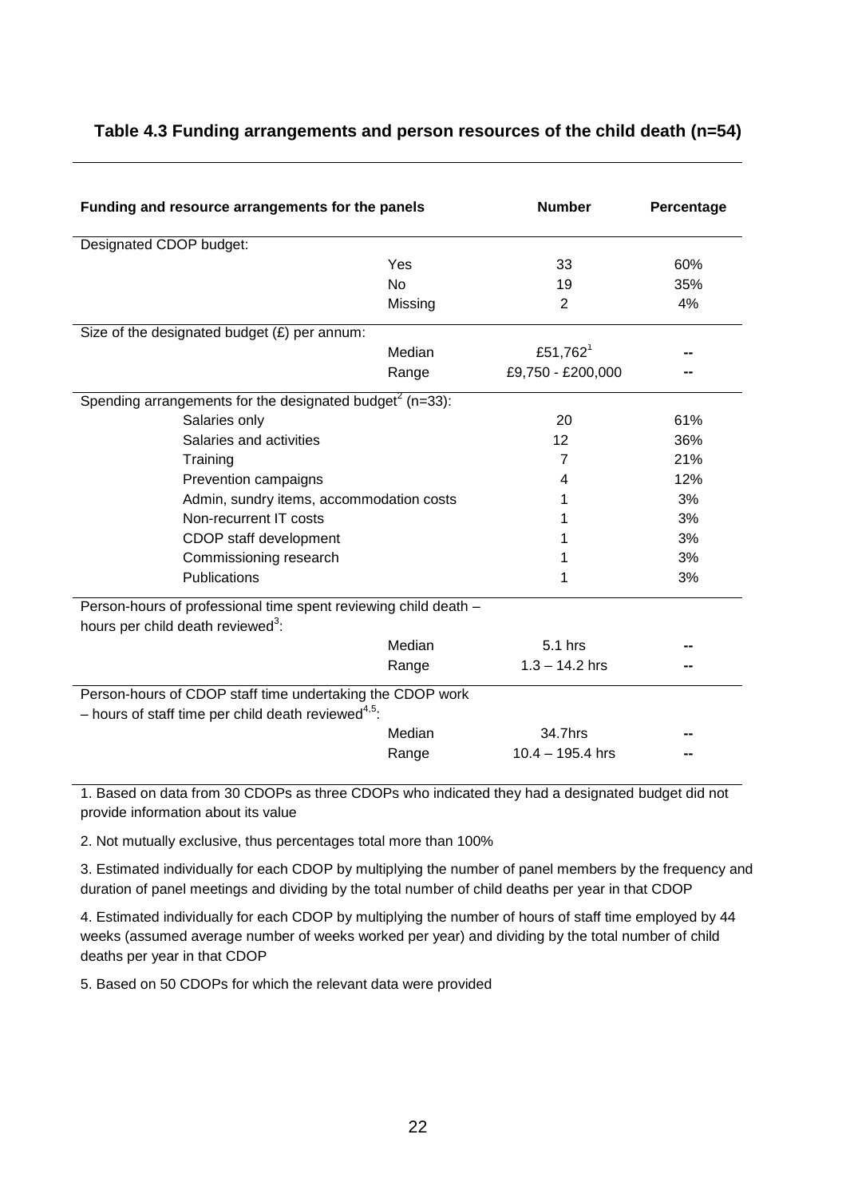**Table 4.3 Funding arrangements and person resources of the child death (n=54)**

| Funding and resource arrangements for the panels | | Number | Percentage |
|---|---|---|---|
| Designated CDOP budget: | | | |
| | Yes | 33 | 60% |
| | No | 19 | 35% |
| | Missing | 2 | 4% |
| Size of the designated budget (£) per annum: | | | |
| | Median | £51,762[1] | -- |
| | Range | £9,750 - £200,000 | -- |
| Spending arrangements for the designated budget[2] (n=33): | | | |
| Salaries only | | 20 | 61% |
| Salaries and activities | | 12 | 36% |
| Training | | 7 | 21% |
| Prevention campaigns | | 4 | 12% |
| Admin, sundry items, accommodation costs | | 1 | 3% |
| Non-recurrent IT costs | | 1 | 3% |
| CDOP staff development | | 1 | 3% |
| Commissioning research | | 1 | 3% |
| Publications | | 1 | 3% |
| Person-hours of professional time spent reviewing child death – hours per child death reviewed[3]: | | | |
| | Median | 5.1 hrs | -- |
| | Range | 1.3 – 14.2 hrs | -- |
| Person-hours of CDOP staff time undertaking the CDOP work – hours of staff time per child death reviewed[4,5]: | | | |
| | Median | 34.7hrs | -- |
| | Range | 10.4 – 195.4 hrs | -- |

1. Based on data from 30 CDOPs as three CDOPs who indicated they had a designated budget did not provide information about its value

2. Not mutually exclusive, thus percentages total more than 100%

3. Estimated individually for each CDOP by multiplying the number of panel members by the frequency and duration of panel meetings and dividing by the total number of child deaths per year in that CDOP

4. Estimated individually for each CDOP by multiplying the number of hours of staff time employed by 44 weeks (assumed average number of weeks worked per year) and dividing by the total number of child deaths per year in that CDOP

5. Based on 50 CDOPs for which the relevant data were provided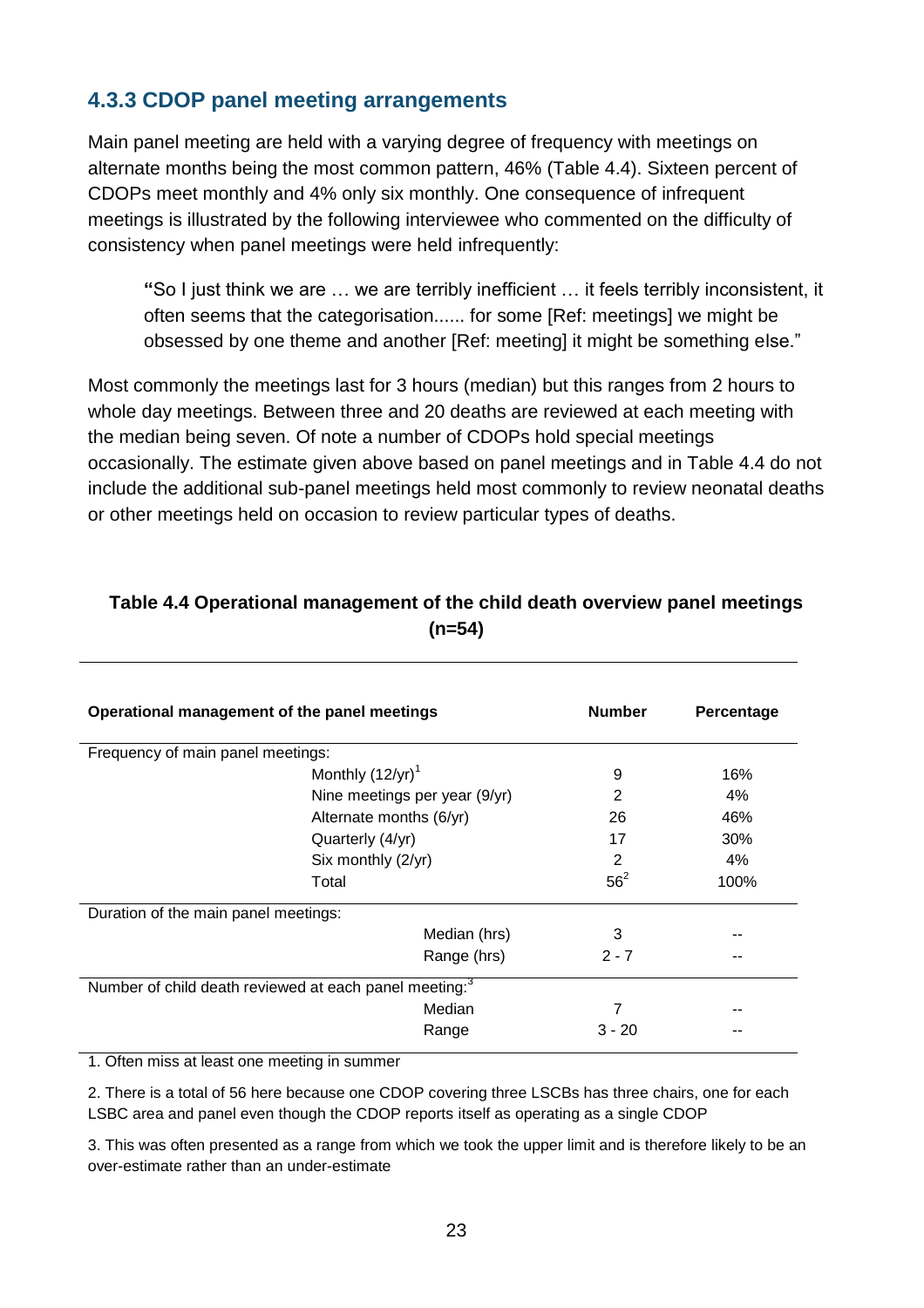### 4.3.3 CDOP panel meeting arrangements

Main panel meeting are held with a varying degree of frequency with meetings on alternate months being the most common pattern, 46% (Table 4.4). Sixteen percent of CDOPs meet monthly and 4% only six monthly. One consequence of infrequent meetings is illustrated by the following interviewee who commented on the difficulty of consistency when panel meetings were held infrequently:

> "So I just think we are … we are terribly inefficient … it feels terribly inconsistent, it often seems that the categorisation...... for some [Ref: meetings] we might be obsessed by one theme and another [Ref: meeting] it might be something else."

Most commonly the meetings last for 3 hours (median) but this ranges from 2 hours to whole day meetings. Between three and 20 deaths are reviewed at each meeting with the median being seven. Of note a number of CDOPs hold special meetings occasionally. The estimate given above based on panel meetings and in Table 4.4 do not include the additional sub-panel meetings held most commonly to review neonatal deaths or other meetings held on occasion to review particular types of deaths.

**Table 4.4 Operational management of the child death overview panel meetings (n=54)**

| Operational management of the panel meetings | | Number | Percentage |
|---|---|---|---|
| Frequency of main panel meetings: | | | |
| | Monthly (12/yr)[1] | 9 | 16% |
| | Nine meetings per year (9/yr) | 2 | 4% |
| | Alternate months (6/yr) | 26 | 46% |
| | Quarterly (4/yr) | 17 | 30% |
| | Six monthly (2/yr) | 2 | 4% |
| | Total | 56[2] | 100% |
| Duration of the main panel meetings: | | | |
| | Median (hrs) | 3 | -- |
| | Range (hrs) | 2 - 7 | -- |
| Number of child death reviewed at each panel meeting:[3] | | | |
| | Median | 7 | -- |
| | Range | 3 - 20 | -- |

1. Often miss at least one meeting in summer

2. There is a total of 56 here because one CDOP covering three LSCBs has three chairs, one for each LSBC area and panel even though the CDOP reports itself as operating as a single CDOP

3. This was often presented as a range from which we took the upper limit and is therefore likely to be an over-estimate rather than an under-estimate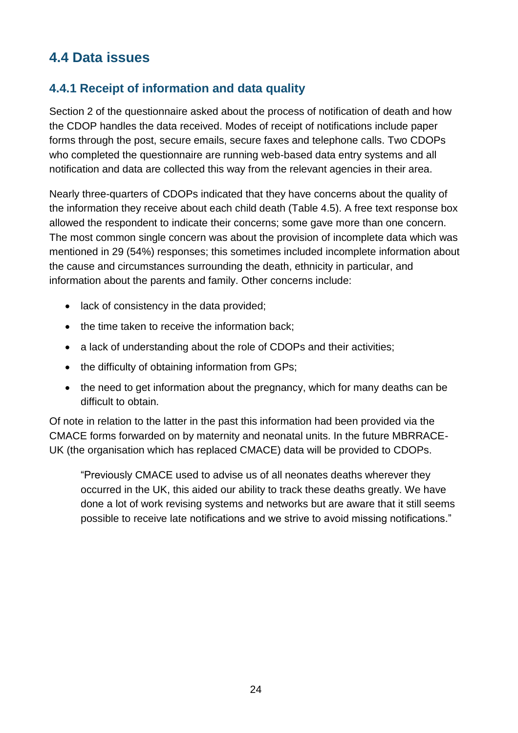## 4.4 Data issues

### 4.4.1 Receipt of information and data quality

Section 2 of the questionnaire asked about the process of notification of death and how the CDOP handles the data received. Modes of receipt of notifications include paper forms through the post, secure emails, secure faxes and telephone calls. Two CDOPs who completed the questionnaire are running web-based data entry systems and all notification and data are collected this way from the relevant agencies in their area.

Nearly three-quarters of CDOPs indicated that they have concerns about the quality of the information they receive about each child death (Table 4.5). A free text response box allowed the respondent to indicate their concerns; some gave more than one concern. The most common single concern was about the provision of incomplete data which was mentioned in 29 (54%) responses; this sometimes included incomplete information about the cause and circumstances surrounding the death, ethnicity in particular, and information about the parents and family. Other concerns include:

- lack of consistency in the data provided;
- the time taken to receive the information back;
- a lack of understanding about the role of CDOPs and their activities;
- the difficulty of obtaining information from GPs;
- the need to get information about the pregnancy, which for many deaths can be difficult to obtain.

Of note in relation to the latter in the past this information had been provided via the CMACE forms forwarded on by maternity and neonatal units. In the future MBRRACE-UK (the organisation which has replaced CMACE) data will be provided to CDOPs.

> "Previously CMACE used to advise us of all neonates deaths wherever they occurred in the UK, this aided our ability to track these deaths greatly. We have done a lot of work revising systems and networks but are aware that it still seems possible to receive late notifications and we strive to avoid missing notifications."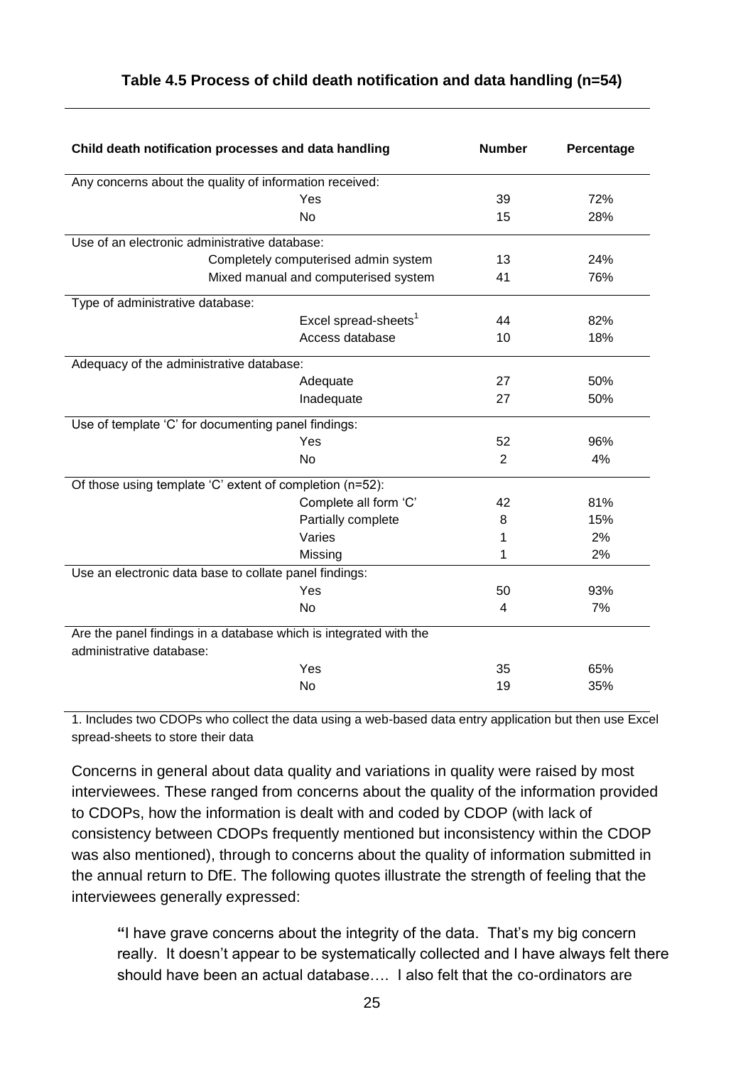**Table 4.5 Process of child death notification and data handling (n=54)**

| Child death notification processes and data handling | Number | Percentage |
|---|---|---|
| Any concerns about the quality of information received: | | |
| Yes | 39 | 72% |
| No | 15 | 28% |
| Use of an electronic administrative database: | | |
| Completely computerised admin system | 13 | 24% |
| Mixed manual and computerised system | 41 | 76% |
| Type of administrative database: | | |
| Excel spread-sheets[1] | 44 | 82% |
| Access database | 10 | 18% |
| Adequacy of the administrative database: | | |
| Adequate | 27 | 50% |
| Inadequate | 27 | 50% |
| Use of template 'C' for documenting panel findings: | | |
| Yes | 52 | 96% |
| No | 2 | 4% |
| Of those using template 'C' extent of completion (n=52): | | |
| Complete all form 'C' | 42 | 81% |
| Partially complete | 8 | 15% |
| Varies | 1 | 2% |
| Missing | 1 | 2% |
| Use an electronic data base to collate panel findings: | | |
| Yes | 50 | 93% |
| No | 4 | 7% |
| Are the panel findings in a database which is integrated with the administrative database: | | |
| Yes | 35 | 65% |
| No | 19 | 35% |

1. Includes two CDOPs who collect the data using a web-based data entry application but then use Excel spread-sheets to store their data

Concerns in general about data quality and variations in quality were raised by most interviewees. These ranged from concerns about the quality of the information provided to CDOPs, how the information is dealt with and coded by CDOP (with lack of consistency between CDOPs frequently mentioned but inconsistency within the CDOP was also mentioned), through to concerns about the quality of information submitted in the annual return to DfE. The following quotes illustrate the strength of feeling that the interviewees generally expressed:

> **"**I have grave concerns about the integrity of the data. That's my big concern really. It doesn't appear to be systematically collected and I have always felt there should have been an actual database…. I also felt that the co-ordinators are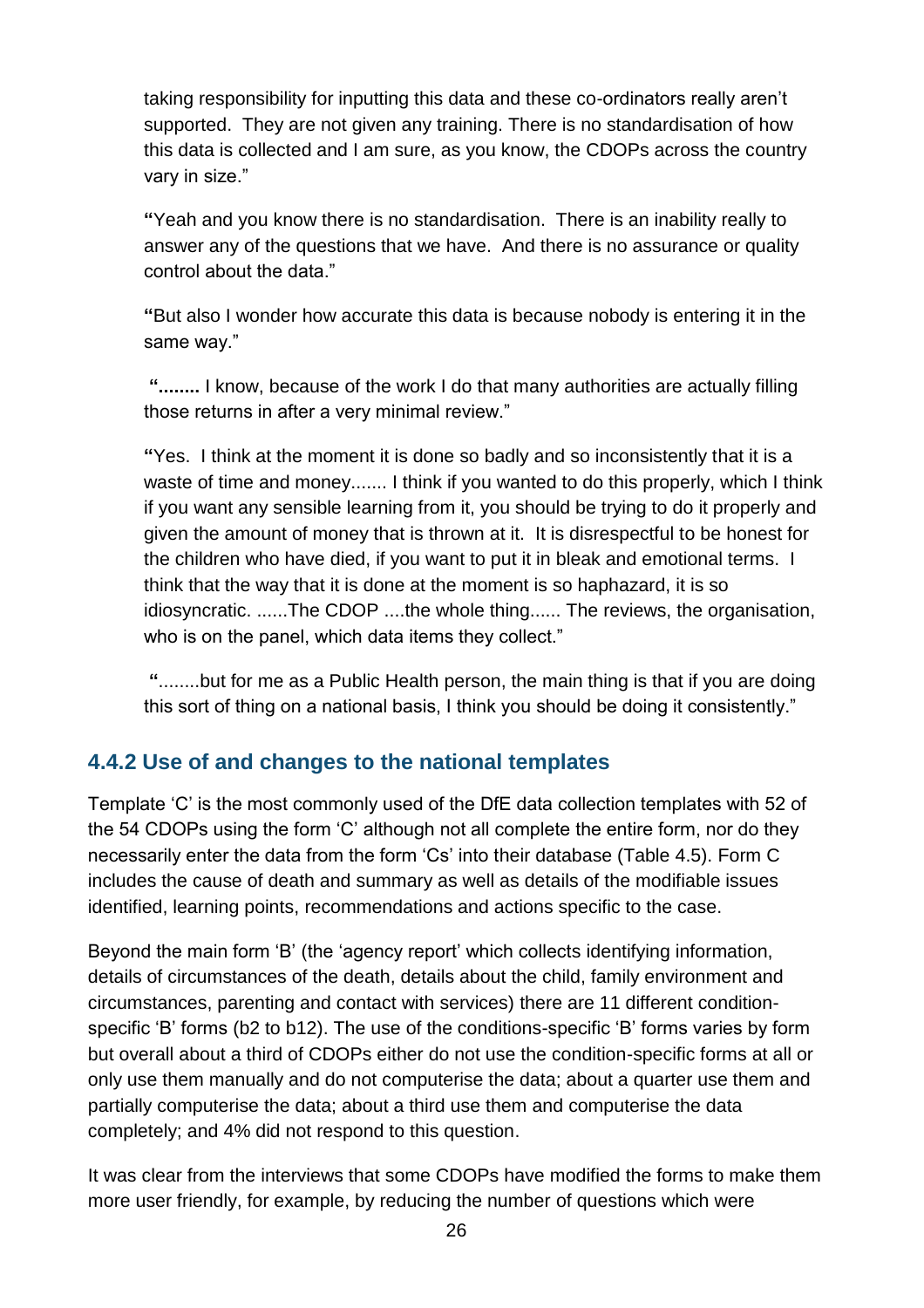taking responsibility for inputting this data and these co-ordinators really aren't supported. They are not given any training. There is no standardisation of how this data is collected and I am sure, as you know, the CDOPs across the country vary in size."

"Yeah and you know there is no standardisation. There is an inability really to answer any of the questions that we have. And there is no assurance or quality control about the data."

"But also I wonder how accurate this data is because nobody is entering it in the same way."

"**........** I know, because of the work I do that many authorities are actually filling those returns in after a very minimal review."

"Yes. I think at the moment it is done so badly and so inconsistently that it is a waste of time and money....... I think if you wanted to do this properly, which I think if you want any sensible learning from it, you should be trying to do it properly and given the amount of money that is thrown at it. It is disrespectful to be honest for the children who have died, if you want to put it in bleak and emotional terms. I think that the way that it is done at the moment is so haphazard, it is so idiosyncratic. ......The CDOP ....the whole thing...... The reviews, the organisation, who is on the panel, which data items they collect."

"........but for me as a Public Health person, the main thing is that if you are doing this sort of thing on a national basis, I think you should be doing it consistently."

### 4.4.2 Use of and changes to the national templates

Template 'C' is the most commonly used of the DfE data collection templates with 52 of the 54 CDOPs using the form 'C' although not all complete the entire form, nor do they necessarily enter the data from the form 'Cs' into their database (Table 4.5). Form C includes the cause of death and summary as well as details of the modifiable issues identified, learning points, recommendations and actions specific to the case.

Beyond the main form 'B' (the 'agency report' which collects identifying information, details of circumstances of the death, details about the child, family environment and circumstances, parenting and contact with services) there are 11 different condition-specific 'B' forms (b2 to b12). The use of the conditions-specific 'B' forms varies by form but overall about a third of CDOPs either do not use the condition-specific forms at all or only use them manually and do not computerise the data; about a quarter use them and partially computerise the data; about a third use them and computerise the data completely; and 4% did not respond to this question.

It was clear from the interviews that some CDOPs have modified the forms to make them more user friendly, for example, by reducing the number of questions which were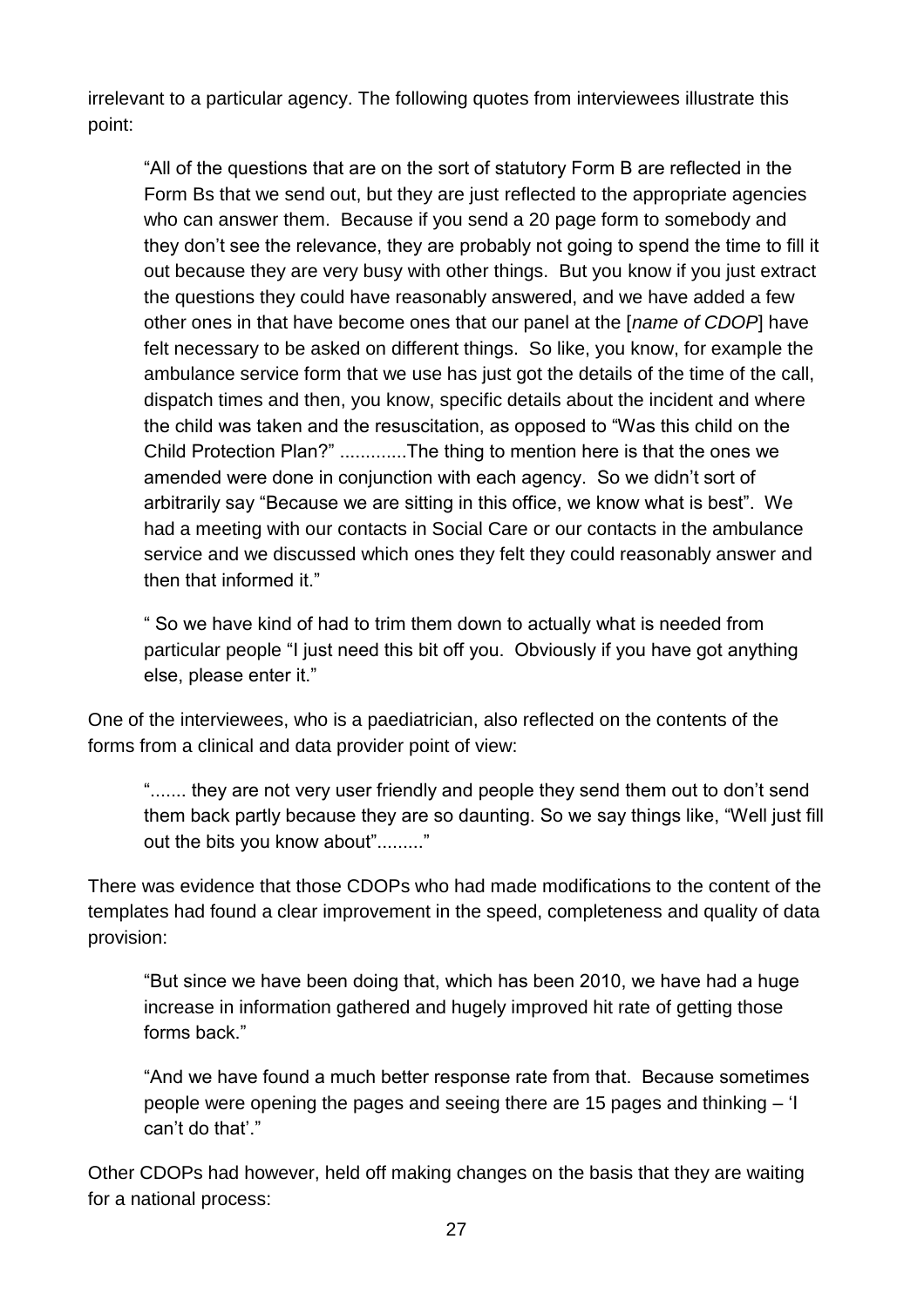irrelevant to a particular agency. The following quotes from interviewees illustrate this point:

> "All of the questions that are on the sort of statutory Form B are reflected in the Form Bs that we send out, but they are just reflected to the appropriate agencies who can answer them. Because if you send a 20 page form to somebody and they don't see the relevance, they are probably not going to spend the time to fill it out because they are very busy with other things. But you know if you just extract the questions they could have reasonably answered, and we have added a few other ones in that have become ones that our panel at the [*name of CDOP*] have felt necessary to be asked on different things. So like, you know, for example the ambulance service form that we use has just got the details of the time of the call, dispatch times and then, you know, specific details about the incident and where the child was taken and the resuscitation, as opposed to "Was this child on the Child Protection Plan?" .............The thing to mention here is that the ones we amended were done in conjunction with each agency. So we didn't sort of arbitrarily say "Because we are sitting in this office, we know what is best". We had a meeting with our contacts in Social Care or our contacts in the ambulance service and we discussed which ones they felt they could reasonably answer and then that informed it."

> " So we have kind of had to trim them down to actually what is needed from particular people "I just need this bit off you. Obviously if you have got anything else, please enter it."

One of the interviewees, who is a paediatrician, also reflected on the contents of the forms from a clinical and data provider point of view:

> "....... they are not very user friendly and people they send them out to don't send them back partly because they are so daunting. So we say things like, "Well just fill out the bits you know about"........."

There was evidence that those CDOPs who had made modifications to the content of the templates had found a clear improvement in the speed, completeness and quality of data provision:

> "But since we have been doing that, which has been 2010, we have had a huge increase in information gathered and hugely improved hit rate of getting those forms back."

> "And we have found a much better response rate from that. Because sometimes people were opening the pages and seeing there are 15 pages and thinking – 'I can't do that'."

Other CDOPs had however, held off making changes on the basis that they are waiting for a national process: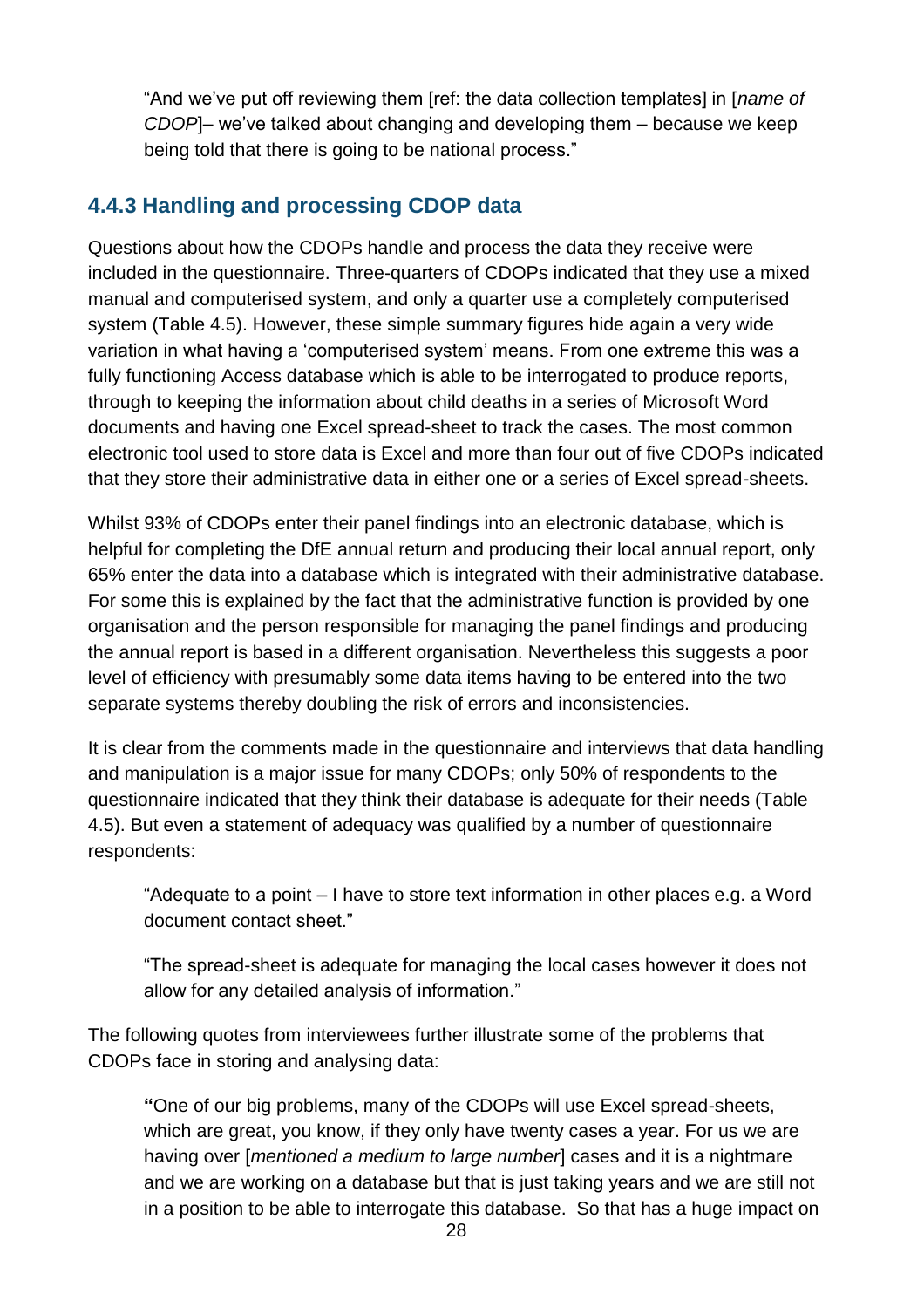"And we've put off reviewing them [ref: the data collection templates] in [*name of CDOP*]– we've talked about changing and developing them – because we keep being told that there is going to be national process."

### 4.4.3 Handling and processing CDOP data

Questions about how the CDOPs handle and process the data they receive were included in the questionnaire. Three-quarters of CDOPs indicated that they use a mixed manual and computerised system, and only a quarter use a completely computerised system (Table 4.5). However, these simple summary figures hide again a very wide variation in what having a 'computerised system' means. From one extreme this was a fully functioning Access database which is able to be interrogated to produce reports, through to keeping the information about child deaths in a series of Microsoft Word documents and having one Excel spread-sheet to track the cases. The most common electronic tool used to store data is Excel and more than four out of five CDOPs indicated that they store their administrative data in either one or a series of Excel spread-sheets.

Whilst 93% of CDOPs enter their panel findings into an electronic database, which is helpful for completing the DfE annual return and producing their local annual report, only 65% enter the data into a database which is integrated with their administrative database. For some this is explained by the fact that the administrative function is provided by one organisation and the person responsible for managing the panel findings and producing the annual report is based in a different organisation. Nevertheless this suggests a poor level of efficiency with presumably some data items having to be entered into the two separate systems thereby doubling the risk of errors and inconsistencies.

It is clear from the comments made in the questionnaire and interviews that data handling and manipulation is a major issue for many CDOPs; only 50% of respondents to the questionnaire indicated that they think their database is adequate for their needs (Table 4.5). But even a statement of adequacy was qualified by a number of questionnaire respondents:

"Adequate to a point – I have to store text information in other places e.g. a Word document contact sheet."

"The spread-sheet is adequate for managing the local cases however it does not allow for any detailed analysis of information."

The following quotes from interviewees further illustrate some of the problems that CDOPs face in storing and analysing data:

"One of our big problems, many of the CDOPs will use Excel spread-sheets, which are great, you know, if they only have twenty cases a year. For us we are having over [*mentioned a medium to large number*] cases and it is a nightmare and we are working on a database but that is just taking years and we are still not in a position to be able to interrogate this database. So that has a huge impact on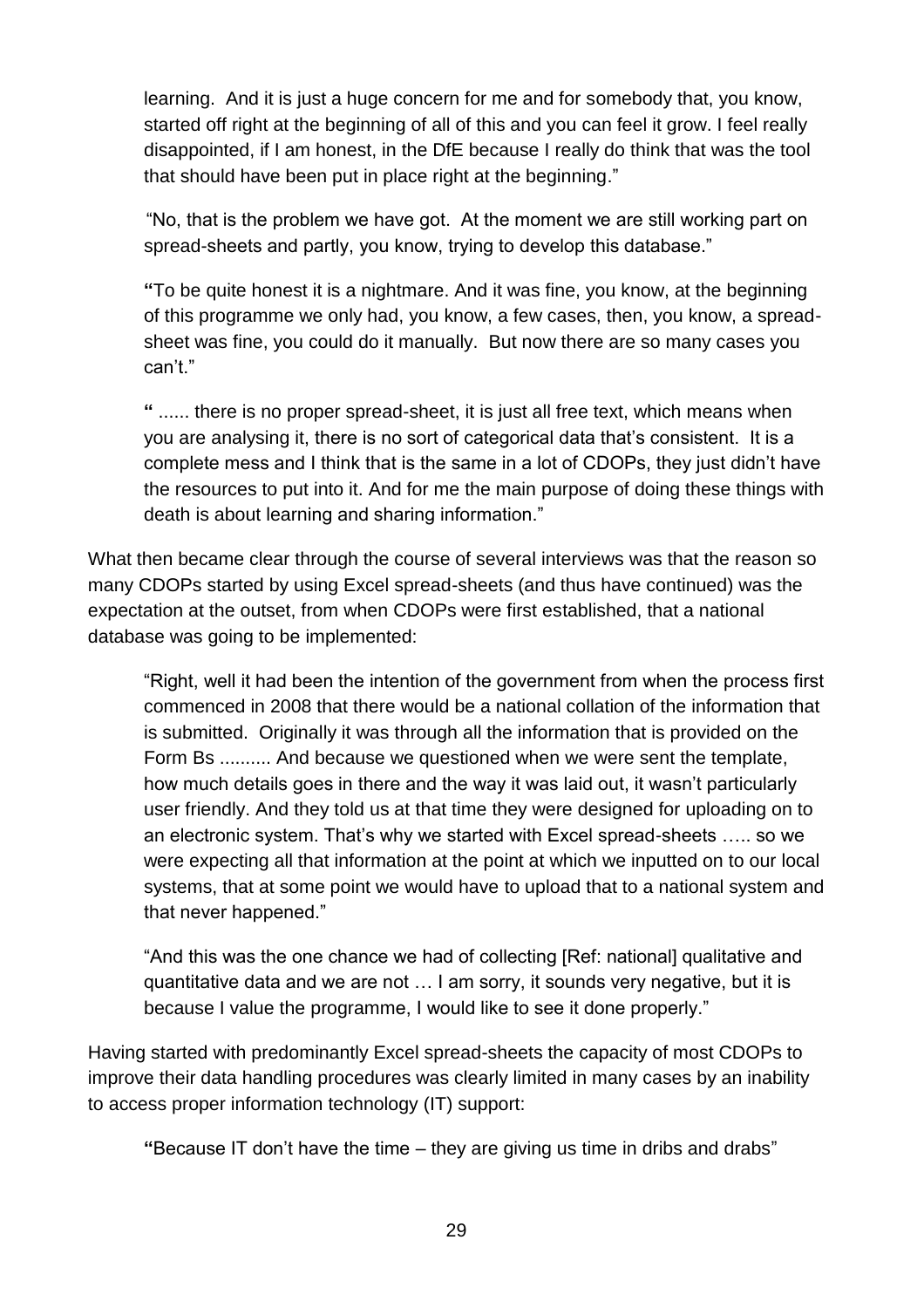learning. And it is just a huge concern for me and for somebody that, you know, started off right at the beginning of all of this and you can feel it grow. I feel really disappointed, if I am honest, in the DfE because I really do think that was the tool that should have been put in place right at the beginning."

> "No, that is the problem we have got. At the moment we are still working part on spread-sheets and partly, you know, trying to develop this database."

> "To be quite honest it is a nightmare. And it was fine, you know, at the beginning of this programme we only had, you know, a few cases, then, you know, a spread-sheet was fine, you could do it manually. But now there are so many cases you can't."

> " ...... there is no proper spread-sheet, it is just all free text, which means when you are analysing it, there is no sort of categorical data that's consistent. It is a complete mess and I think that is the same in a lot of CDOPs, they just didn't have the resources to put into it. And for me the main purpose of doing these things with death is about learning and sharing information."

What then became clear through the course of several interviews was that the reason so many CDOPs started by using Excel spread-sheets (and thus have continued) was the expectation at the outset, from when CDOPs were first established, that a national database was going to be implemented:

> "Right, well it had been the intention of the government from when the process first commenced in 2008 that there would be a national collation of the information that is submitted. Originally it was through all the information that is provided on the Form Bs .......... And because we questioned when we were sent the template, how much details goes in there and the way it was laid out, it wasn't particularly user friendly. And they told us at that time they were designed for uploading on to an electronic system. That's why we started with Excel spread-sheets ….. so we were expecting all that information at the point at which we inputted on to our local systems, that at some point we would have to upload that to a national system and that never happened."

> "And this was the one chance we had of collecting [Ref: national] qualitative and quantitative data and we are not … I am sorry, it sounds very negative, but it is because I value the programme, I would like to see it done properly."

Having started with predominantly Excel spread-sheets the capacity of most CDOPs to improve their data handling procedures was clearly limited in many cases by an inability to access proper information technology (IT) support:

> "Because IT don't have the time – they are giving us time in dribs and drabs"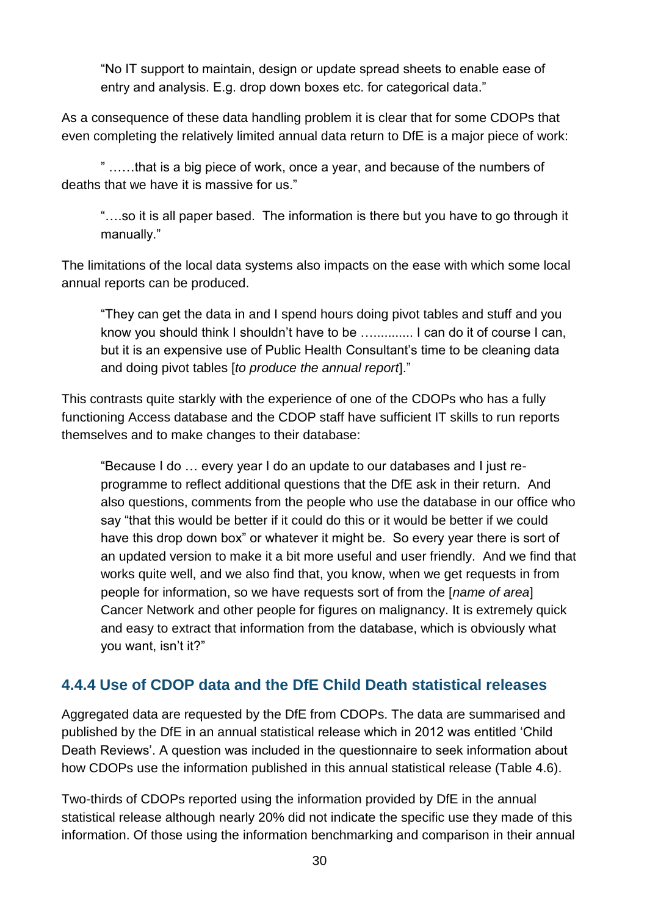> "No IT support to maintain, design or update spread sheets to enable ease of entry and analysis. E.g. drop down boxes etc. for categorical data."

As a consequence of these data handling problem it is clear that for some CDOPs that even completing the relatively limited annual data return to DfE is a major piece of work:

> " ……that is a big piece of work, once a year, and because of the numbers of deaths that we have it is massive for us."

> "….so it is all paper based.  The information is there but you have to go through it manually."

The limitations of the local data systems also impacts on the ease with which some local annual reports can be produced.

> "They can get the data in and I spend hours doing pivot tables and stuff and you know you should think I shouldn't have to be ............. I can do it of course I can, but it is an expensive use of Public Health Consultant's time to be cleaning data and doing pivot tables [*to produce the annual report*]."

This contrasts quite starkly with the experience of one of the CDOPs who has a fully functioning Access database and the CDOP staff have sufficient IT skills to run reports themselves and to make changes to their database:

> "Because I do … every year I do an update to our databases and I just re-programme to reflect additional questions that the DfE ask in their return.  And also questions, comments from the people who use the database in our office who say "that this would be better if it could do this or it would be better if we could have this drop down box" or whatever it might be.  So every year there is sort of an updated version to make it a bit more useful and user friendly.  And we find that works quite well, and we also find that, you know, when we get requests in from people for information, so we have requests sort of from the [*name of area*] Cancer Network and other people for figures on malignancy. It is extremely quick and easy to extract that information from the database, which is obviously what you want, isn't it?"

### 4.4.4 Use of CDOP data and the DfE Child Death statistical releases

Aggregated data are requested by the DfE from CDOPs. The data are summarised and published by the DfE in an annual statistical release which in 2012 was entitled 'Child Death Reviews'. A question was included in the questionnaire to seek information about how CDOPs use the information published in this annual statistical release (Table 4.6).

Two-thirds of CDOPs reported using the information provided by DfE in the annual statistical release although nearly 20% did not indicate the specific use they made of this information. Of those using the information benchmarking and comparison in their annual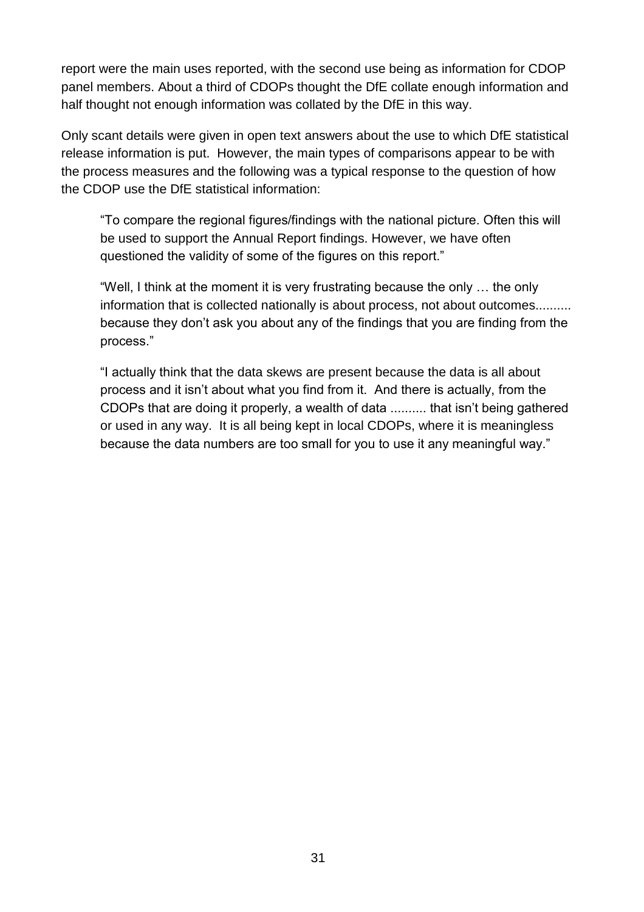report were the main uses reported, with the second use being as information for CDOP panel members. About a third of CDOPs thought the DfE collate enough information and half thought not enough information was collated by the DfE in this way.

Only scant details were given in open text answers about the use to which DfE statistical release information is put. However, the main types of comparisons appear to be with the process measures and the following was a typical response to the question of how the CDOP use the DfE statistical information:

> "To compare the regional figures/findings with the national picture. Often this will be used to support the Annual Report findings. However, we have often questioned the validity of some of the figures on this report."

> "Well, I think at the moment it is very frustrating because the only … the only information that is collected nationally is about process, not about outcomes.......... because they don't ask you about any of the findings that you are finding from the process."

> "I actually think that the data skews are present because the data is all about process and it isn't about what you find from it. And there is actually, from the CDOPs that are doing it properly, a wealth of data .......... that isn't being gathered or used in any way. It is all being kept in local CDOPs, where it is meaningless because the data numbers are too small for you to use it any meaningful way."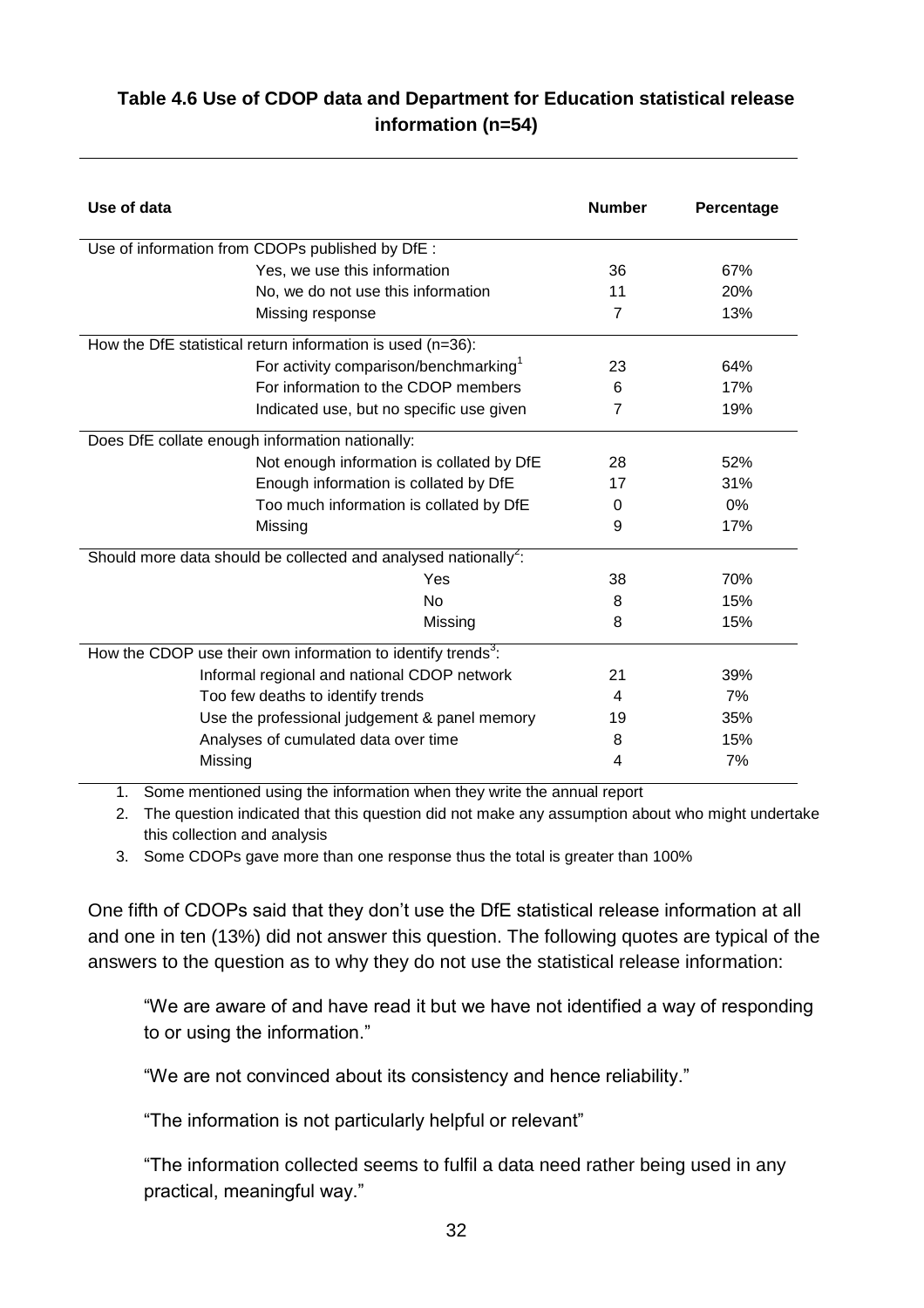**Table 4.6 Use of CDOP data and Department for Education statistical release information (n=54)**

| Use of data | Number | Percentage |
|---|---|---|
| Use of information from CDOPs published by DfE : | | |
| Yes, we use this information | 36 | 67% |
| No, we do not use this information | 11 | 20% |
| Missing response | 7 | 13% |
| How the DfE statistical return information is used (n=36): | | |
| For activity comparison/benchmarking[1] | 23 | 64% |
| For information to the CDOP members | 6 | 17% |
| Indicated use, but no specific use given | 7 | 19% |
| Does DfE collate enough information nationally: | | |
| Not enough information is collated by DfE | 28 | 52% |
| Enough information is collated by DfE | 17 | 31% |
| Too much information is collated by DfE | 0 | 0% |
| Missing | 9 | 17% |
| Should more data should be collected and analysed nationally[2]: | | |
| Yes | 38 | 70% |
| No | 8 | 15% |
| Missing | 8 | 15% |
| How the CDOP use their own information to identify trends[3]: | | |
| Informal regional and national CDOP network | 21 | 39% |
| Too few deaths to identify trends | 4 | 7% |
| Use the professional judgement & panel memory | 19 | 35% |
| Analyses of cumulated data over time | 8 | 15% |
| Missing | 4 | 7% |

1. Some mentioned using the information when they write the annual report
2. The question indicated that this question did not make any assumption about who might undertake this collection and analysis
3. Some CDOPs gave more than one response thus the total is greater than 100%

One fifth of CDOPs said that they don't use the DfE statistical release information at all and one in ten (13%) did not answer this question. The following quotes are typical of the answers to the question as to why they do not use the statistical release information:

> "We are aware of and have read it but we have not identified a way of responding to or using the information."

> "We are not convinced about its consistency and hence reliability."

> "The information is not particularly helpful or relevant"

> "The information collected seems to fulfil a data need rather being used in any practical, meaningful way."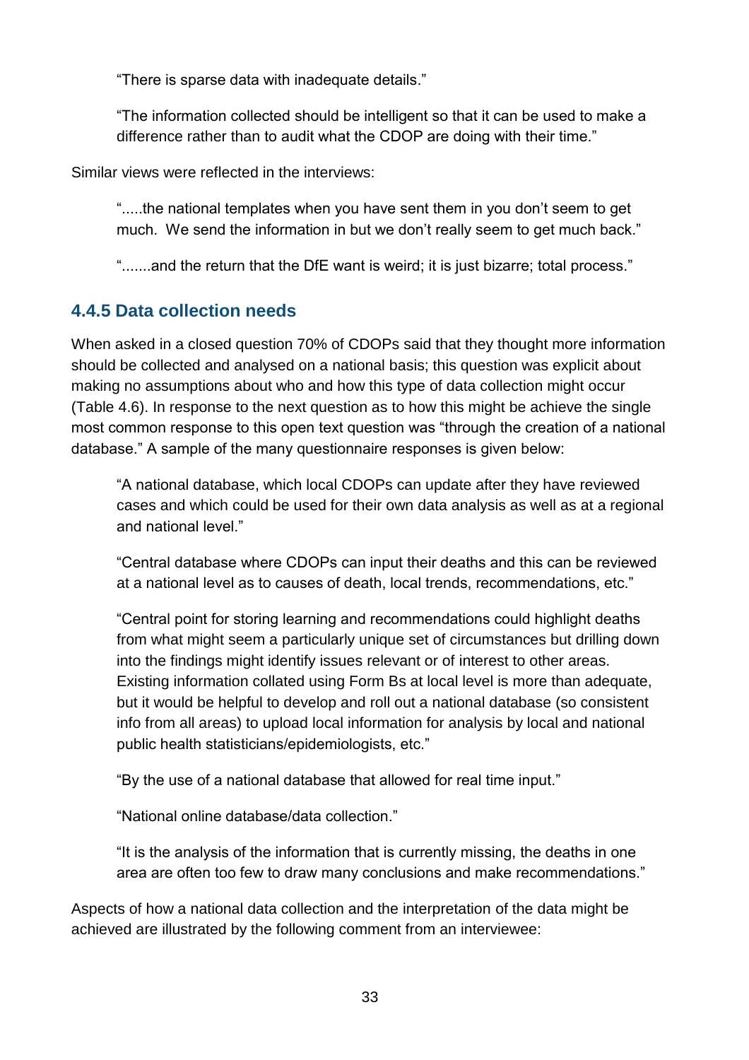> "There is sparse data with inadequate details."

> "The information collected should be intelligent so that it can be used to make a difference rather than to audit what the CDOP are doing with their time."

Similar views were reflected in the interviews:

> ".....the national templates when you have sent them in you don't seem to get much. We send the information in but we don't really seem to get much back."

> ".......and the return that the DfE want is weird; it is just bizarre; total process."

### 4.4.5 Data collection needs

When asked in a closed question 70% of CDOPs said that they thought more information should be collected and analysed on a national basis; this question was explicit about making no assumptions about who and how this type of data collection might occur (Table 4.6). In response to the next question as to how this might be achieve the single most common response to this open text question was "through the creation of a national database." A sample of the many questionnaire responses is given below:

> "A national database, which local CDOPs can update after they have reviewed cases and which could be used for their own data analysis as well as at a regional and national level."

> "Central database where CDOPs can input their deaths and this can be reviewed at a national level as to causes of death, local trends, recommendations, etc."

> "Central point for storing learning and recommendations could highlight deaths from what might seem a particularly unique set of circumstances but drilling down into the findings might identify issues relevant or of interest to other areas. Existing information collated using Form Bs at local level is more than adequate, but it would be helpful to develop and roll out a national database (so consistent info from all areas) to upload local information for analysis by local and national public health statisticians/epidemiologists, etc."

> "By the use of a national database that allowed for real time input."

> "National online database/data collection."

> "It is the analysis of the information that is currently missing, the deaths in one area are often too few to draw many conclusions and make recommendations."

Aspects of how a national data collection and the interpretation of the data might be achieved are illustrated by the following comment from an interviewee: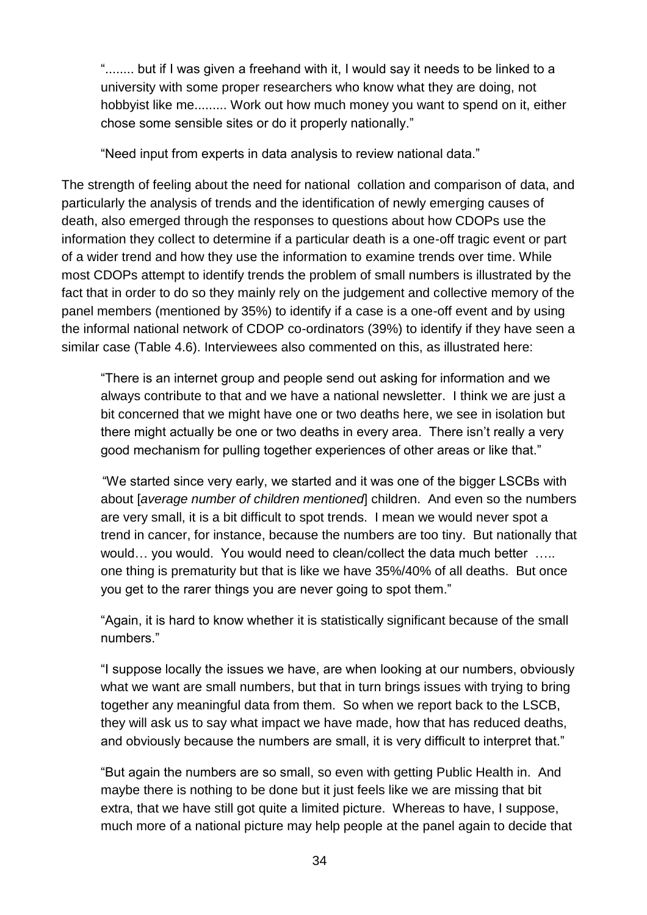> "........ but if I was given a freehand with it, I would say it needs to be linked to a university with some proper researchers who know what they are doing, not hobbyist like me......... Work out how much money you want to spend on it, either chose some sensible sites or do it properly nationally."

> "Need input from experts in data analysis to review national data."

The strength of feeling about the need for national collation and comparison of data, and particularly the analysis of trends and the identification of newly emerging causes of death, also emerged through the responses to questions about how CDOPs use the information they collect to determine if a particular death is a one-off tragic event or part of a wider trend and how they use the information to examine trends over time. While most CDOPs attempt to identify trends the problem of small numbers is illustrated by the fact that in order to do so they mainly rely on the judgement and collective memory of the panel members (mentioned by 35%) to identify if a case is a one-off event and by using the informal national network of CDOP co-ordinators (39%) to identify if they have seen a similar case (Table 4.6). Interviewees also commented on this, as illustrated here:

> "There is an internet group and people send out asking for information and we always contribute to that and we have a national newsletter. I think we are just a bit concerned that we might have one or two deaths here, we see in isolation but there might actually be one or two deaths in every area. There isn't really a very good mechanism for pulling together experiences of other areas or like that."

> "We started since very early, we started and it was one of the bigger LSCBs with about [*average number of children mentioned*] children. And even so the numbers are very small, it is a bit difficult to spot trends. I mean we would never spot a trend in cancer, for instance, because the numbers are too tiny. But nationally that would… you would. You would need to clean/collect the data much better ….. one thing is prematurity but that is like we have 35%/40% of all deaths. But once you get to the rarer things you are never going to spot them."

> "Again, it is hard to know whether it is statistically significant because of the small numbers."

> "I suppose locally the issues we have, are when looking at our numbers, obviously what we want are small numbers, but that in turn brings issues with trying to bring together any meaningful data from them. So when we report back to the LSCB, they will ask us to say what impact we have made, how that has reduced deaths, and obviously because the numbers are small, it is very difficult to interpret that."

> "But again the numbers are so small, so even with getting Public Health in. And maybe there is nothing to be done but it just feels like we are missing that bit extra, that we have still got quite a limited picture. Whereas to have, I suppose, much more of a national picture may help people at the panel again to decide that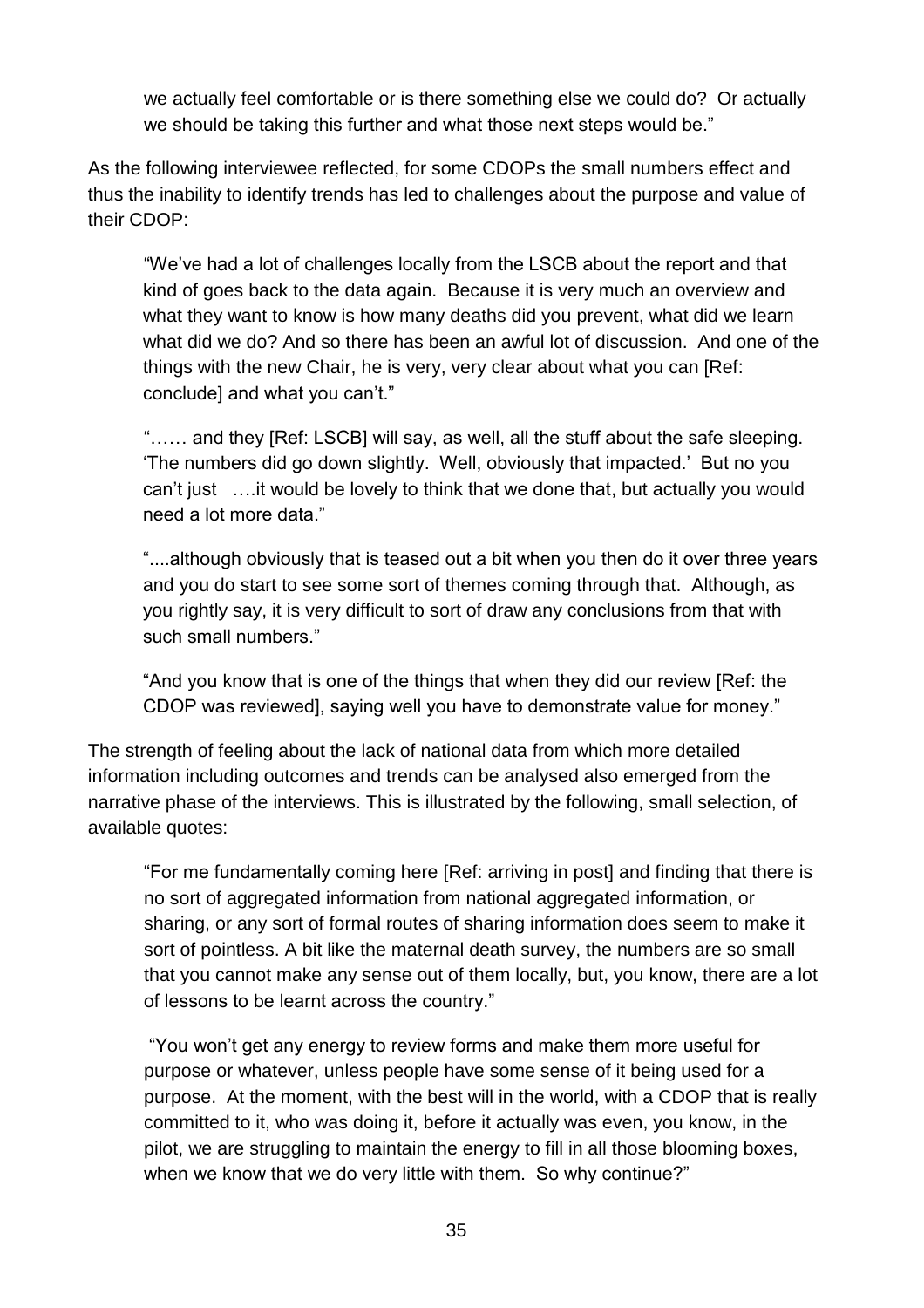we actually feel comfortable or is there something else we could do? Or actually we should be taking this further and what those next steps would be."

As the following interviewee reflected, for some CDOPs the small numbers effect and thus the inability to identify trends has led to challenges about the purpose and value of their CDOP:

> "We've had a lot of challenges locally from the LSCB about the report and that kind of goes back to the data again. Because it is very much an overview and what they want to know is how many deaths did you prevent, what did we learn what did we do? And so there has been an awful lot of discussion. And one of the things with the new Chair, he is very, very clear about what you can [Ref: conclude] and what you can't."
>
> "…… and they [Ref: LSCB] will say, as well, all the stuff about the safe sleeping. 'The numbers did go down slightly. Well, obviously that impacted.' But no you can't just ….it would be lovely to think that we done that, but actually you would need a lot more data."
>
> "....although obviously that is teased out a bit when you then do it over three years and you do start to see some sort of themes coming through that. Although, as you rightly say, it is very difficult to sort of draw any conclusions from that with such small numbers."
>
> "And you know that is one of the things that when they did our review [Ref: the CDOP was reviewed], saying well you have to demonstrate value for money."

The strength of feeling about the lack of national data from which more detailed information including outcomes and trends can be analysed also emerged from the narrative phase of the interviews. This is illustrated by the following, small selection, of available quotes:

> "For me fundamentally coming here [Ref: arriving in post] and finding that there is no sort of aggregated information from national aggregated information, or sharing, or any sort of formal routes of sharing information does seem to make it sort of pointless. A bit like the maternal death survey, the numbers are so small that you cannot make any sense out of them locally, but, you know, there are a lot of lessons to be learnt across the country."
>
> "You won't get any energy to review forms and make them more useful for purpose or whatever, unless people have some sense of it being used for a purpose. At the moment, with the best will in the world, with a CDOP that is really committed to it, who was doing it, before it actually was even, you know, in the pilot, we are struggling to maintain the energy to fill in all those blooming boxes, when we know that we do very little with them. So why continue?"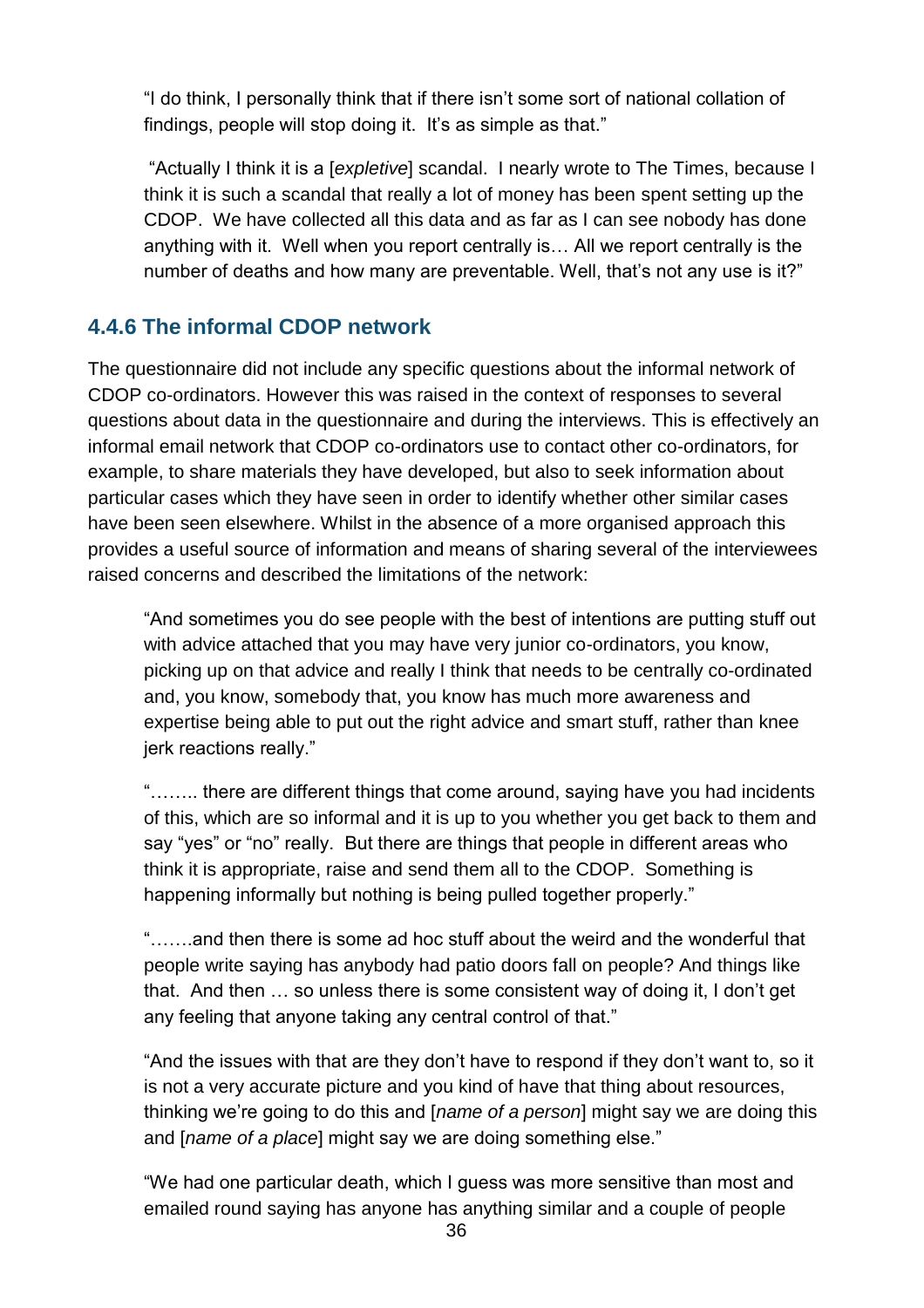> "I do think, I personally think that if there isn't some sort of national collation of findings, people will stop doing it. It's as simple as that."

> "Actually I think it is a [*expletive*] scandal. I nearly wrote to The Times, because I think it is such a scandal that really a lot of money has been spent setting up the CDOP. We have collected all this data and as far as I can see nobody has done anything with it. Well when you report centrally is… All we report centrally is the number of deaths and how many are preventable. Well, that's not any use is it?"

### 4.4.6 The informal CDOP network

The questionnaire did not include any specific questions about the informal network of CDOP co-ordinators. However this was raised in the context of responses to several questions about data in the questionnaire and during the interviews. This is effectively an informal email network that CDOP co-ordinators use to contact other co-ordinators, for example, to share materials they have developed, but also to seek information about particular cases which they have seen in order to identify whether other similar cases have been seen elsewhere. Whilst in the absence of a more organised approach this provides a useful source of information and means of sharing several of the interviewees raised concerns and described the limitations of the network:

> "And sometimes you do see people with the best of intentions are putting stuff out with advice attached that you may have very junior co-ordinators, you know, picking up on that advice and really I think that needs to be centrally co-ordinated and, you know, somebody that, you know has much more awareness and expertise being able to put out the right advice and smart stuff, rather than knee jerk reactions really."

> "…….. there are different things that come around, saying have you had incidents of this, which are so informal and it is up to you whether you get back to them and say "yes" or "no" really. But there are things that people in different areas who think it is appropriate, raise and send them all to the CDOP. Something is happening informally but nothing is being pulled together properly."

> "…….and then there is some ad hoc stuff about the weird and the wonderful that people write saying has anybody had patio doors fall on people? And things like that. And then … so unless there is some consistent way of doing it, I don't get any feeling that anyone taking any central control of that."

> "And the issues with that are they don't have to respond if they don't want to, so it is not a very accurate picture and you kind of have that thing about resources, thinking we're going to do this and [*name of a person*] might say we are doing this and [*name of a place*] might say we are doing something else."

> "We had one particular death, which I guess was more sensitive than most and emailed round saying has anyone has anything similar and a couple of people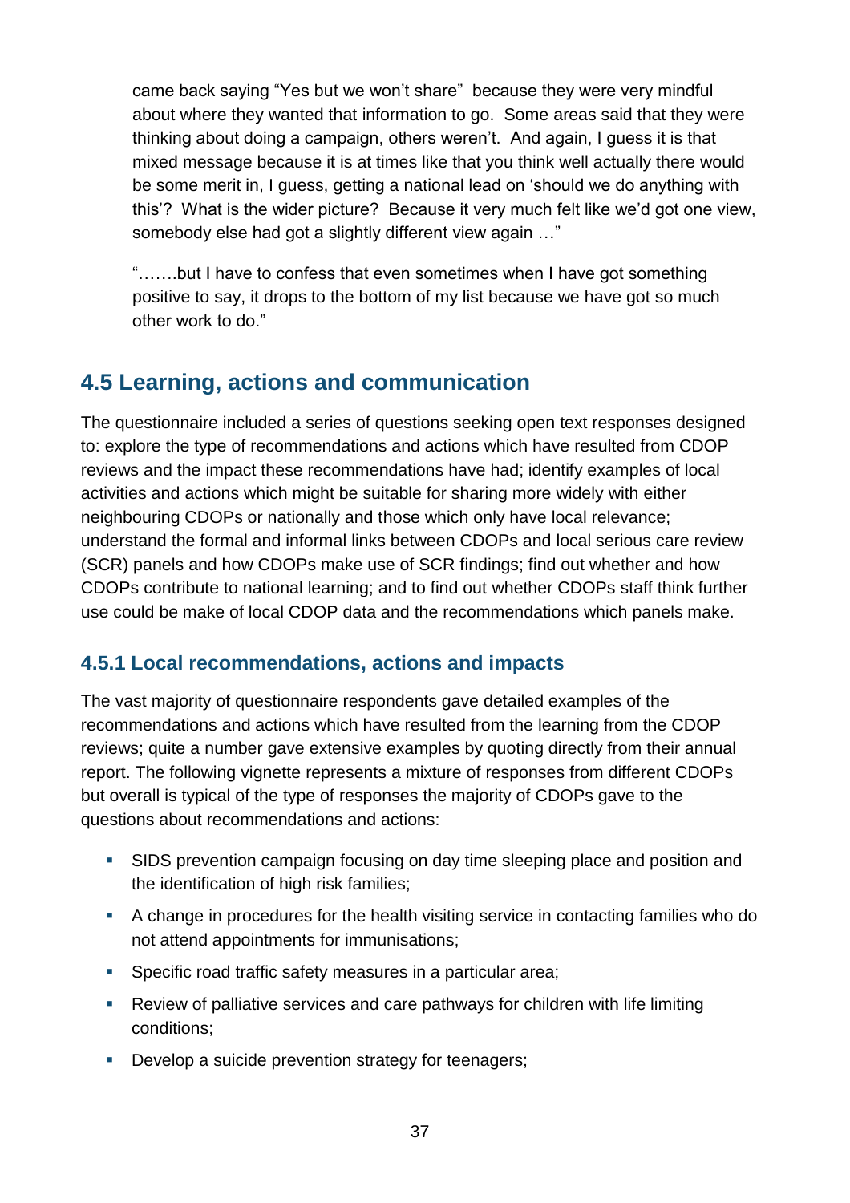came back saying "Yes but we won't share" because they were very mindful about where they wanted that information to go. Some areas said that they were thinking about doing a campaign, others weren't. And again, I guess it is that mixed message because it is at times like that you think well actually there would be some merit in, I guess, getting a national lead on 'should we do anything with this'? What is the wider picture? Because it very much felt like we'd got one view, somebody else had got a slightly different view again …"

"…….but I have to confess that even sometimes when I have got something positive to say, it drops to the bottom of my list because we have got so much other work to do."

## 4.5 Learning, actions and communication

The questionnaire included a series of questions seeking open text responses designed to: explore the type of recommendations and actions which have resulted from CDOP reviews and the impact these recommendations have had; identify examples of local activities and actions which might be suitable for sharing more widely with either neighbouring CDOPs or nationally and those which only have local relevance; understand the formal and informal links between CDOPs and local serious care review (SCR) panels and how CDOPs make use of SCR findings; find out whether and how CDOPs contribute to national learning; and to find out whether CDOPs staff think further use could be make of local CDOP data and the recommendations which panels make.

### 4.5.1 Local recommendations, actions and impacts

The vast majority of questionnaire respondents gave detailed examples of the recommendations and actions which have resulted from the learning from the CDOP reviews; quite a number gave extensive examples by quoting directly from their annual report. The following vignette represents a mixture of responses from different CDOPs but overall is typical of the type of responses the majority of CDOPs gave to the questions about recommendations and actions:

- SIDS prevention campaign focusing on day time sleeping place and position and the identification of high risk families;
- A change in procedures for the health visiting service in contacting families who do not attend appointments for immunisations;
- Specific road traffic safety measures in a particular area;
- Review of palliative services and care pathways for children with life limiting conditions;
- Develop a suicide prevention strategy for teenagers;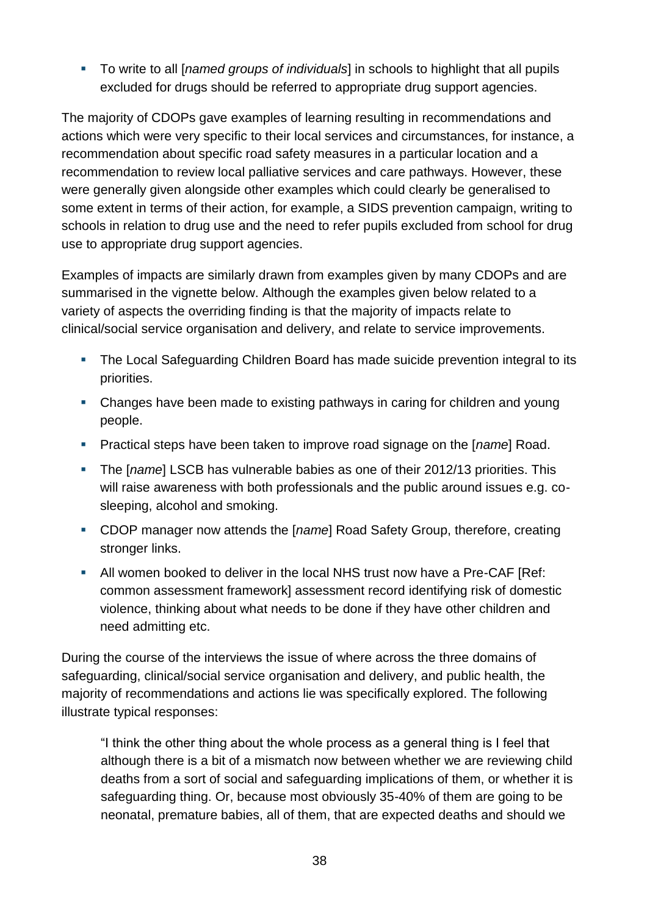- To write to all [*named groups of individuals*] in schools to highlight that all pupils excluded for drugs should be referred to appropriate drug support agencies.

The majority of CDOPs gave examples of learning resulting in recommendations and actions which were very specific to their local services and circumstances, for instance, a recommendation about specific road safety measures in a particular location and a recommendation to review local palliative services and care pathways. However, these were generally given alongside other examples which could clearly be generalised to some extent in terms of their action, for example, a SIDS prevention campaign, writing to schools in relation to drug use and the need to refer pupils excluded from school for drug use to appropriate drug support agencies.

Examples of impacts are similarly drawn from examples given by many CDOPs and are summarised in the vignette below. Although the examples given below related to a variety of aspects the overriding finding is that the majority of impacts relate to clinical/social service organisation and delivery, and relate to service improvements.

- The Local Safeguarding Children Board has made suicide prevention integral to its priorities.
- Changes have been made to existing pathways in caring for children and young people.
- Practical steps have been taken to improve road signage on the [*name*] Road.
- The [*name*] LSCB has vulnerable babies as one of their 2012/13 priorities. This will raise awareness with both professionals and the public around issues e.g. co-sleeping, alcohol and smoking.
- CDOP manager now attends the [*name*] Road Safety Group, therefore, creating stronger links.
- All women booked to deliver in the local NHS trust now have a Pre-CAF [Ref: common assessment framework] assessment record identifying risk of domestic violence, thinking about what needs to be done if they have other children and need admitting etc.

During the course of the interviews the issue of where across the three domains of safeguarding, clinical/social service organisation and delivery, and public health, the majority of recommendations and actions lie was specifically explored. The following illustrate typical responses:

> "I think the other thing about the whole process as a general thing is I feel that although there is a bit of a mismatch now between whether we are reviewing child deaths from a sort of social and safeguarding implications of them, or whether it is safeguarding thing. Or, because most obviously 35-40% of them are going to be neonatal, premature babies, all of them, that are expected deaths and should we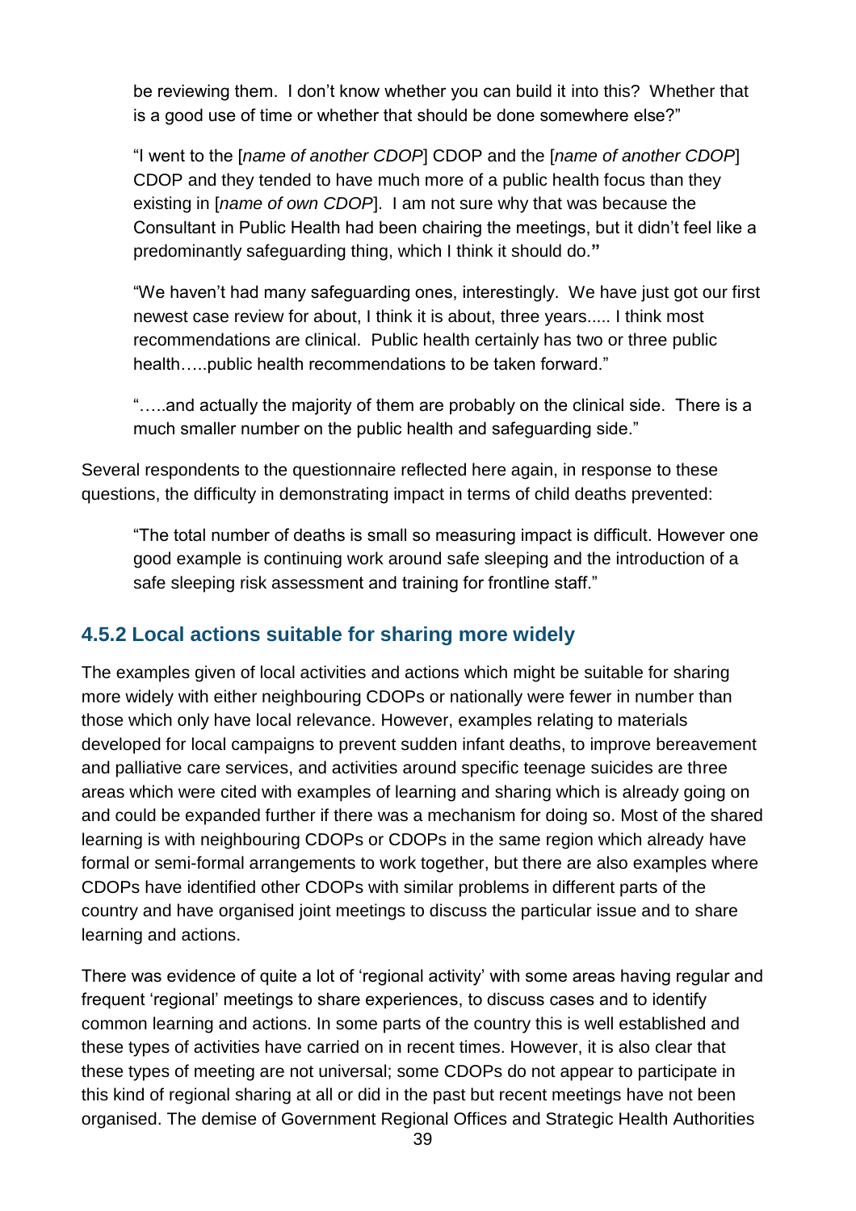be reviewing them. I don't know whether you can build it into this? Whether that is a good use of time or whether that should be done somewhere else?"

> "I went to the [*name of another CDOP*] CDOP and the [*name of another CDOP*] CDOP and they tended to have much more of a public health focus than they existing in [*name of own CDOP*]. I am not sure why that was because the Consultant in Public Health had been chairing the meetings, but it didn't feel like a predominantly safeguarding thing, which I think it should do.**"**

> "We haven't had many safeguarding ones, interestingly. We have just got our first newest case review for about, I think it is about, three years..... I think most recommendations are clinical. Public health certainly has two or three public health…..public health recommendations to be taken forward."

> "…..and actually the majority of them are probably on the clinical side. There is a much smaller number on the public health and safeguarding side."

Several respondents to the questionnaire reflected here again, in response to these questions, the difficulty in demonstrating impact in terms of child deaths prevented:

> "The total number of deaths is small so measuring impact is difficult. However one good example is continuing work around safe sleeping and the introduction of a safe sleeping risk assessment and training for frontline staff."

### 4.5.2 Local actions suitable for sharing more widely

The examples given of local activities and actions which might be suitable for sharing more widely with either neighbouring CDOPs or nationally were fewer in number than those which only have local relevance. However, examples relating to materials developed for local campaigns to prevent sudden infant deaths, to improve bereavement and palliative care services, and activities around specific teenage suicides are three areas which were cited with examples of learning and sharing which is already going on and could be expanded further if there was a mechanism for doing so. Most of the shared learning is with neighbouring CDOPs or CDOPs in the same region which already have formal or semi-formal arrangements to work together, but there are also examples where CDOPs have identified other CDOPs with similar problems in different parts of the country and have organised joint meetings to discuss the particular issue and to share learning and actions.

There was evidence of quite a lot of 'regional activity' with some areas having regular and frequent 'regional' meetings to share experiences, to discuss cases and to identify common learning and actions. In some parts of the country this is well established and these types of activities have carried on in recent times. However, it is also clear that these types of meeting are not universal; some CDOPs do not appear to participate in this kind of regional sharing at all or did in the past but recent meetings have not been organised. The demise of Government Regional Offices and Strategic Health Authorities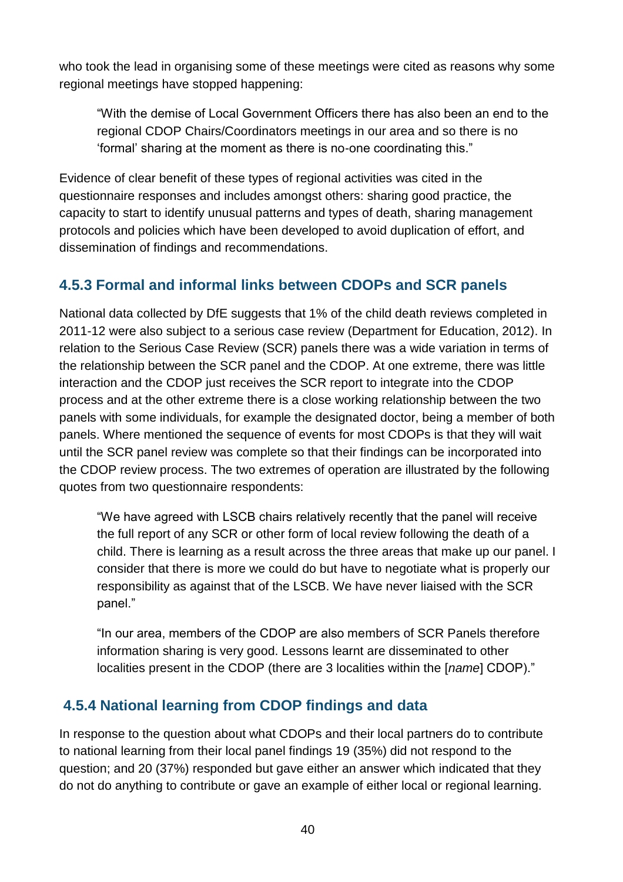who took the lead in organising some of these meetings were cited as reasons why some regional meetings have stopped happening:

> "With the demise of Local Government Officers there has also been an end to the regional CDOP Chairs/Coordinators meetings in our area and so there is no 'formal' sharing at the moment as there is no-one coordinating this."

Evidence of clear benefit of these types of regional activities was cited in the questionnaire responses and includes amongst others: sharing good practice, the capacity to start to identify unusual patterns and types of death, sharing management protocols and policies which have been developed to avoid duplication of effort, and dissemination of findings and recommendations.

### 4.5.3 Formal and informal links between CDOPs and SCR panels

National data collected by DfE suggests that 1% of the child death reviews completed in 2011-12 were also subject to a serious case review (Department for Education, 2012). In relation to the Serious Case Review (SCR) panels there was a wide variation in terms of the relationship between the SCR panel and the CDOP. At one extreme, there was little interaction and the CDOP just receives the SCR report to integrate into the CDOP process and at the other extreme there is a close working relationship between the two panels with some individuals, for example the designated doctor, being a member of both panels. Where mentioned the sequence of events for most CDOPs is that they will wait until the SCR panel review was complete so that their findings can be incorporated into the CDOP review process. The two extremes of operation are illustrated by the following quotes from two questionnaire respondents:

> "We have agreed with LSCB chairs relatively recently that the panel will receive the full report of any SCR or other form of local review following the death of a child. There is learning as a result across the three areas that make up our panel. I consider that there is more we could do but have to negotiate what is properly our responsibility as against that of the LSCB. We have never liaised with the SCR panel."

> "In our area, members of the CDOP are also members of SCR Panels therefore information sharing is very good. Lessons learnt are disseminated to other localities present in the CDOP (there are 3 localities within the [*name*] CDOP)."

### 4.5.4 National learning from CDOP findings and data

In response to the question about what CDOPs and their local partners do to contribute to national learning from their local panel findings 19 (35%) did not respond to the question; and 20 (37%) responded but gave either an answer which indicated that they do not do anything to contribute or gave an example of either local or regional learning.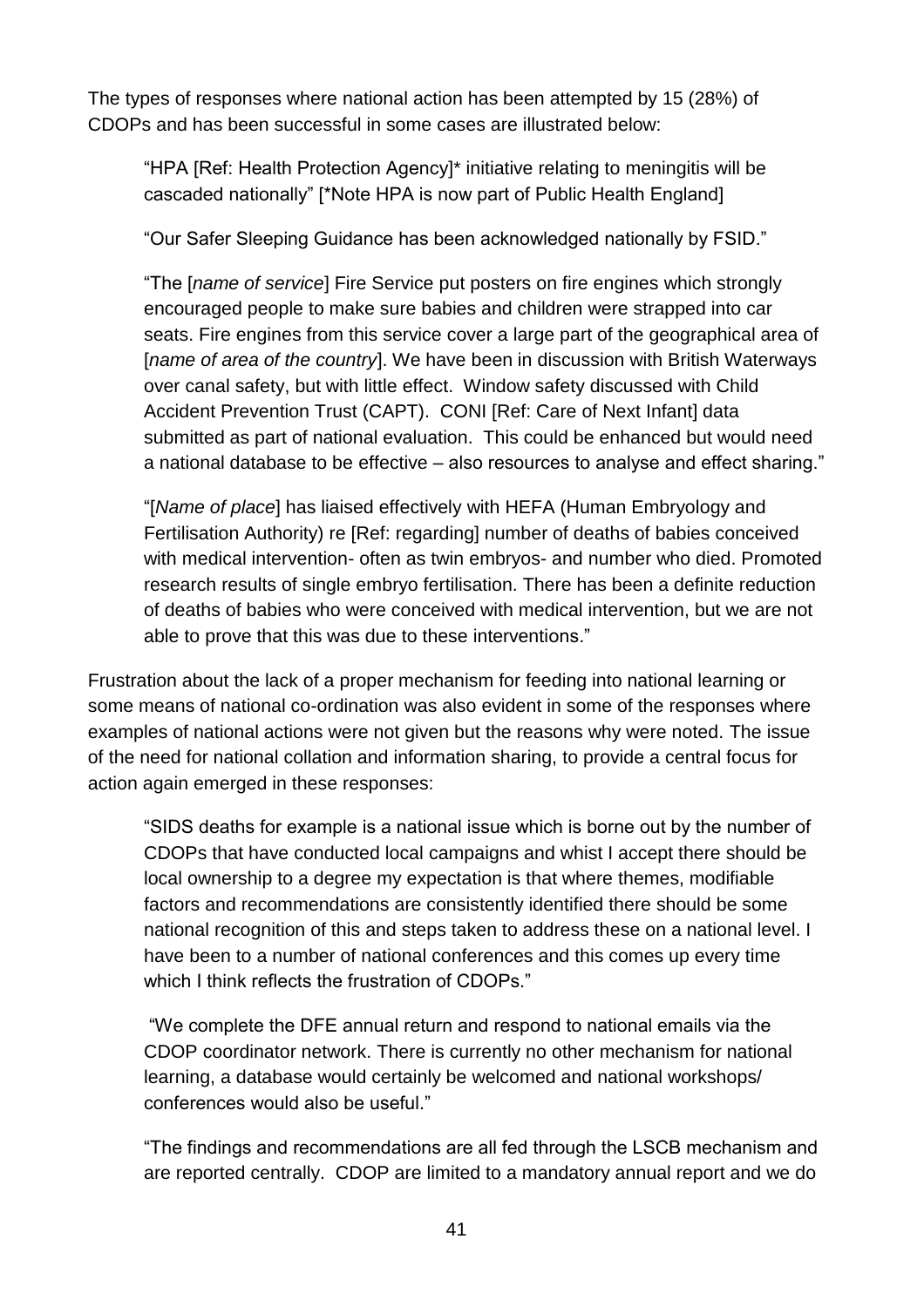The types of responses where national action has been attempted by 15 (28%) of CDOPs and has been successful in some cases are illustrated below:

> "HPA [Ref: Health Protection Agency]* initiative relating to meningitis will be cascaded nationally" [*Note HPA is now part of Public Health England]
>
> "Our Safer Sleeping Guidance has been acknowledged nationally by FSID."
>
> "The [*name of service*] Fire Service put posters on fire engines which strongly encouraged people to make sure babies and children were strapped into car seats. Fire engines from this service cover a large part of the geographical area of [*name of area of the country*]. We have been in discussion with British Waterways over canal safety, but with little effect. Window safety discussed with Child Accident Prevention Trust (CAPT). CONI [Ref: Care of Next Infant] data submitted as part of national evaluation. This could be enhanced but would need a national database to be effective – also resources to analyse and effect sharing."
>
> "[*Name of place*] has liaised effectively with HEFA (Human Embryology and Fertilisation Authority) re [Ref: regarding] number of deaths of babies conceived with medical intervention- often as twin embryos- and number who died. Promoted research results of single embryo fertilisation. There has been a definite reduction of deaths of babies who were conceived with medical intervention, but we are not able to prove that this was due to these interventions."

Frustration about the lack of a proper mechanism for feeding into national learning or some means of national co-ordination was also evident in some of the responses where examples of national actions were not given but the reasons why were noted. The issue of the need for national collation and information sharing, to provide a central focus for action again emerged in these responses:

> "SIDS deaths for example is a national issue which is borne out by the number of CDOPs that have conducted local campaigns and whist I accept there should be local ownership to a degree my expectation is that where themes, modifiable factors and recommendations are consistently identified there should be some national recognition of this and steps taken to address these on a national level. I have been to a number of national conferences and this comes up every time which I think reflects the frustration of CDOPs."
>
> "We complete the DFE annual return and respond to national emails via the CDOP coordinator network. There is currently no other mechanism for national learning, a database would certainly be welcomed and national workshops/ conferences would also be useful."
>
> "The findings and recommendations are all fed through the LSCB mechanism and are reported centrally. CDOP are limited to a mandatory annual report and we do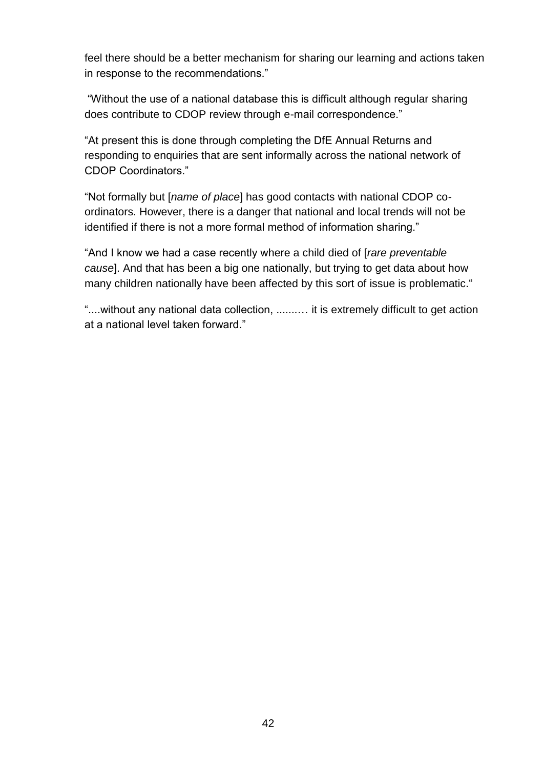feel there should be a better mechanism for sharing our learning and actions taken in response to the recommendations."

"Without the use of a national database this is difficult although regular sharing does contribute to CDOP review through e-mail correspondence."

"At present this is done through completing the DfE Annual Returns and responding to enquiries that are sent informally across the national network of CDOP Coordinators."

"Not formally but [*name of place*] has good contacts with national CDOP co-ordinators. However, there is a danger that national and local trends will not be identified if there is not a more formal method of information sharing."

"And I know we had a case recently where a child died of [*rare preventable cause*]. And that has been a big one nationally, but trying to get data about how many children nationally have been affected by this sort of issue is problematic."

"....without any national data collection, .........… it is extremely difficult to get action at a national level taken forward."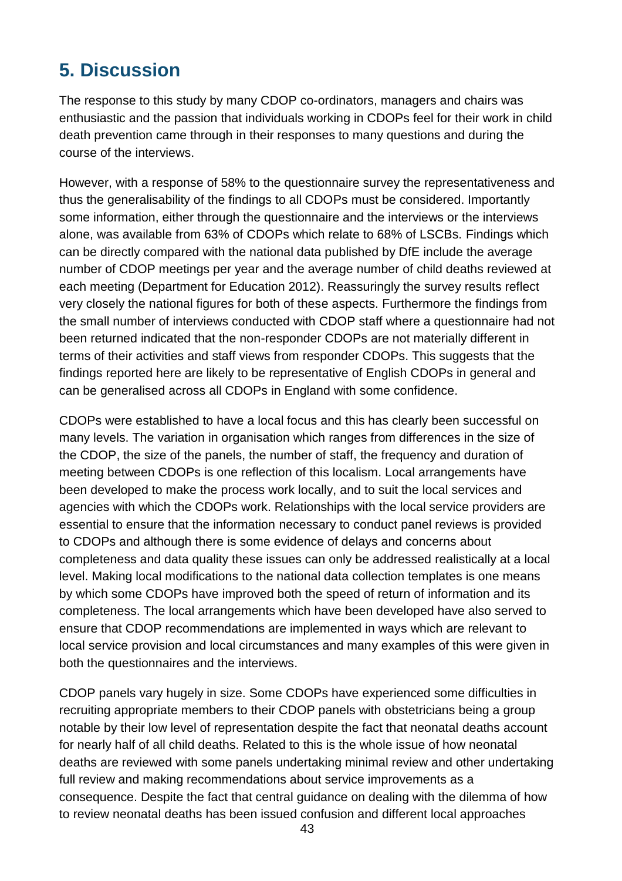## 5. Discussion

The response to this study by many CDOP co-ordinators, managers and chairs was enthusiastic and the passion that individuals working in CDOPs feel for their work in child death prevention came through in their responses to many questions and during the course of the interviews.

However, with a response of 58% to the questionnaire survey the representativeness and thus the generalisability of the findings to all CDOPs must be considered. Importantly some information, either through the questionnaire and the interviews or the interviews alone, was available from 63% of CDOPs which relate to 68% of LSCBs. Findings which can be directly compared with the national data published by DfE include the average number of CDOP meetings per year and the average number of child deaths reviewed at each meeting (Department for Education 2012). Reassuringly the survey results reflect very closely the national figures for both of these aspects. Furthermore the findings from the small number of interviews conducted with CDOP staff where a questionnaire had not been returned indicated that the non-responder CDOPs are not materially different in terms of their activities and staff views from responder CDOPs. This suggests that the findings reported here are likely to be representative of English CDOPs in general and can be generalised across all CDOPs in England with some confidence.

CDOPs were established to have a local focus and this has clearly been successful on many levels. The variation in organisation which ranges from differences in the size of the CDOP, the size of the panels, the number of staff, the frequency and duration of meeting between CDOPs is one reflection of this localism. Local arrangements have been developed to make the process work locally, and to suit the local services and agencies with which the CDOPs work. Relationships with the local service providers are essential to ensure that the information necessary to conduct panel reviews is provided to CDOPs and although there is some evidence of delays and concerns about completeness and data quality these issues can only be addressed realistically at a local level. Making local modifications to the national data collection templates is one means by which some CDOPs have improved both the speed of return of information and its completeness. The local arrangements which have been developed have also served to ensure that CDOP recommendations are implemented in ways which are relevant to local service provision and local circumstances and many examples of this were given in both the questionnaires and the interviews.

CDOP panels vary hugely in size. Some CDOPs have experienced some difficulties in recruiting appropriate members to their CDOP panels with obstetricians being a group notable by their low level of representation despite the fact that neonatal deaths account for nearly half of all child deaths. Related to this is the whole issue of how neonatal deaths are reviewed with some panels undertaking minimal review and other undertaking full review and making recommendations about service improvements as a consequence. Despite the fact that central guidance on dealing with the dilemma of how to review neonatal deaths has been issued confusion and different local approaches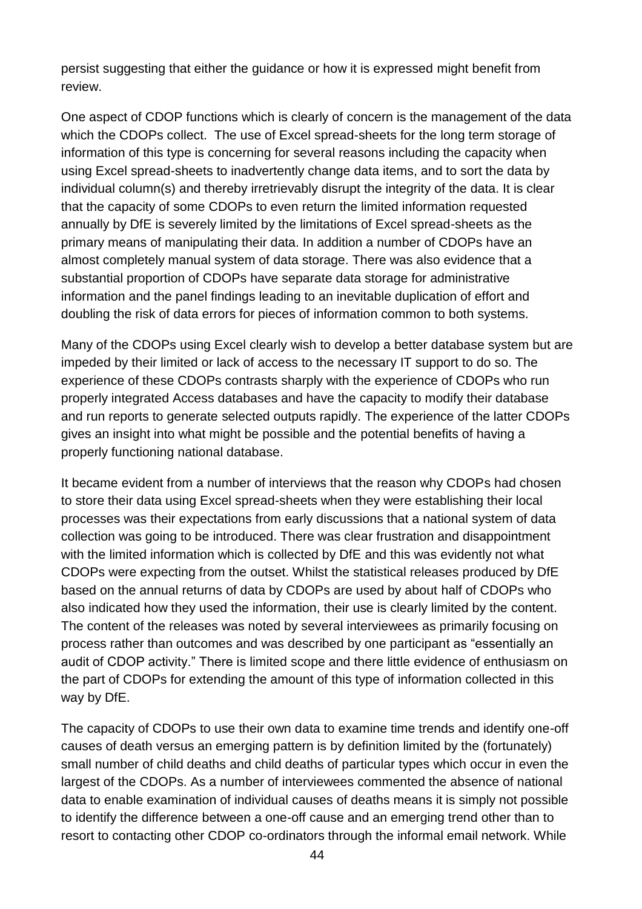persist suggesting that either the guidance or how it is expressed might benefit from review.

One aspect of CDOP functions which is clearly of concern is the management of the data which the CDOPs collect. The use of Excel spread-sheets for the long term storage of information of this type is concerning for several reasons including the capacity when using Excel spread-sheets to inadvertently change data items, and to sort the data by individual column(s) and thereby irretrievably disrupt the integrity of the data. It is clear that the capacity of some CDOPs to even return the limited information requested annually by DfE is severely limited by the limitations of Excel spread-sheets as the primary means of manipulating their data. In addition a number of CDOPs have an almost completely manual system of data storage. There was also evidence that a substantial proportion of CDOPs have separate data storage for administrative information and the panel findings leading to an inevitable duplication of effort and doubling the risk of data errors for pieces of information common to both systems.

Many of the CDOPs using Excel clearly wish to develop a better database system but are impeded by their limited or lack of access to the necessary IT support to do so. The experience of these CDOPs contrasts sharply with the experience of CDOPs who run properly integrated Access databases and have the capacity to modify their database and run reports to generate selected outputs rapidly. The experience of the latter CDOPs gives an insight into what might be possible and the potential benefits of having a properly functioning national database.

It became evident from a number of interviews that the reason why CDOPs had chosen to store their data using Excel spread-sheets when they were establishing their local processes was their expectations from early discussions that a national system of data collection was going to be introduced. There was clear frustration and disappointment with the limited information which is collected by DfE and this was evidently not what CDOPs were expecting from the outset. Whilst the statistical releases produced by DfE based on the annual returns of data by CDOPs are used by about half of CDOPs who also indicated how they used the information, their use is clearly limited by the content. The content of the releases was noted by several interviewees as primarily focusing on process rather than outcomes and was described by one participant as "essentially an audit of CDOP activity." There is limited scope and there little evidence of enthusiasm on the part of CDOPs for extending the amount of this type of information collected in this way by DfE.

The capacity of CDOPs to use their own data to examine time trends and identify one-off causes of death versus an emerging pattern is by definition limited by the (fortunately) small number of child deaths and child deaths of particular types which occur in even the largest of the CDOPs. As a number of interviewees commented the absence of national data to enable examination of individual causes of deaths means it is simply not possible to identify the difference between a one-off cause and an emerging trend other than to resort to contacting other CDOP co-ordinators through the informal email network. While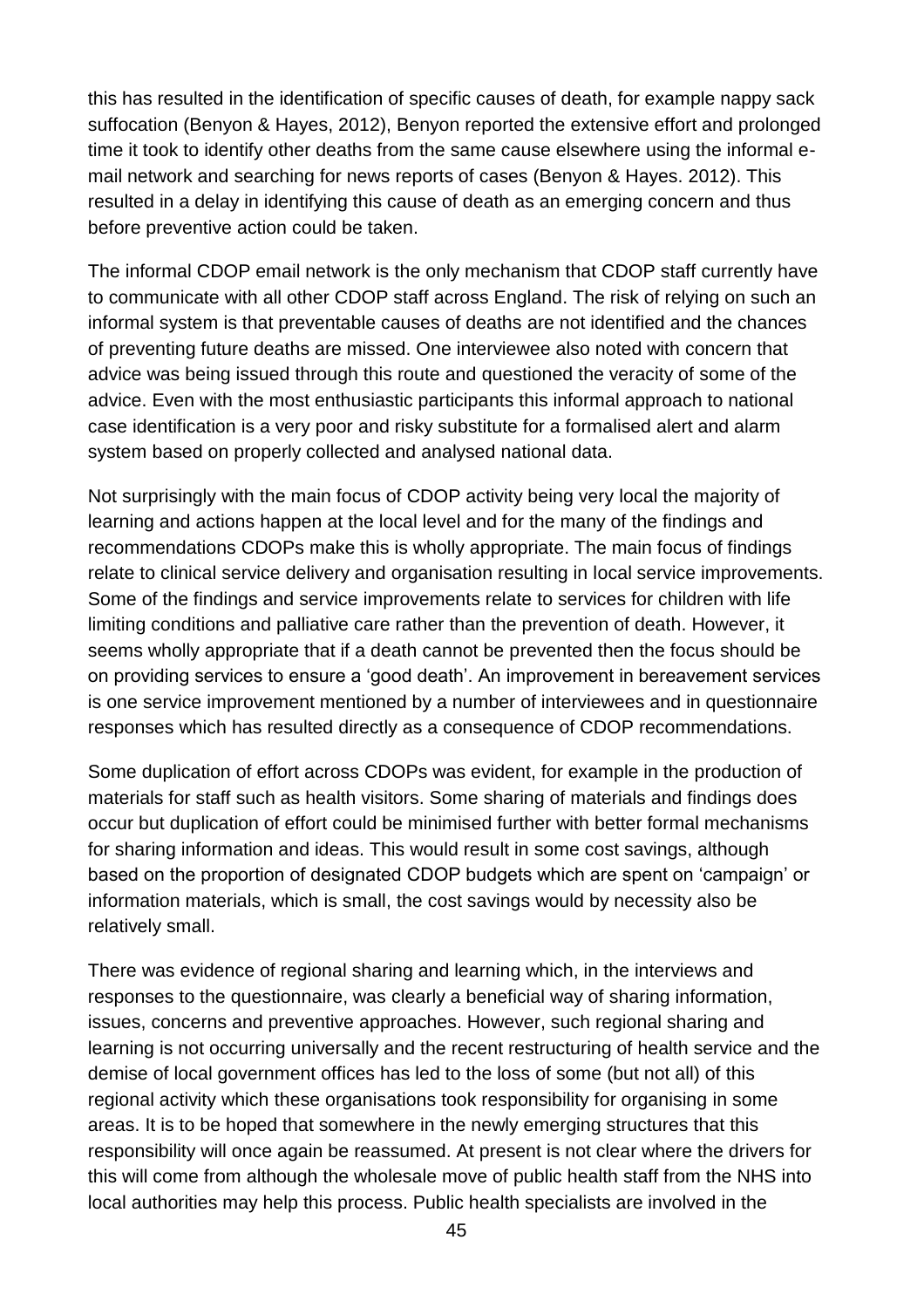this has resulted in the identification of specific causes of death, for example nappy sack suffocation (Benyon & Hayes, 2012), Benyon reported the extensive effort and prolonged time it took to identify other deaths from the same cause elsewhere using the informal e-mail network and searching for news reports of cases (Benyon & Hayes. 2012). This resulted in a delay in identifying this cause of death as an emerging concern and thus before preventive action could be taken.

The informal CDOP email network is the only mechanism that CDOP staff currently have to communicate with all other CDOP staff across England. The risk of relying on such an informal system is that preventable causes of deaths are not identified and the chances of preventing future deaths are missed. One interviewee also noted with concern that advice was being issued through this route and questioned the veracity of some of the advice. Even with the most enthusiastic participants this informal approach to national case identification is a very poor and risky substitute for a formalised alert and alarm system based on properly collected and analysed national data.

Not surprisingly with the main focus of CDOP activity being very local the majority of learning and actions happen at the local level and for the many of the findings and recommendations CDOPs make this is wholly appropriate. The main focus of findings relate to clinical service delivery and organisation resulting in local service improvements. Some of the findings and service improvements relate to services for children with life limiting conditions and palliative care rather than the prevention of death. However, it seems wholly appropriate that if a death cannot be prevented then the focus should be on providing services to ensure a 'good death'. An improvement in bereavement services is one service improvement mentioned by a number of interviewees and in questionnaire responses which has resulted directly as a consequence of CDOP recommendations.

Some duplication of effort across CDOPs was evident, for example in the production of materials for staff such as health visitors. Some sharing of materials and findings does occur but duplication of effort could be minimised further with better formal mechanisms for sharing information and ideas. This would result in some cost savings, although based on the proportion of designated CDOP budgets which are spent on 'campaign' or information materials, which is small, the cost savings would by necessity also be relatively small.

There was evidence of regional sharing and learning which, in the interviews and responses to the questionnaire, was clearly a beneficial way of sharing information, issues, concerns and preventive approaches. However, such regional sharing and learning is not occurring universally and the recent restructuring of health service and the demise of local government offices has led to the loss of some (but not all) of this regional activity which these organisations took responsibility for organising in some areas. It is to be hoped that somewhere in the newly emerging structures that this responsibility will once again be reassumed. At present is not clear where the drivers for this will come from although the wholesale move of public health staff from the NHS into local authorities may help this process. Public health specialists are involved in the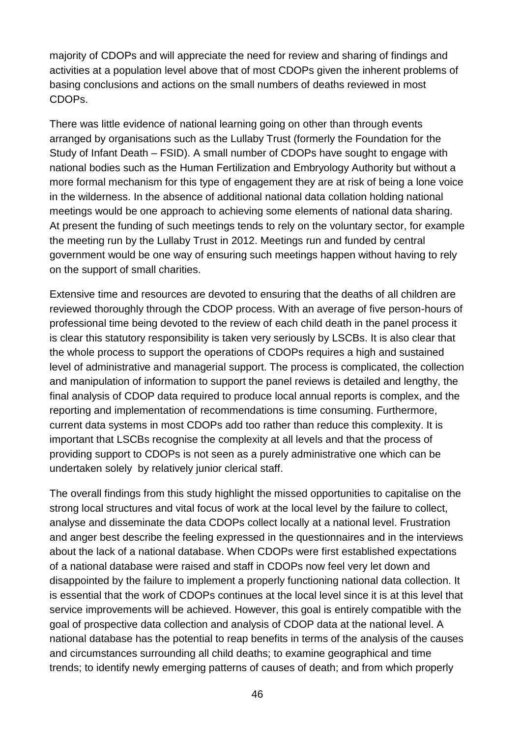majority of CDOPs and will appreciate the need for review and sharing of findings and activities at a population level above that of most CDOPs given the inherent problems of basing conclusions and actions on the small numbers of deaths reviewed in most CDOPs.

There was little evidence of national learning going on other than through events arranged by organisations such as the Lullaby Trust (formerly the Foundation for the Study of Infant Death – FSID). A small number of CDOPs have sought to engage with national bodies such as the Human Fertilization and Embryology Authority but without a more formal mechanism for this type of engagement they are at risk of being a lone voice in the wilderness. In the absence of additional national data collation holding national meetings would be one approach to achieving some elements of national data sharing. At present the funding of such meetings tends to rely on the voluntary sector, for example the meeting run by the Lullaby Trust in 2012. Meetings run and funded by central government would be one way of ensuring such meetings happen without having to rely on the support of small charities.

Extensive time and resources are devoted to ensuring that the deaths of all children are reviewed thoroughly through the CDOP process. With an average of five person-hours of professional time being devoted to the review of each child death in the panel process it is clear this statutory responsibility is taken very seriously by LSCBs. It is also clear that the whole process to support the operations of CDOPs requires a high and sustained level of administrative and managerial support. The process is complicated, the collection and manipulation of information to support the panel reviews is detailed and lengthy, the final analysis of CDOP data required to produce local annual reports is complex, and the reporting and implementation of recommendations is time consuming. Furthermore, current data systems in most CDOPs add too rather than reduce this complexity. It is important that LSCBs recognise the complexity at all levels and that the process of providing support to CDOPs is not seen as a purely administrative one which can be undertaken solely by relatively junior clerical staff.

The overall findings from this study highlight the missed opportunities to capitalise on the strong local structures and vital focus of work at the local level by the failure to collect, analyse and disseminate the data CDOPs collect locally at a national level. Frustration and anger best describe the feeling expressed in the questionnaires and in the interviews about the lack of a national database. When CDOPs were first established expectations of a national database were raised and staff in CDOPs now feel very let down and disappointed by the failure to implement a properly functioning national data collection. It is essential that the work of CDOPs continues at the local level since it is at this level that service improvements will be achieved. However, this goal is entirely compatible with the goal of prospective data collection and analysis of CDOP data at the national level. A national database has the potential to reap benefits in terms of the analysis of the causes and circumstances surrounding all child deaths; to examine geographical and time trends; to identify newly emerging patterns of causes of death; and from which properly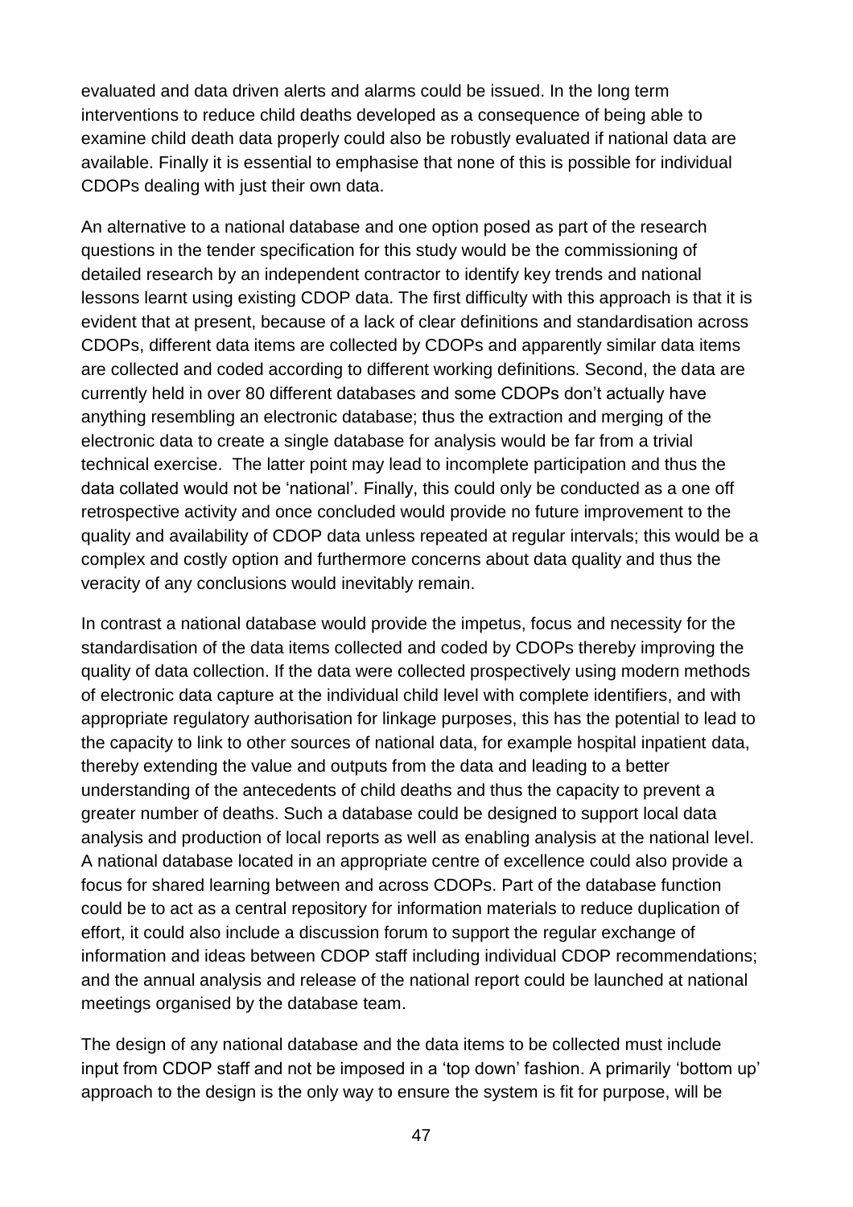evaluated and data driven alerts and alarms could be issued. In the long term interventions to reduce child deaths developed as a consequence of being able to examine child death data properly could also be robustly evaluated if national data are available. Finally it is essential to emphasise that none of this is possible for individual CDOPs dealing with just their own data.

An alternative to a national database and one option posed as part of the research questions in the tender specification for this study would be the commissioning of detailed research by an independent contractor to identify key trends and national lessons learnt using existing CDOP data. The first difficulty with this approach is that it is evident that at present, because of a lack of clear definitions and standardisation across CDOPs, different data items are collected by CDOPs and apparently similar data items are collected and coded according to different working definitions. Second, the data are currently held in over 80 different databases and some CDOPs don't actually have anything resembling an electronic database; thus the extraction and merging of the electronic data to create a single database for analysis would be far from a trivial technical exercise. The latter point may lead to incomplete participation and thus the data collated would not be 'national'. Finally, this could only be conducted as a one off retrospective activity and once concluded would provide no future improvement to the quality and availability of CDOP data unless repeated at regular intervals; this would be a complex and costly option and furthermore concerns about data quality and thus the veracity of any conclusions would inevitably remain.

In contrast a national database would provide the impetus, focus and necessity for the standardisation of the data items collected and coded by CDOPs thereby improving the quality of data collection. If the data were collected prospectively using modern methods of electronic data capture at the individual child level with complete identifiers, and with appropriate regulatory authorisation for linkage purposes, this has the potential to lead to the capacity to link to other sources of national data, for example hospital inpatient data, thereby extending the value and outputs from the data and leading to a better understanding of the antecedents of child deaths and thus the capacity to prevent a greater number of deaths. Such a database could be designed to support local data analysis and production of local reports as well as enabling analysis at the national level. A national database located in an appropriate centre of excellence could also provide a focus for shared learning between and across CDOPs. Part of the database function could be to act as a central repository for information materials to reduce duplication of effort, it could also include a discussion forum to support the regular exchange of information and ideas between CDOP staff including individual CDOP recommendations; and the annual analysis and release of the national report could be launched at national meetings organised by the database team.

The design of any national database and the data items to be collected must include input from CDOP staff and not be imposed in a 'top down' fashion. A primarily 'bottom up' approach to the design is the only way to ensure the system is fit for purpose, will be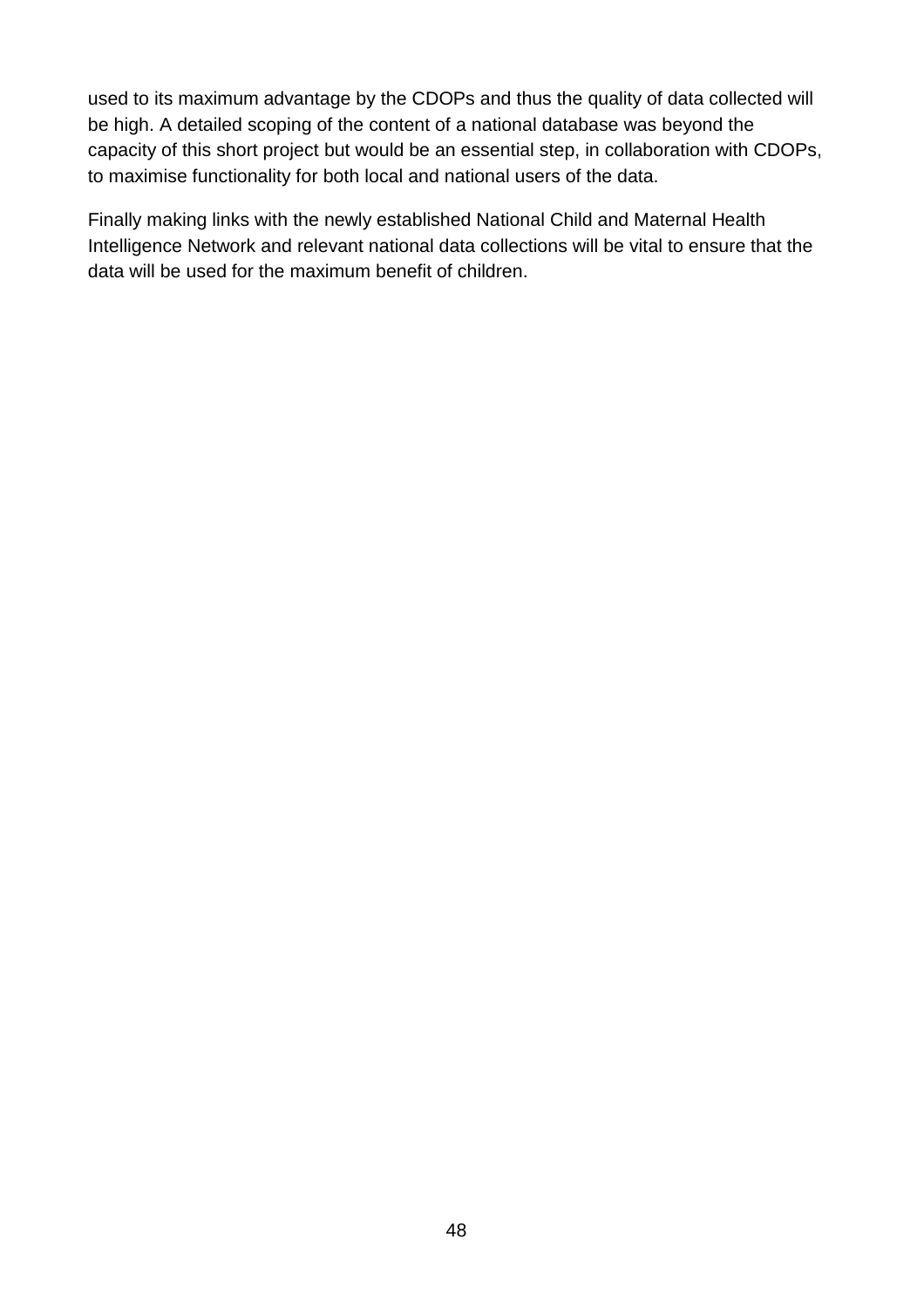used to its maximum advantage by the CDOPs and thus the quality of data collected will be high. A detailed scoping of the content of a national database was beyond the capacity of this short project but would be an essential step, in collaboration with CDOPs, to maximise functionality for both local and national users of the data.

Finally making links with the newly established National Child and Maternal Health Intelligence Network and relevant national data collections will be vital to ensure that the data will be used for the maximum benefit of children.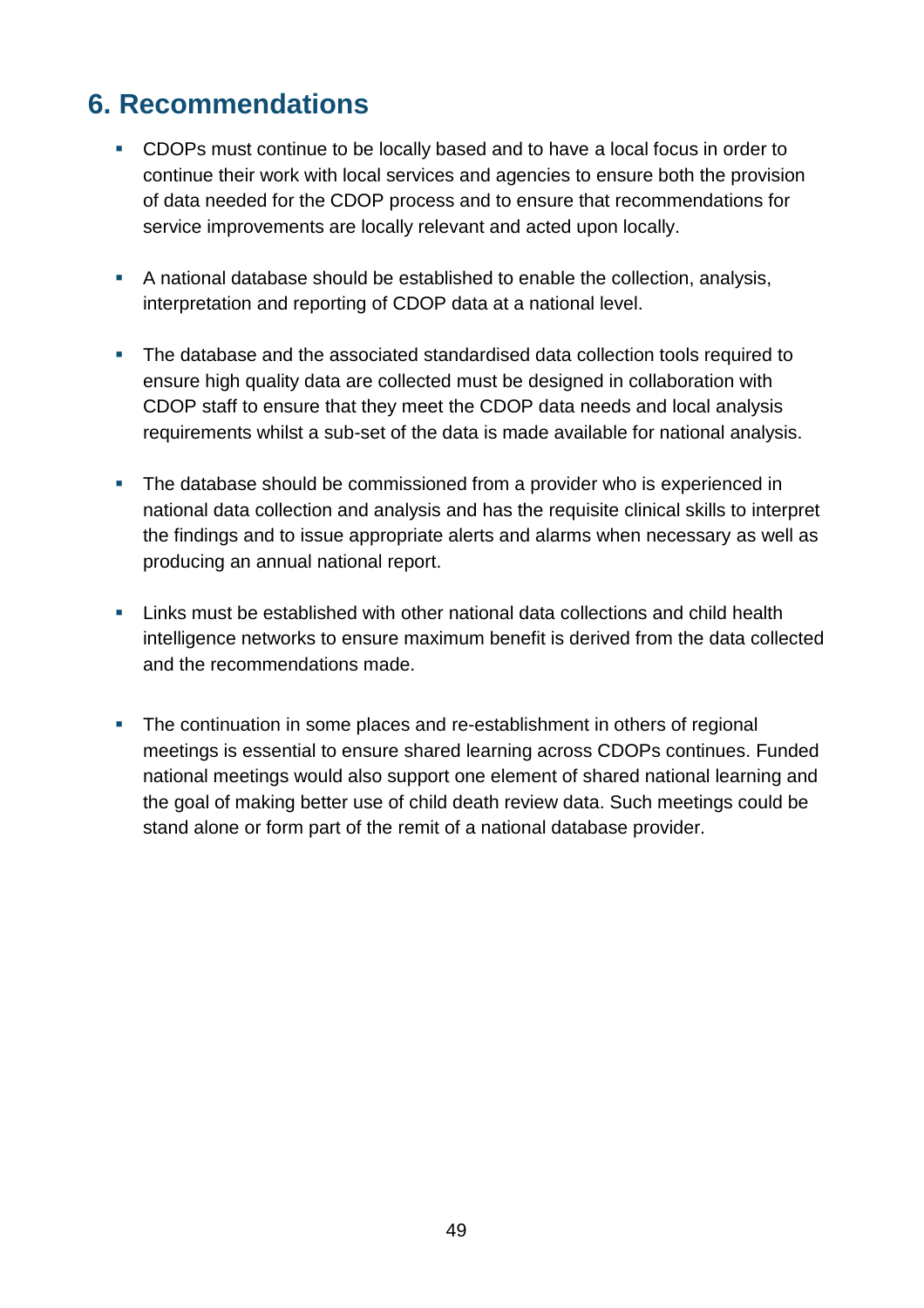## 6. Recommendations

- CDOPs must continue to be locally based and to have a local focus in order to continue their work with local services and agencies to ensure both the provision of data needed for the CDOP process and to ensure that recommendations for service improvements are locally relevant and acted upon locally.

- A national database should be established to enable the collection, analysis, interpretation and reporting of CDOP data at a national level.

- The database and the associated standardised data collection tools required to ensure high quality data are collected must be designed in collaboration with CDOP staff to ensure that they meet the CDOP data needs and local analysis requirements whilst a sub-set of the data is made available for national analysis.

- The database should be commissioned from a provider who is experienced in national data collection and analysis and has the requisite clinical skills to interpret the findings and to issue appropriate alerts and alarms when necessary as well as producing an annual national report.

- Links must be established with other national data collections and child health intelligence networks to ensure maximum benefit is derived from the data collected and the recommendations made.

- The continuation in some places and re-establishment in others of regional meetings is essential to ensure shared learning across CDOPs continues. Funded national meetings would also support one element of shared national learning and the goal of making better use of child death review data. Such meetings could be stand alone or form part of the remit of a national database provider.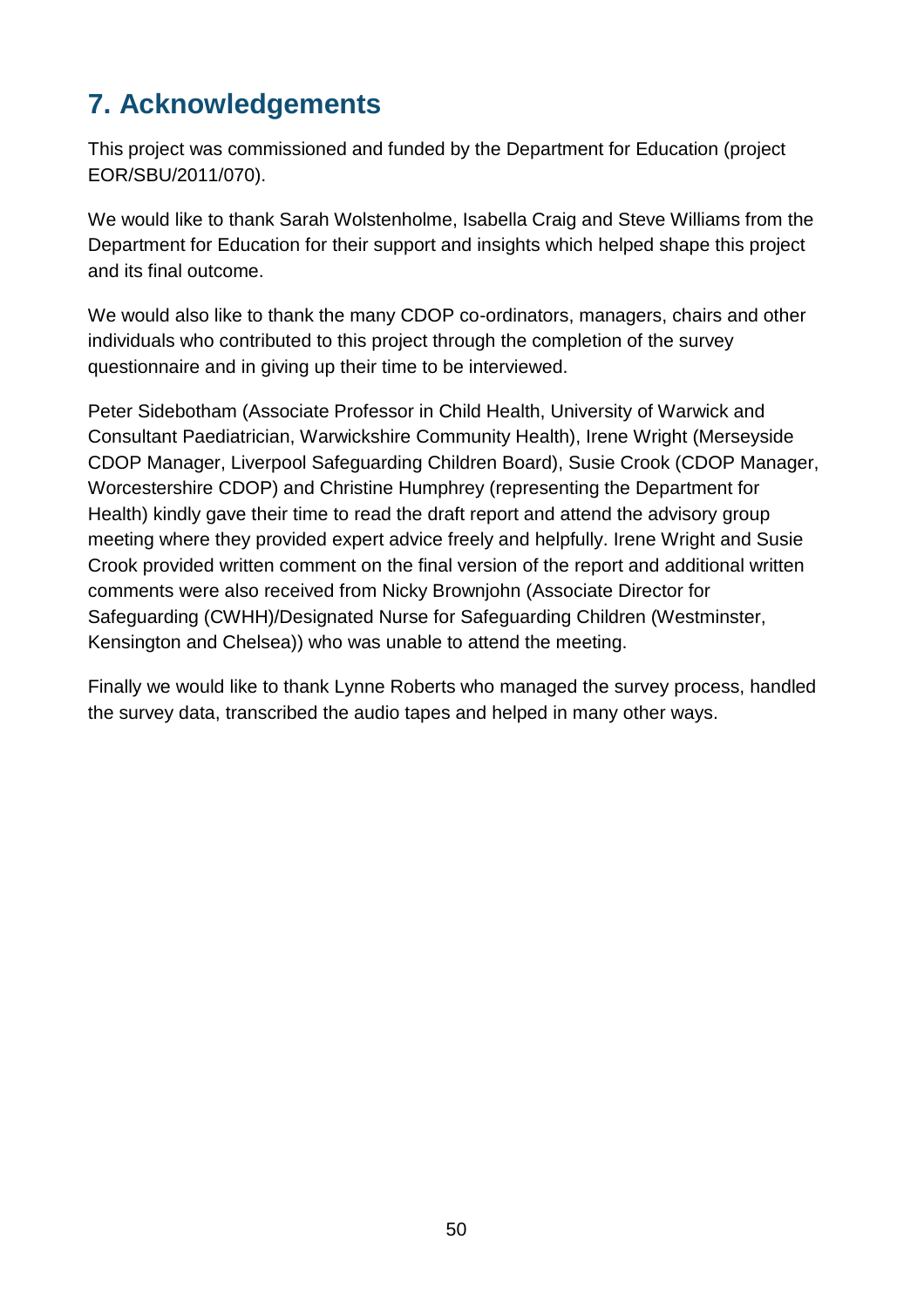# 7. Acknowledgements

This project was commissioned and funded by the Department for Education (project EOR/SBU/2011/070).

We would like to thank Sarah Wolstenholme, Isabella Craig and Steve Williams from the Department for Education for their support and insights which helped shape this project and its final outcome.

We would also like to thank the many CDOP co-ordinators, managers, chairs and other individuals who contributed to this project through the completion of the survey questionnaire and in giving up their time to be interviewed.

Peter Sidebotham (Associate Professor in Child Health, University of Warwick and Consultant Paediatrician, Warwickshire Community Health), Irene Wright (Merseyside CDOP Manager, Liverpool Safeguarding Children Board), Susie Crook (CDOP Manager, Worcestershire CDOP) and Christine Humphrey (representing the Department for Health) kindly gave their time to read the draft report and attend the advisory group meeting where they provided expert advice freely and helpfully. Irene Wright and Susie Crook provided written comment on the final version of the report and additional written comments were also received from Nicky Brownjohn (Associate Director for Safeguarding (CWHH)/Designated Nurse for Safeguarding Children (Westminster, Kensington and Chelsea)) who was unable to attend the meeting.

Finally we would like to thank Lynne Roberts who managed the survey process, handled the survey data, transcribed the audio tapes and helped in many other ways.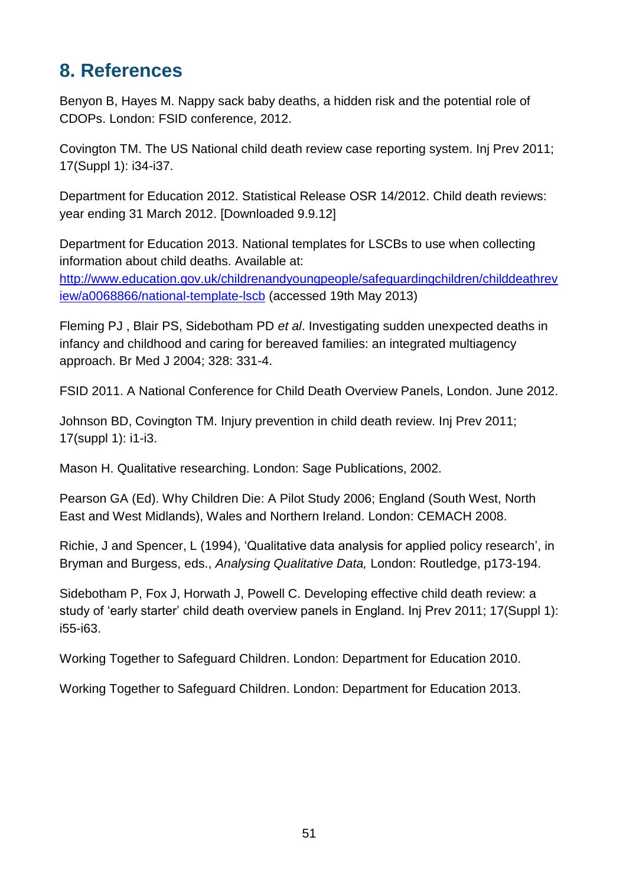## 8. References

Benyon B, Hayes M. Nappy sack baby deaths, a hidden risk and the potential role of CDOPs. London: FSID conference, 2012.

Covington TM. The US National child death review case reporting system. Inj Prev 2011; 17(Suppl 1): i34-i37.

Department for Education 2012. Statistical Release OSR 14/2012. Child death reviews: year ending 31 March 2012. [Downloaded 9.9.12]

Department for Education 2013. National templates for LSCBs to use when collecting information about child deaths. Available at: [http://www.education.gov.uk/childrenandyoungpeople/safeguardingchildren/childdeathreview/a0068866/national-template-lscb](http://www.education.gov.uk/childrenandyoungpeople/safeguardingchildren/childdeathreview/a0068866/national-template-lscb) (accessed 19th May 2013)

Fleming PJ , Blair PS, Sidebotham PD *et al*. Investigating sudden unexpected deaths in infancy and childhood and caring for bereaved families: an integrated multiagency approach. Br Med J 2004; 328: 331-4.

FSID 2011. A National Conference for Child Death Overview Panels, London. June 2012.

Johnson BD, Covington TM. Injury prevention in child death review. Inj Prev 2011; 17(suppl 1): i1-i3.

Mason H. Qualitative researching. London: Sage Publications, 2002.

Pearson GA (Ed). Why Children Die: A Pilot Study 2006; England (South West, North East and West Midlands), Wales and Northern Ireland. London: CEMACH 2008.

Richie, J and Spencer, L (1994), 'Qualitative data analysis for applied policy research', in Bryman and Burgess, eds., *Analysing Qualitative Data,* London: Routledge, p173-194.

Sidebotham P, Fox J, Horwath J, Powell C. Developing effective child death review: a study of 'early starter' child death overview panels in England. Inj Prev 2011; 17(Suppl 1): i55-i63.

Working Together to Safeguard Children. London: Department for Education 2010.

Working Together to Safeguard Children. London: Department for Education 2013.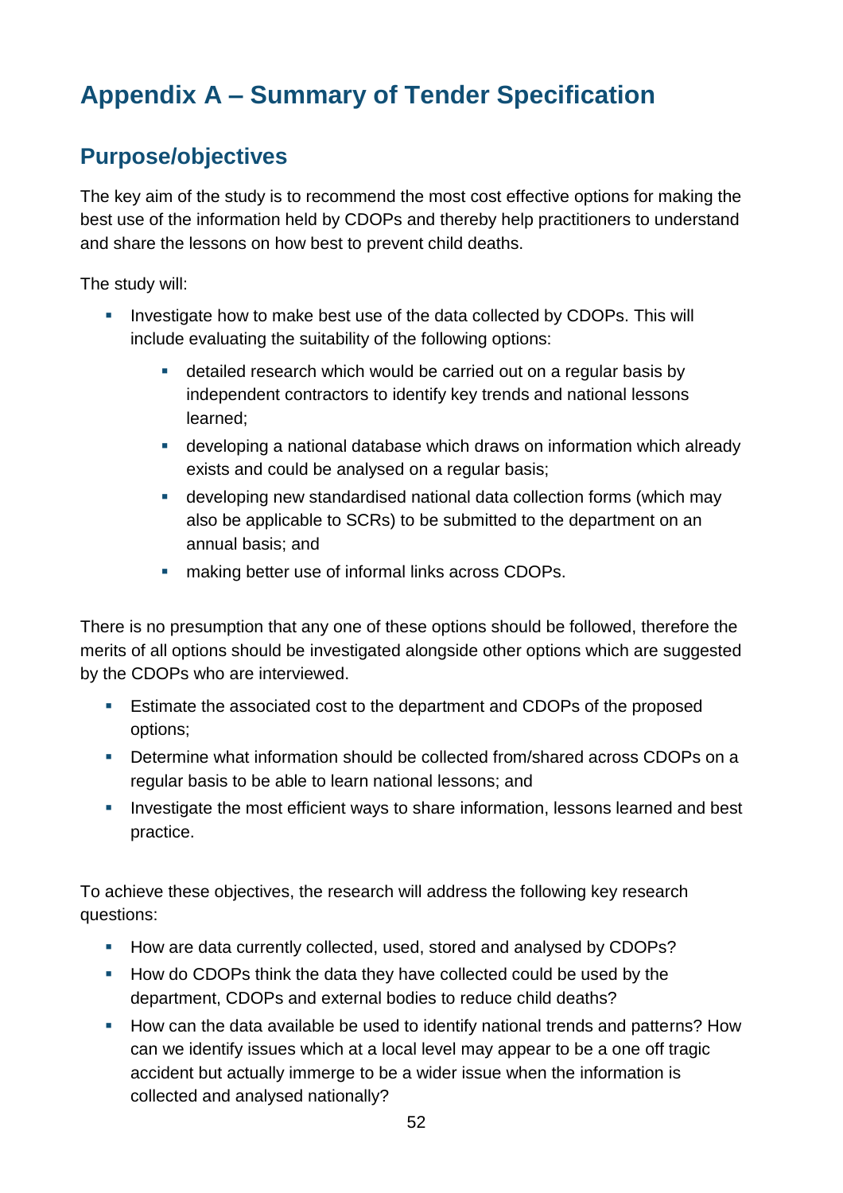# Appendix A – Summary of Tender Specification

## Purpose/objectives

The key aim of the study is to recommend the most cost effective options for making the best use of the information held by CDOPs and thereby help practitioners to understand and share the lessons on how best to prevent child deaths.

The study will:

- Investigate how to make best use of the data collected by CDOPs. This will include evaluating the suitability of the following options:
  - detailed research which would be carried out on a regular basis by independent contractors to identify key trends and national lessons learned;
  - developing a national database which draws on information which already exists and could be analysed on a regular basis;
  - developing new standardised national data collection forms (which may also be applicable to SCRs) to be submitted to the department on an annual basis; and
  - making better use of informal links across CDOPs.

There is no presumption that any one of these options should be followed, therefore the merits of all options should be investigated alongside other options which are suggested by the CDOPs who are interviewed.

- Estimate the associated cost to the department and CDOPs of the proposed options;
- Determine what information should be collected from/shared across CDOPs on a regular basis to be able to learn national lessons; and
- Investigate the most efficient ways to share information, lessons learned and best practice.

To achieve these objectives, the research will address the following key research questions:

- How are data currently collected, used, stored and analysed by CDOPs?
- How do CDOPs think the data they have collected could be used by the department, CDOPs and external bodies to reduce child deaths?
- How can the data available be used to identify national trends and patterns? How can we identify issues which at a local level may appear to be a one off tragic accident but actually immerge to be a wider issue when the information is collected and analysed nationally?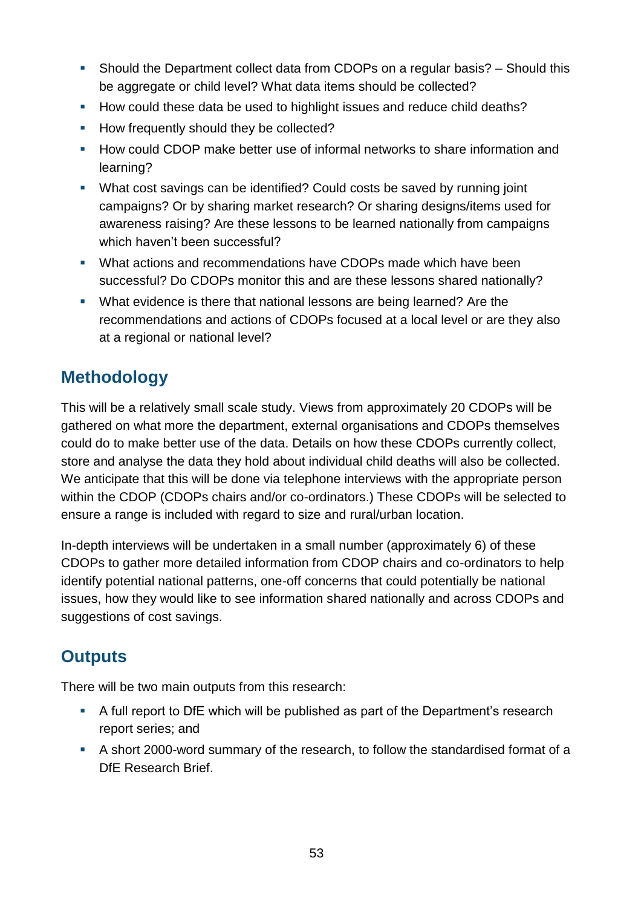- Should the Department collect data from CDOPs on a regular basis? – Should this be aggregate or child level? What data items should be collected?
- How could these data be used to highlight issues and reduce child deaths?
- How frequently should they be collected?
- How could CDOP make better use of informal networks to share information and learning?
- What cost savings can be identified? Could costs be saved by running joint campaigns? Or by sharing market research? Or sharing designs/items used for awareness raising? Are these lessons to be learned nationally from campaigns which haven't been successful?
- What actions and recommendations have CDOPs made which have been successful? Do CDOPs monitor this and are these lessons shared nationally?
- What evidence is there that national lessons are being learned? Are the recommendations and actions of CDOPs focused at a local level or are they also at a regional or national level?

## Methodology

This will be a relatively small scale study. Views from approximately 20 CDOPs will be gathered on what more the department, external organisations and CDOPs themselves could do to make better use of the data. Details on how these CDOPs currently collect, store and analyse the data they hold about individual child deaths will also be collected. We anticipate that this will be done via telephone interviews with the appropriate person within the CDOP (CDOPs chairs and/or co-ordinators.) These CDOPs will be selected to ensure a range is included with regard to size and rural/urban location.

In-depth interviews will be undertaken in a small number (approximately 6) of these CDOPs to gather more detailed information from CDOP chairs and co-ordinators to help identify potential national patterns, one-off concerns that could potentially be national issues, how they would like to see information shared nationally and across CDOPs and suggestions of cost savings.

## Outputs

There will be two main outputs from this research:

- A full report to DfE which will be published as part of the Department's research report series; and
- A short 2000-word summary of the research, to follow the standardised format of a DfE Research Brief.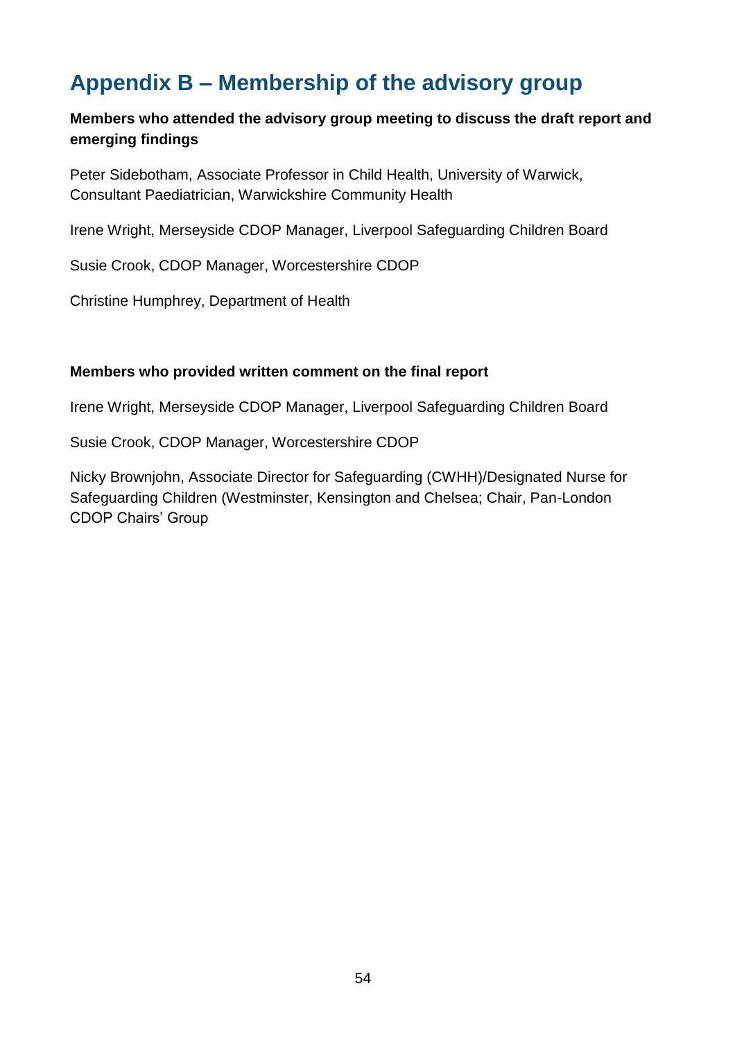## Appendix B – Membership of the advisory group

**Members who attended the advisory group meeting to discuss the draft report and emerging findings**

Peter Sidebotham, Associate Professor in Child Health, University of Warwick, Consultant Paediatrician, Warwickshire Community Health

Irene Wright, Merseyside CDOP Manager, Liverpool Safeguarding Children Board

Susie Crook, CDOP Manager, Worcestershire CDOP

Christine Humphrey, Department of Health

**Members who provided written comment on the final report**

Irene Wright, Merseyside CDOP Manager, Liverpool Safeguarding Children Board

Susie Crook, CDOP Manager, Worcestershire CDOP

Nicky Brownjohn, Associate Director for Safeguarding (CWHH)/Designated Nurse for Safeguarding Children (Westminster, Kensington and Chelsea; Chair, Pan-London CDOP Chairs' Group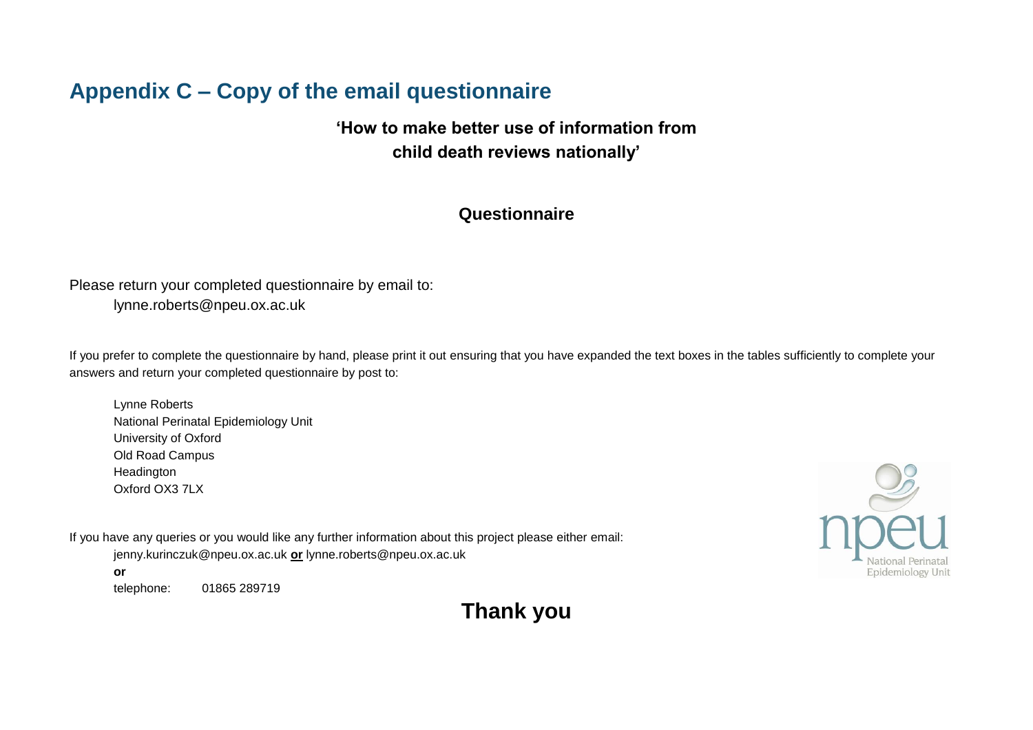## Appendix C – Copy of the email questionnaire

**'How to make better use of information from child death reviews nationally'**

**Questionnaire**

Please return your completed questionnaire by email to:

lynne.roberts@npeu.ox.ac.uk

If you prefer to complete the questionnaire by hand, please print it out ensuring that you have expanded the text boxes in the tables sufficiently to complete your answers and return your completed questionnaire by post to:

Lynne Roberts
National Perinatal Epidemiology Unit
University of Oxford
Old Road Campus
Headington
Oxford OX3 7LX

If you have any queries or you would like any further information about this project please either email:

jenny.kurinczuk@npeu.ox.ac.uk **or** lynne.roberts@npeu.ox.ac.uk

**or**

telephone: 01865 289719

npeu National Perinatal Epidemiology Unit

**Thank you**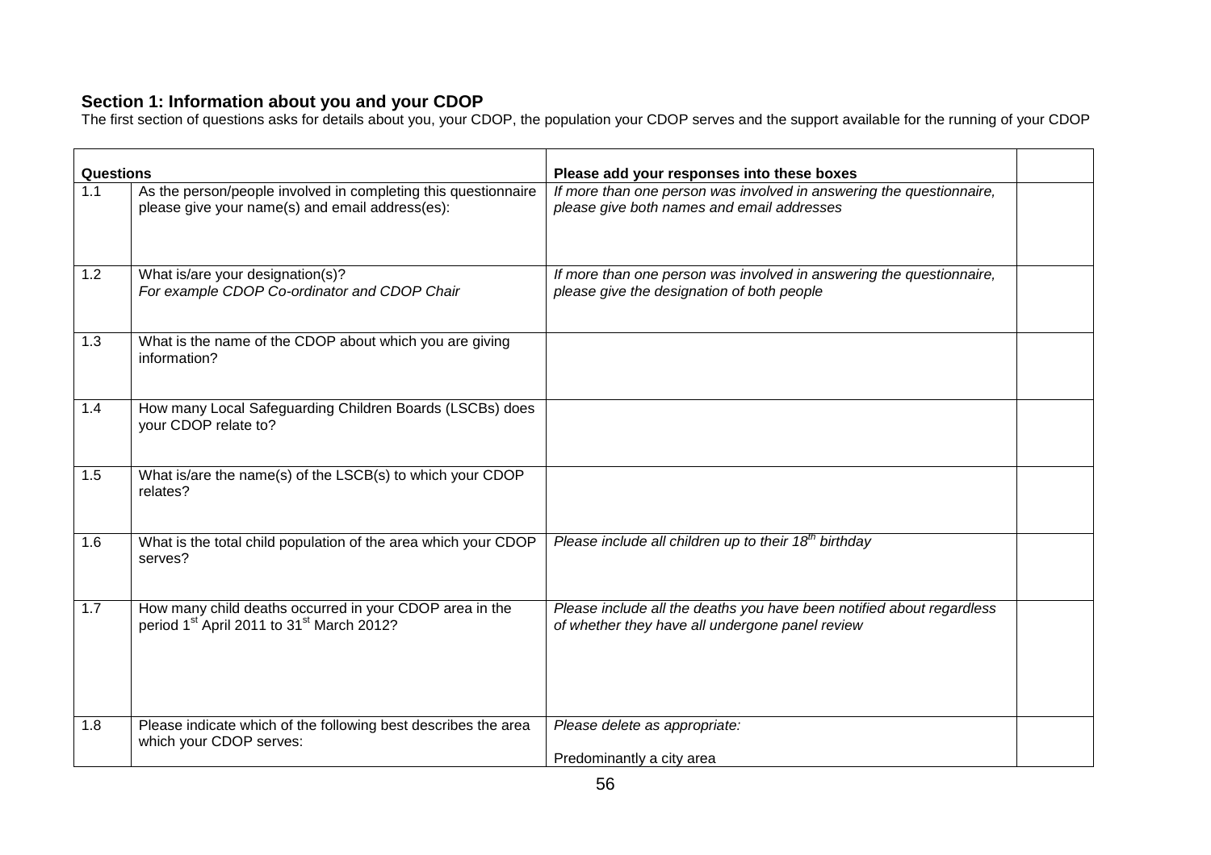**Section 1: Information about you and your CDOP**

The first section of questions asks for details about you, your CDOP, the population your CDOP serves and the support available for the running of your CDOP

| **Questions** | | **Please add your responses into these boxes** | |
|---|---|---|---|
| 1.1 | As the person/people involved in completing this questionnaire please give your name(s) and email address(es): | *If more than one person was involved in answering the questionnaire, please give both names and email addresses* | |
| 1.2 | What is/are your designation(s)? *For example CDOP Co-ordinator and CDOP Chair* | *If more than one person was involved in answering the questionnaire, please give the designation of both people* | |
| 1.3 | What is the name of the CDOP about which you are giving information? | | |
| 1.4 | How many Local Safeguarding Children Boards (LSCBs) does your CDOP relate to? | | |
| 1.5 | What is/are the name(s) of the LSCB(s) to which your CDOP relates? | | |
| 1.6 | What is the total child population of the area which your CDOP serves? | *Please include all children up to their 18th birthday* | |
| 1.7 | How many child deaths occurred in your CDOP area in the period 1st April 2011 to 31st March 2012? | *Please include all the deaths you have been notified about regardless of whether they have all undergone panel review* | |
| 1.8 | Please indicate which of the following best describes the area which your CDOP serves: | *Please delete as appropriate:* <br><br> Predominantly a city area | |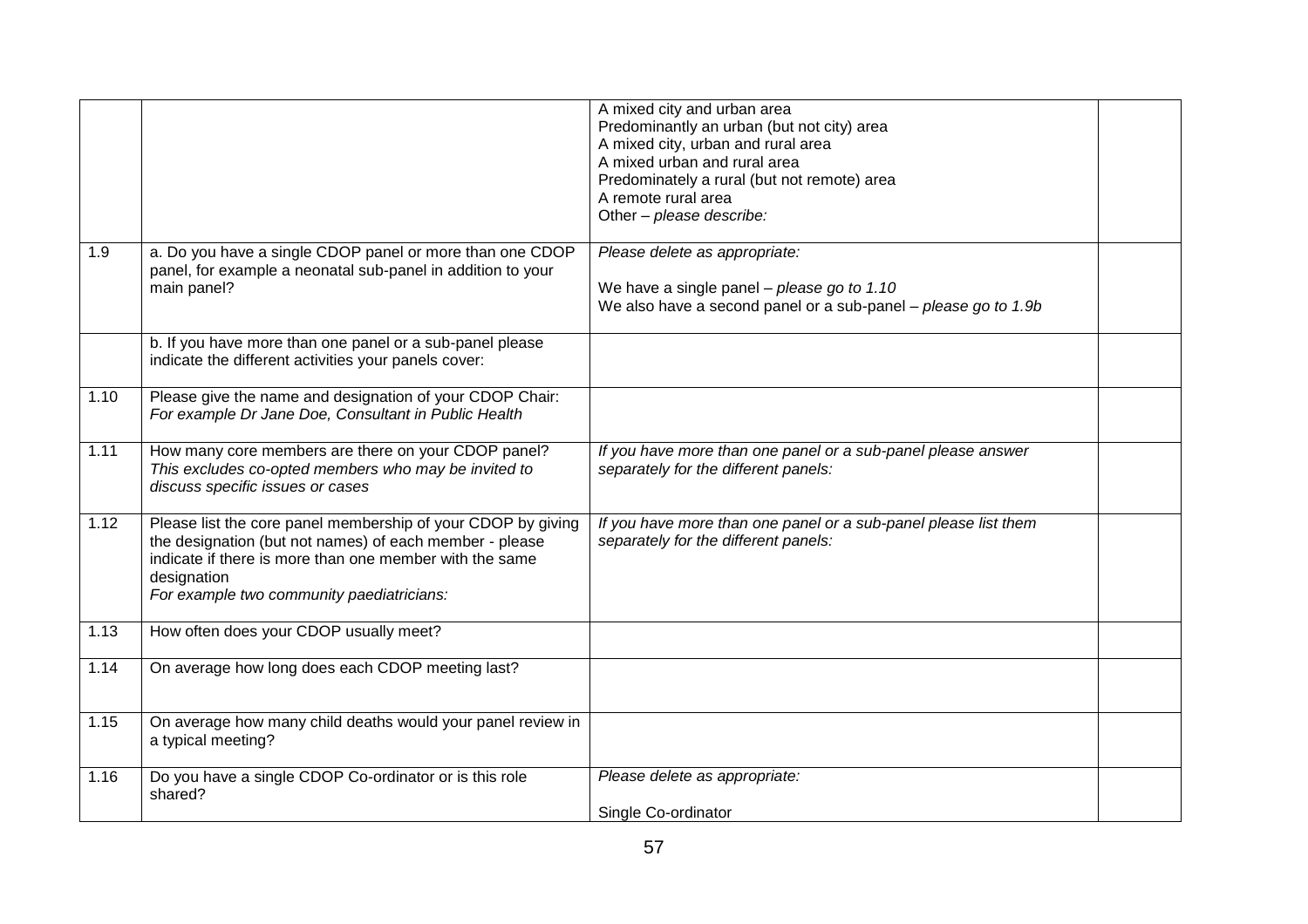| | | | |
|---|---|---|---|
| | | A mixed city and urban area<br>Predominantly an urban (but not city) area<br>A mixed city, urban and rural area<br>A mixed urban and rural area<br>Predominately a rural (but not remote) area<br>A remote rural area<br>Other – *please describe:* | |
| 1.9 | a. Do you have a single CDOP panel or more than one CDOP panel, for example a neonatal sub-panel in addition to your main panel? | *Please delete as appropriate:*<br><br>We have a single panel – *please go to 1.10*<br>We also have a second panel or a sub-panel – *please go to 1.9b* | |
| | b. If you have more than one panel or a sub-panel please indicate the different activities your panels cover: | | |
| 1.10 | Please give the name and designation of your CDOP Chair:<br>*For example Dr Jane Doe, Consultant in Public Health* | | |
| 1.11 | How many core members are there on your CDOP panel?<br>*This excludes co-opted members who may be invited to discuss specific issues or cases* | *If you have more than one panel or a sub-panel please answer separately for the different panels:* | |
| 1.12 | Please list the core panel membership of your CDOP by giving the designation (but not names) of each member - please indicate if there is more than one member with the same designation<br>*For example two community paediatricians:* | *If you have more than one panel or a sub-panel please list them separately for the different panels:* | |
| 1.13 | How often does your CDOP usually meet? | | |
| 1.14 | On average how long does each CDOP meeting last? | | |
| 1.15 | On average how many child deaths would your panel review in a typical meeting? | | |
| 1.16 | Do you have a single CDOP Co-ordinator or is this role shared? | *Please delete as appropriate:*<br><br>Single Co-ordinator | |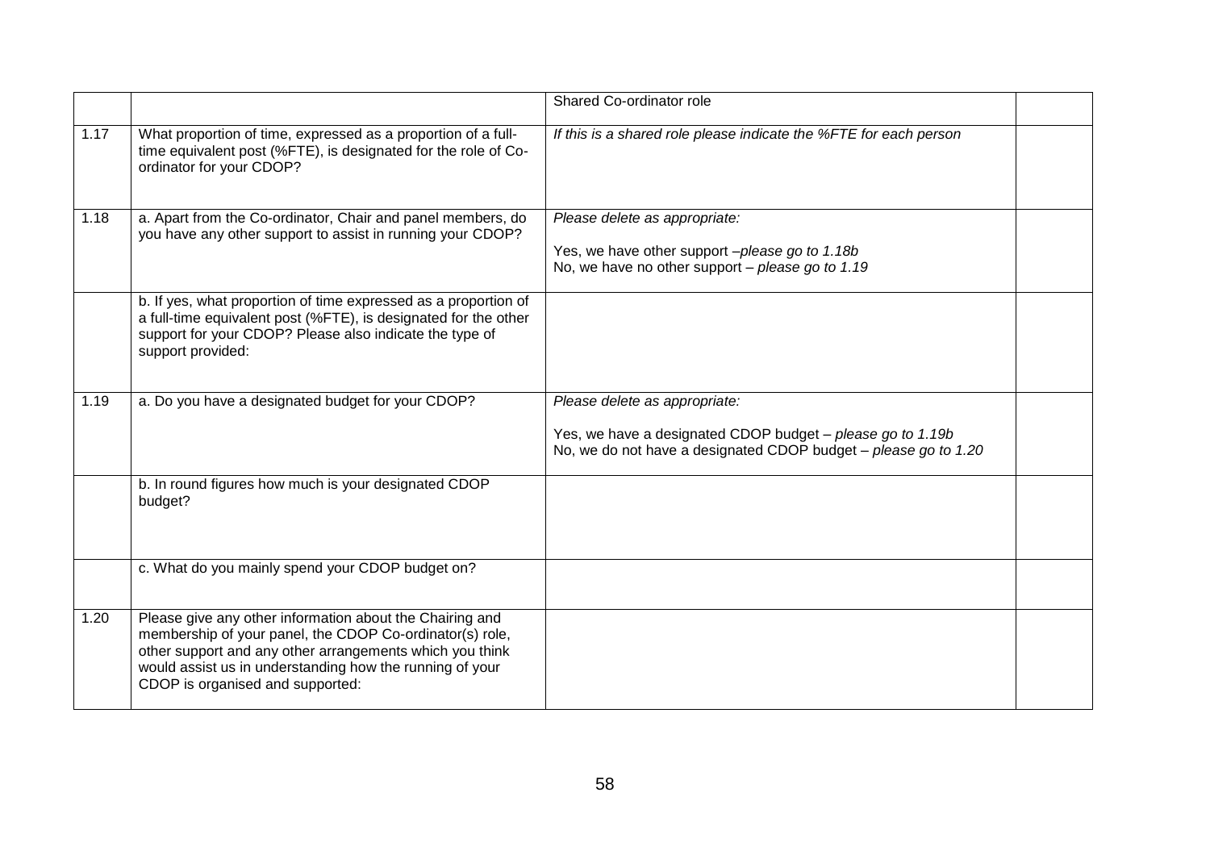| | | | |
|---|---|---|---|
| | | Shared Co-ordinator role | |
| 1.17 | What proportion of time, expressed as a proportion of a full-time equivalent post (%FTE), is designated for the role of Co-ordinator for your CDOP? | *If this is a shared role please indicate the %FTE for each person* | |
| 1.18 | a. Apart from the Co-ordinator, Chair and panel members, do you have any other support to assist in running your CDOP? | *Please delete as appropriate:*<br><br>Yes, we have other support –*please go to 1.18b*<br>No, we have no other support – *please go to 1.19* | |
| | b. If yes, what proportion of time expressed as a proportion of a full-time equivalent post (%FTE), is designated for the other support for your CDOP? Please also indicate the type of support provided: | | |
| 1.19 | a. Do you have a designated budget for your CDOP? | *Please delete as appropriate:*<br><br>Yes, we have a designated CDOP budget – *please go to 1.19b*<br>No, we do not have a designated CDOP budget – *please go to 1.20* | |
| | b. In round figures how much is your designated CDOP budget? | | |
| | c. What do you mainly spend your CDOP budget on? | | |
| 1.20 | Please give any other information about the Chairing and membership of your panel, the CDOP Co-ordinator(s) role, other support and any other arrangements which you think would assist us in understanding how the running of your CDOP is organised and supported: | | |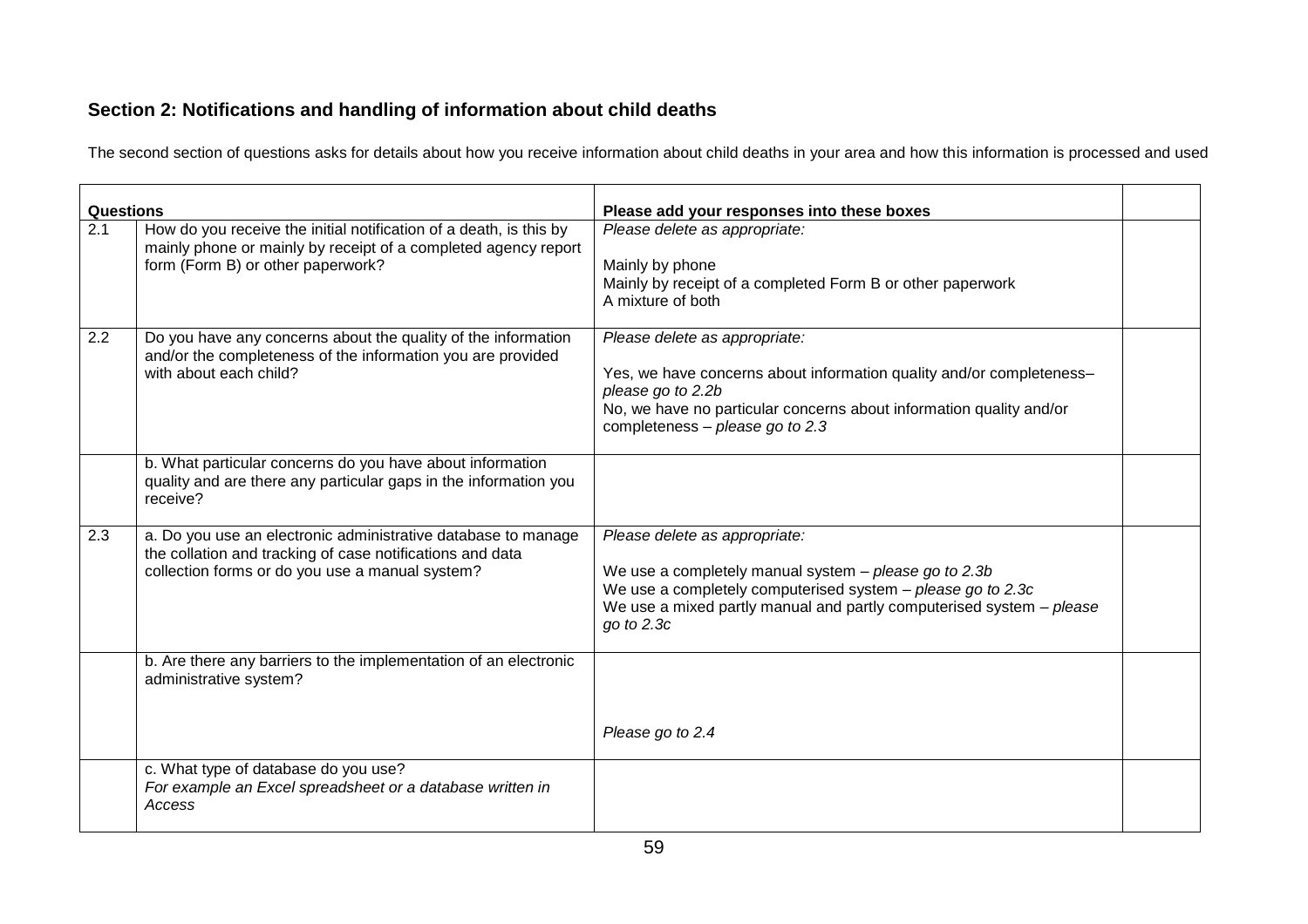**Section 2: Notifications and handling of information about child deaths**

The second section of questions asks for details about how you receive information about child deaths in your area and how this information is processed and used

| Questions | | Please add your responses into these boxes | |
|---|---|---|---|
| 2.1 | How do you receive the initial notification of a death, is this by mainly phone or mainly by receipt of a completed agency report form (Form B) or other paperwork? | *Please delete as appropriate:*<br><br>Mainly by phone<br>Mainly by receipt of a completed Form B or other paperwork<br>A mixture of both | |
| 2.2 | Do you have any concerns about the quality of the information and/or the completeness of the information you are provided with about each child? | *Please delete as appropriate:*<br><br>Yes, we have concerns about information quality and/or completeness– *please go to 2.2b*<br>No, we have no particular concerns about information quality and/or completeness – *please go to 2.3* | |
| | b. What particular concerns do you have about information quality and are there any particular gaps in the information you receive? | | |
| 2.3 | a. Do you use an electronic administrative database to manage the collation and tracking of case notifications and data collection forms or do you use a manual system? | *Please delete as appropriate:*<br><br>We use a completely manual system – *please go to 2.3b*<br>We use a completely computerised system – *please go to 2.3c*<br>We use a mixed partly manual and partly computerised system – *please go to 2.3c* | |
| | b. Are there any barriers to the implementation of an electronic administrative system? | *Please go to 2.4* | |
| | c. What type of database do you use?<br>*For example an Excel spreadsheet or a database written in Access* | | |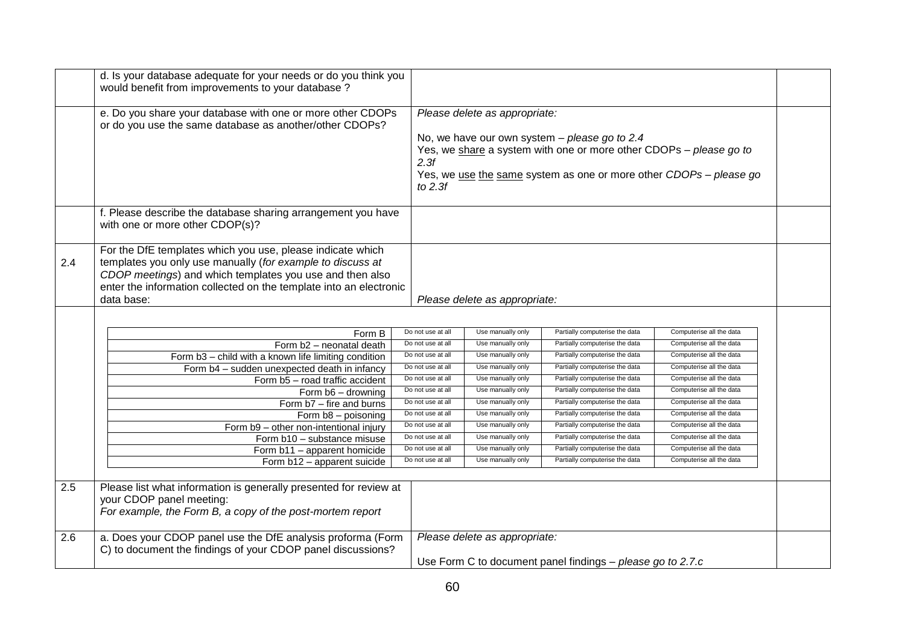| | | | |
|---|---|---|---|
| | d. Is your database adequate for your needs or do you think you would benefit from improvements to your database ? | | |
| | e. Do you share your database with one or more other CDOPs or do you use the same database as another/other CDOPs? | *Please delete as appropriate:*<br><br>No, we have our own system – *please go to 2.4*<br>Yes, we <u>share</u> a system with one or more other CDOPs – *please go to 2.3f*<br>Yes, we <u>use the same</u> system as one or more other *CDOPs – please go to 2.3f* | |
| | f. Please describe the database sharing arrangement you have with one or more other CDOP(s)? | | |
| 2.4 | For the DfE templates which you use, please indicate which templates you only use manually (*for example to discuss at CDOP meetings*) and which templates you use and then also enter the information collected on the template into an electronic data base: | *Please delete as appropriate:* | |

| Form | | | | |
|---|---|---|---|---|
| Form B | Do not use at all | Use manually only | Partially computerise the data | Computerise all the data |
| Form b2 – neonatal death | Do not use at all | Use manually only | Partially computerise the data | Computerise all the data |
| Form b3 – child with a known life limiting condition | Do not use at all | Use manually only | Partially computerise the data | Computerise all the data |
| Form b4 – sudden unexpected death in infancy | Do not use at all | Use manually only | Partially computerise the data | Computerise all the data |
| Form b5 – road traffic accident | Do not use at all | Use manually only | Partially computerise the data | Computerise all the data |
| Form b6 – drowning | Do not use at all | Use manually only | Partially computerise the data | Computerise all the data |
| Form b7 – fire and burns | Do not use at all | Use manually only | Partially computerise the data | Computerise all the data |
| Form b8 – poisoning | Do not use at all | Use manually only | Partially computerise the data | Computerise all the data |
| Form b9 – other non-intentional injury | Do not use at all | Use manually only | Partially computerise the data | Computerise all the data |
| Form b10 – substance misuse | Do not use at all | Use manually only | Partially computerise the data | Computerise all the data |
| Form b11 – apparent homicide | Do not use at all | Use manually only | Partially computerise the data | Computerise all the data |
| Form b12 – apparent suicide | Do not use at all | Use manually only | Partially computerise the data | Computerise all the data |

| | | | |
|---|---|---|---|
| 2.5 | Please list what information is generally presented for review at your CDOP panel meeting:<br>*For example, the Form B, a copy of the post-mortem report* | | |
| 2.6 | a. Does your CDOP panel use the DfE analysis proforma (Form C) to document the findings of your CDOP panel discussions? | *Please delete as appropriate:*<br><br>Use Form C to document panel findings – *please go to 2.7.c* | |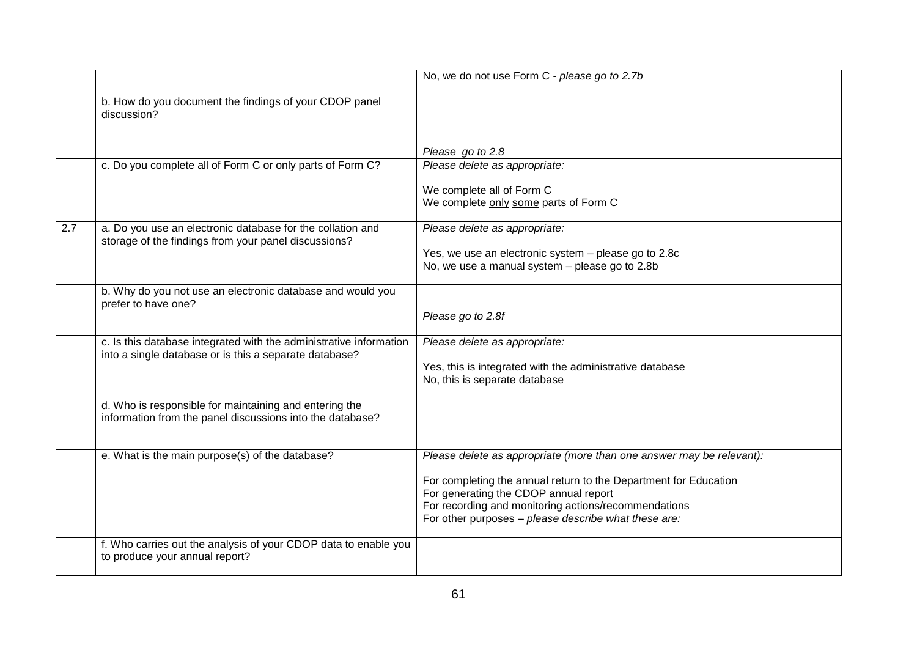| | | | |
|---|---|---|---|
| | | No, we do not use Form C - *please go to 2.7b* | |
| | b. How do you document the findings of your CDOP panel discussion? | *Please go to 2.8* | |
| | c. Do you complete all of Form C or only parts of Form C? | *Please delete as appropriate:*<br><br>We complete all of Form C<br>We complete <u>only</u> <u>some</u> parts of Form C | |
| 2.7 | a. Do you use an electronic database for the collation and storage of the <u>findings</u> from your panel discussions? | *Please delete as appropriate:*<br><br>Yes, we use an electronic system – please go to 2.8c<br>No, we use a manual system – please go to 2.8b | |
| | b. Why do you not use an electronic database and would you prefer to have one? | *Please go to 2.8f* | |
| | c. Is this database integrated with the administrative information into a single database or is this a separate database? | *Please delete as appropriate:*<br><br>Yes, this is integrated with the administrative database<br>No, this is separate database | |
| | d. Who is responsible for maintaining and entering the information from the panel discussions into the database? | | |
| | e. What is the main purpose(s) of the database? | *Please delete as appropriate (more than one answer may be relevant):*<br><br>For completing the annual return to the Department for Education<br>For generating the CDOP annual report<br>For recording and monitoring actions/recommendations<br>For other purposes – *please describe what these are:* | |
| | f. Who carries out the analysis of your CDOP data to enable you to produce your annual report? | | |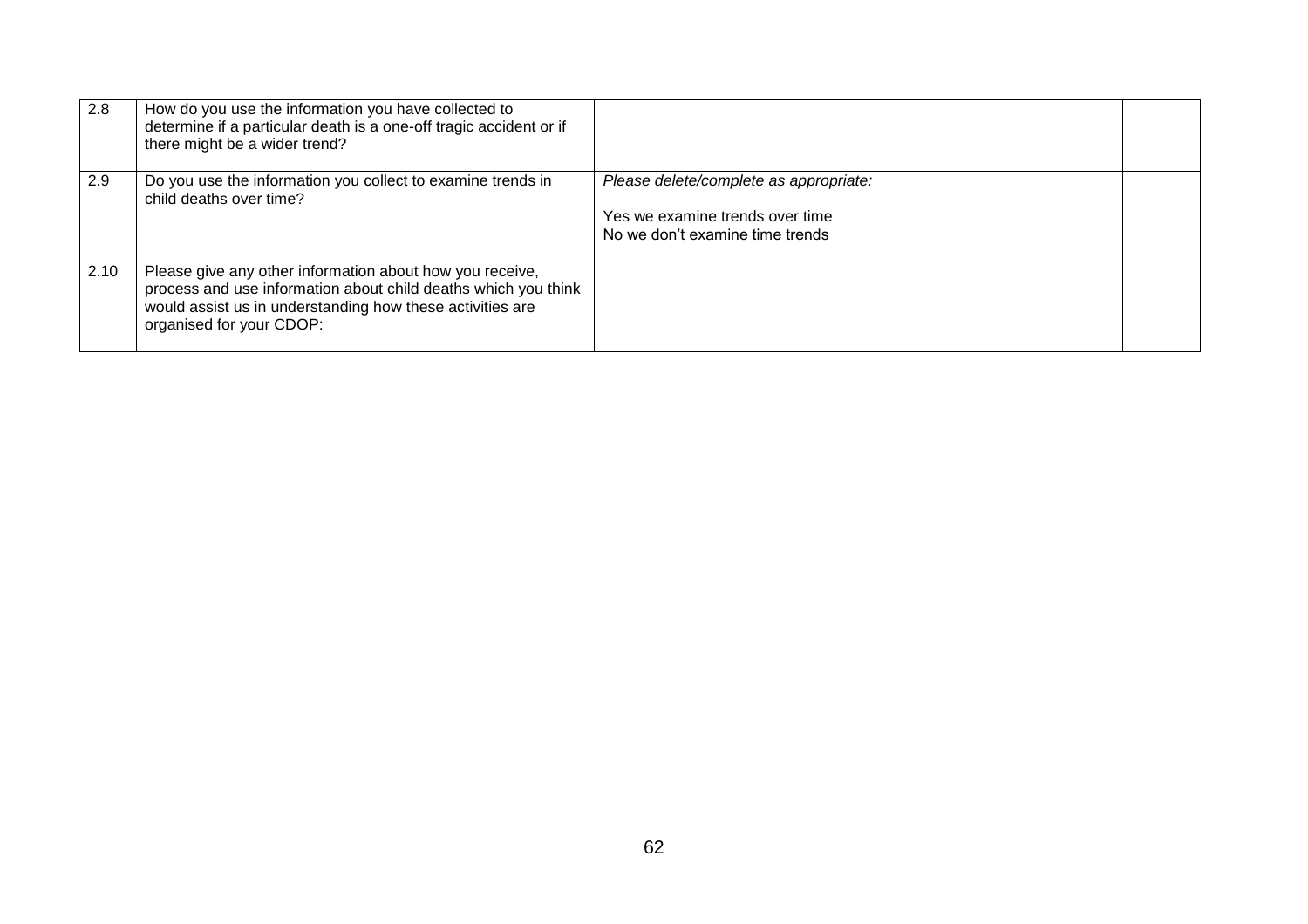| 2.8 | How do you use the information you have collected to determine if a particular death is a one-off tragic accident or if there might be a wider trend? | | |
|---|---|---|---|
| 2.9 | Do you use the information you collect to examine trends in child deaths over time? | *Please delete/complete as appropriate:*<br><br>Yes we examine trends over time<br>No we don't examine time trends | |
| 2.10 | Please give any other information about how you receive, process and use information about child deaths which you think would assist us in understanding how these activities are organised for your CDOP: | | |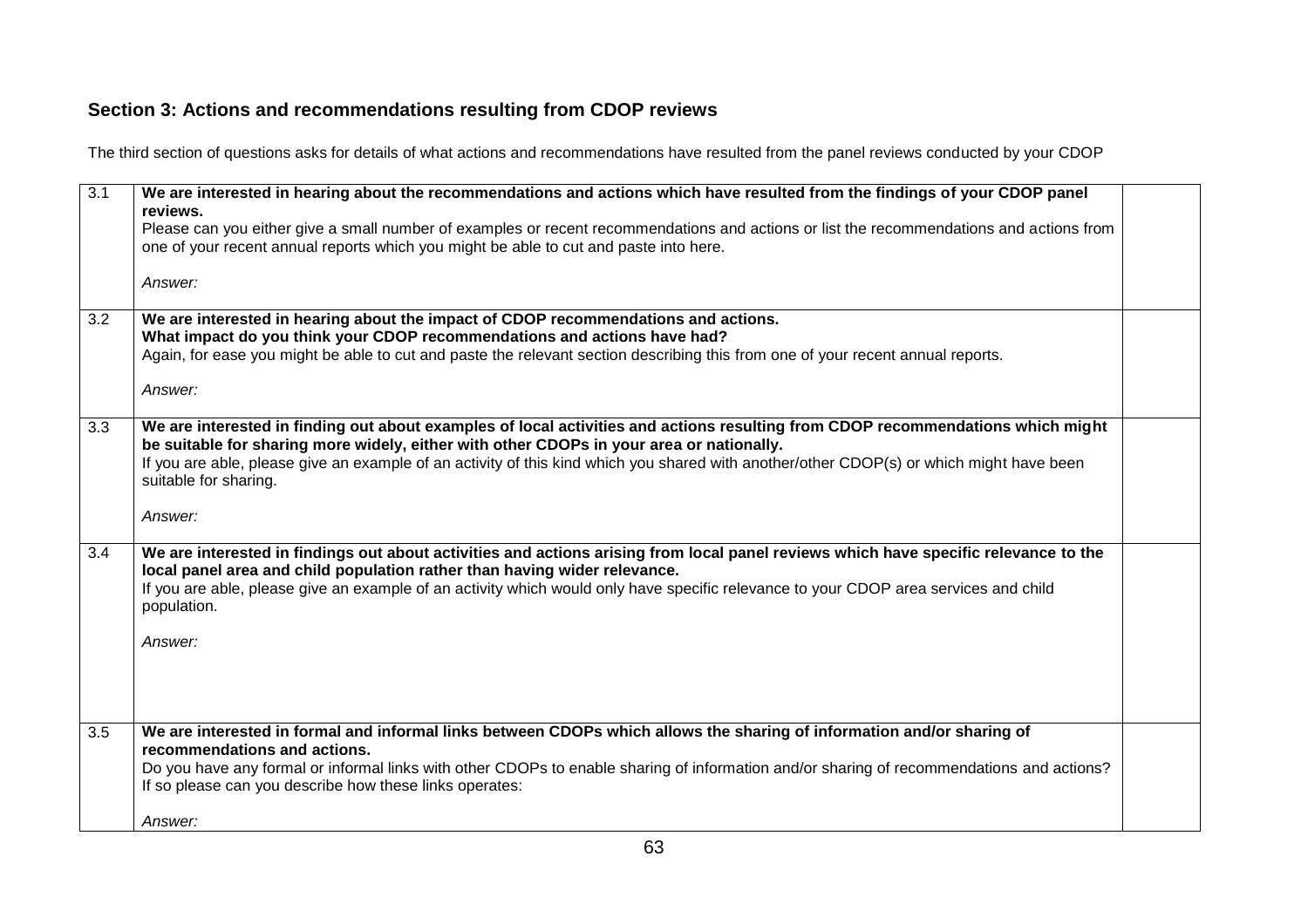## Section 3: Actions and recommendations resulting from CDOP reviews

The third section of questions asks for details of what actions and recommendations have resulted from the panel reviews conducted by your CDOP

| | | |
|---|---|---|
| 3.1 | **We are interested in hearing about the recommendations and actions which have resulted from the findings of your CDOP panel reviews.**<br>Please can you either give a small number of examples or recent recommendations and actions or list the recommendations and actions from one of your recent annual reports which you might be able to cut and paste into here.<br><br>*Answer:* | |
| 3.2 | **We are interested in hearing about the impact of CDOP recommendations and actions.**<br>**What impact do you think your CDOP recommendations and actions have had?**<br>Again, for ease you might be able to cut and paste the relevant section describing this from one of your recent annual reports.<br><br>*Answer:* | |
| 3.3 | **We are interested in finding out about examples of local activities and actions resulting from CDOP recommendations which might be suitable for sharing more widely, either with other CDOPs in your area or nationally.**<br>If you are able, please give an example of an activity of this kind which you shared with another/other CDOP(s) or which might have been suitable for sharing.<br><br>*Answer:* | |
| 3.4 | **We are interested in findings out about activities and actions arising from local panel reviews which have specific relevance to the local panel area and child population rather than having wider relevance.**<br>If you are able, please give an example of an activity which would only have specific relevance to your CDOP area services and child population.<br><br>*Answer:* | |
| 3.5 | **We are interested in formal and informal links between CDOPs which allows the sharing of information and/or sharing of recommendations and actions.**<br>Do you have any formal or informal links with other CDOPs to enable sharing of information and/or sharing of recommendations and actions? If so please can you describe how these links operates:<br><br>*Answer:* | |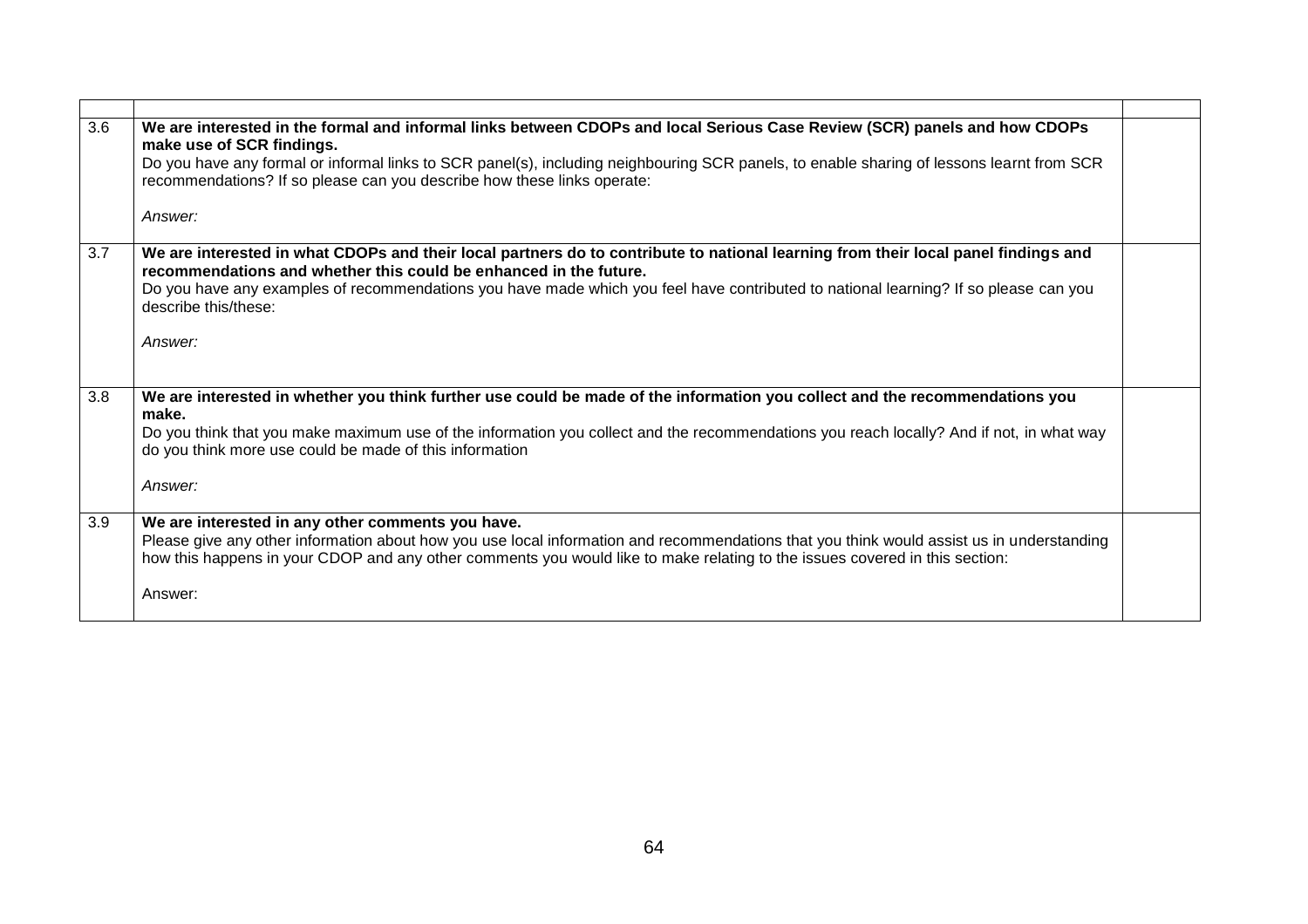| | | |
|---|---|---|
| 3.6 | **We are interested in the formal and informal links between CDOPs and local Serious Case Review (SCR) panels and how CDOPs make use of SCR findings.**<br>Do you have any formal or informal links to SCR panel(s), including neighbouring SCR panels, to enable sharing of lessons learnt from SCR recommendations? If so please can you describe how these links operate:<br><br>*Answer:* | |
| 3.7 | **We are interested in what CDOPs and their local partners do to contribute to national learning from their local panel findings and recommendations and whether this could be enhanced in the future.**<br>Do you have any examples of recommendations you have made which you feel have contributed to national learning? If so please can you describe this/these:<br><br>*Answer:* | |
| 3.8 | **We are interested in whether you think further use could be made of the information you collect and the recommendations you make.**<br>Do you think that you make maximum use of the information you collect and the recommendations you reach locally? And if not, in what way do you think more use could be made of this information<br><br>*Answer:* | |
| 3.9 | **We are interested in any other comments you have.**<br>Please give any other information about how you use local information and recommendations that you think would assist us in understanding how this happens in your CDOP and any other comments you would like to make relating to the issues covered in this section:<br><br>Answer: | |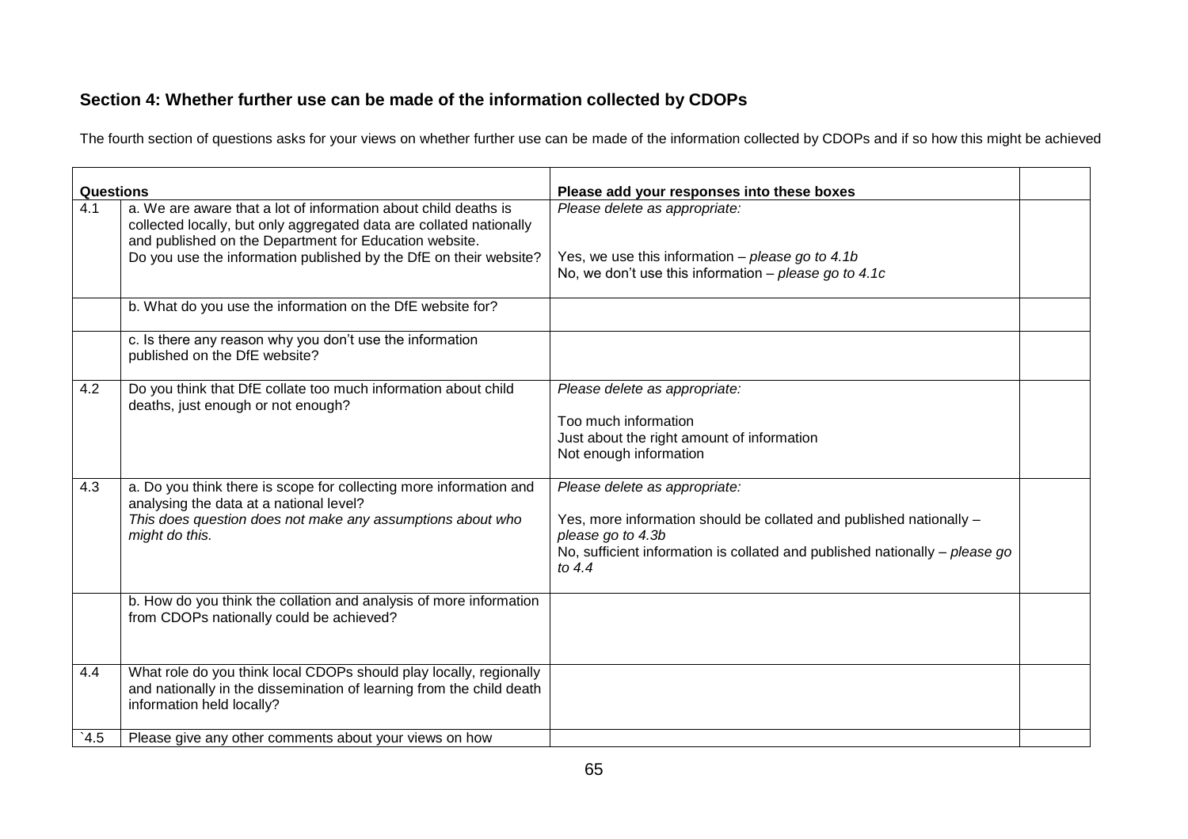## Section 4: Whether further use can be made of the information collected by CDOPs

The fourth section of questions asks for your views on whether further use can be made of the information collected by CDOPs and if so how this might be achieved

| Questions | | Please add your responses into these boxes | |
|---|---|---|---|
| 4.1 | a. We are aware that a lot of information about child deaths is collected locally, but only aggregated data are collated nationally and published on the Department for Education website.<br>Do you use the information published by the DfE on their website? | *Please delete as appropriate:*<br><br>Yes, we use this information – *please go to 4.1b*<br>No, we don't use this information – *please go to 4.1c* | |
| | b. What do you use the information on the DfE website for? | | |
| | c. Is there any reason why you don't use the information published on the DfE website? | | |
| 4.2 | Do you think that DfE collate too much information about child deaths, just enough or not enough? | *Please delete as appropriate:*<br><br>Too much information<br>Just about the right amount of information<br>Not enough information | |
| 4.3 | a. Do you think there is scope for collecting more information and analysing the data at a national level?<br>*This does question does not make any assumptions about who might do this.* | *Please delete as appropriate:*<br><br>Yes, more information should be collated and published nationally – *please go to 4.3b*<br>No, sufficient information is collated and published nationally – *please go to 4.4* | |
| | b. How do you think the collation and analysis of more information from CDOPs nationally could be achieved? | | |
| 4.4 | What role do you think local CDOPs should play locally, regionally and nationally in the dissemination of learning from the child death information held locally? | | |
| `4.5 | Please give any other comments about your views on how | | |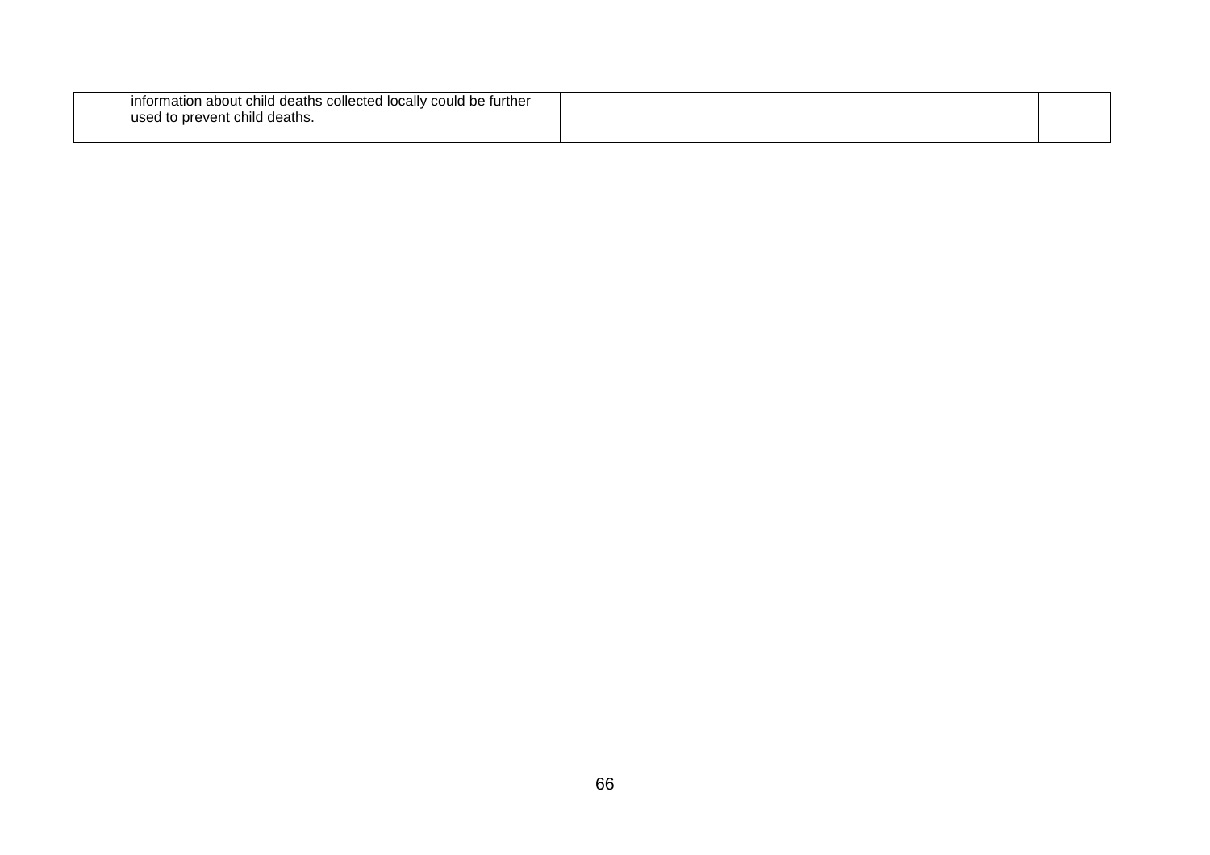| | | | |
|---|---|---|---|
| | information about child deaths collected locally could be further used to prevent child deaths. | | |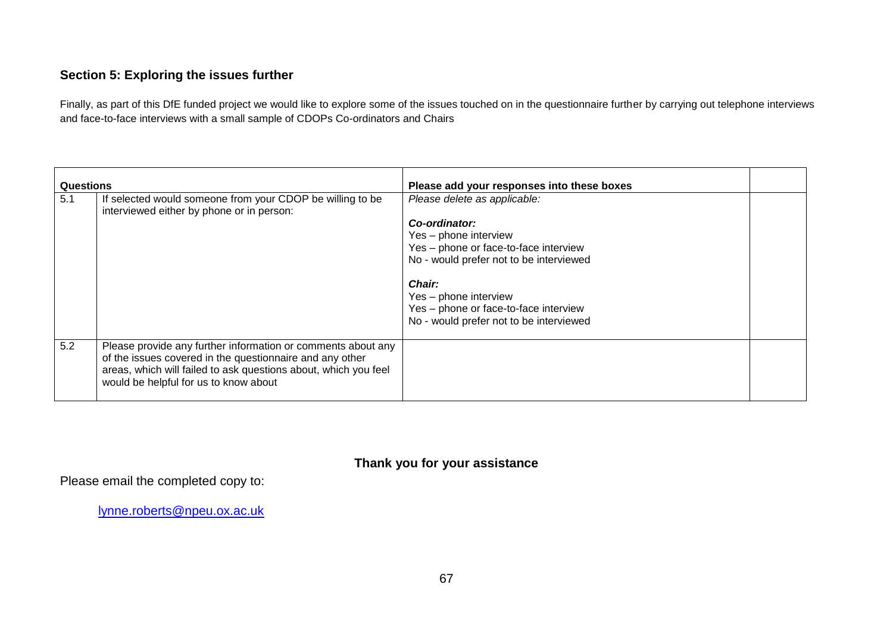## Section 5: Exploring the issues further

Finally, as part of this DfE funded project we would like to explore some of the issues touched on in the questionnaire further by carrying out telephone interviews and face-to-face interviews with a small sample of CDOPs Co-ordinators and Chairs

| Questions | | Please add your responses into these boxes | |
|---|---|---|---|
| 5.1 | If selected would someone from your CDOP be willing to be interviewed either by phone or in person: | *Please delete as applicable:*<br><br>***Co-ordinator:***<br>Yes – phone interview<br>Yes – phone or face-to-face interview<br>No - would prefer not to be interviewed<br><br>***Chair:***<br>Yes – phone interview<br>Yes – phone or face-to-face interview<br>No - would prefer not to be interviewed | |
| 5.2 | Please provide any further information or comments about any of the issues covered in the questionnaire and any other areas, which will failed to ask questions about, which you feel would be helpful for us to know about | | |

**Thank you for your assistance**

Please email the completed copy to:

lynne.roberts@npeu.ox.ac.uk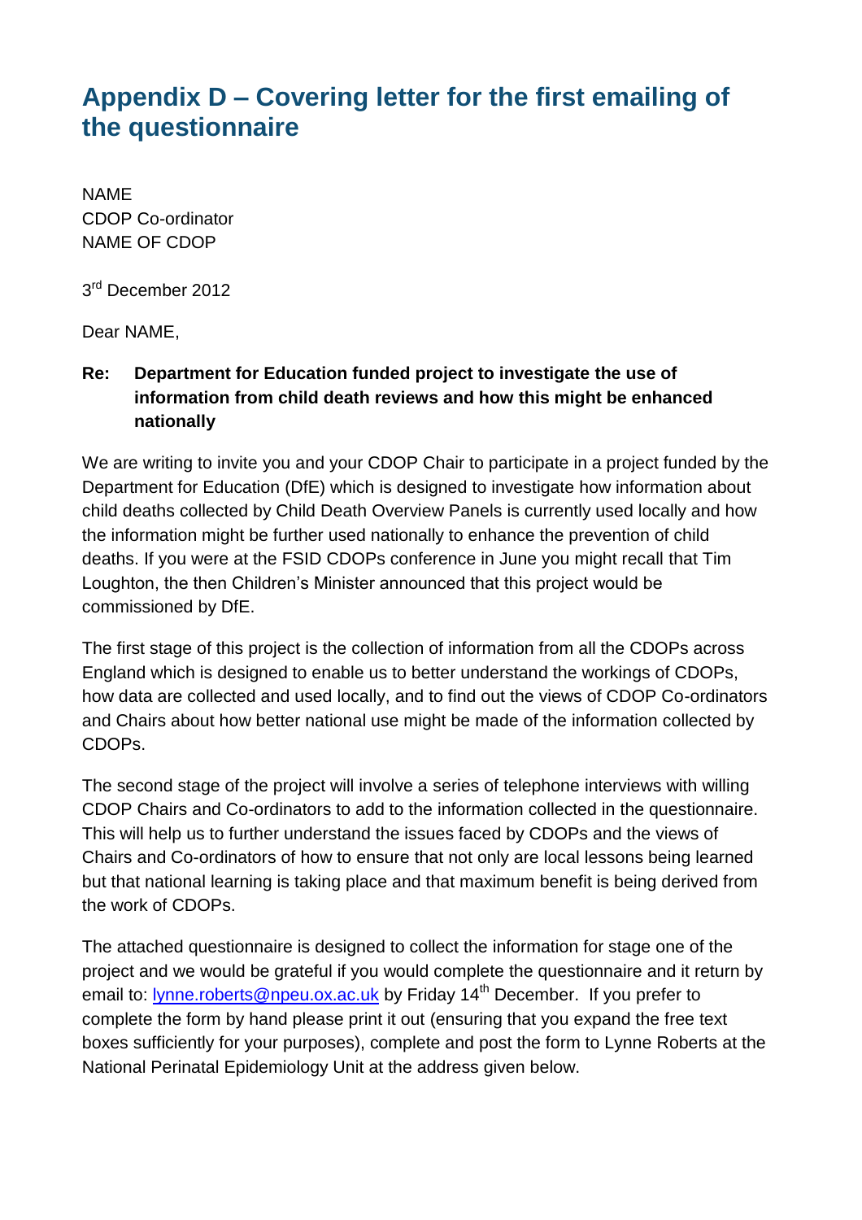# Appendix D – Covering letter for the first emailing of the questionnaire

NAME
CDOP Co-ordinator
NAME OF CDOP

3rd December 2012

Dear NAME,

**Re: Department for Education funded project to investigate the use of information from child death reviews and how this might be enhanced nationally**

We are writing to invite you and your CDOP Chair to participate in a project funded by the Department for Education (DfE) which is designed to investigate how information about child deaths collected by Child Death Overview Panels is currently used locally and how the information might be further used nationally to enhance the prevention of child deaths. If you were at the FSID CDOPs conference in June you might recall that Tim Loughton, the then Children's Minister announced that this project would be commissioned by DfE.

The first stage of this project is the collection of information from all the CDOPs across England which is designed to enable us to better understand the workings of CDOPs, how data are collected and used locally, and to find out the views of CDOP Co-ordinators and Chairs about how better national use might be made of the information collected by CDOPs.

The second stage of the project will involve a series of telephone interviews with willing CDOP Chairs and Co-ordinators to add to the information collected in the questionnaire. This will help us to further understand the issues faced by CDOPs and the views of Chairs and Co-ordinators of how to ensure that not only are local lessons being learned but that national learning is taking place and that maximum benefit is being derived from the work of CDOPs.

The attached questionnaire is designed to collect the information for stage one of the project and we would be grateful if you would complete the questionnaire and it return by email to: lynne.roberts@npeu.ox.ac.uk by Friday 14th December. If you prefer to complete the form by hand please print it out (ensuring that you expand the free text boxes sufficiently for your purposes), complete and post the form to Lynne Roberts at the National Perinatal Epidemiology Unit at the address given below.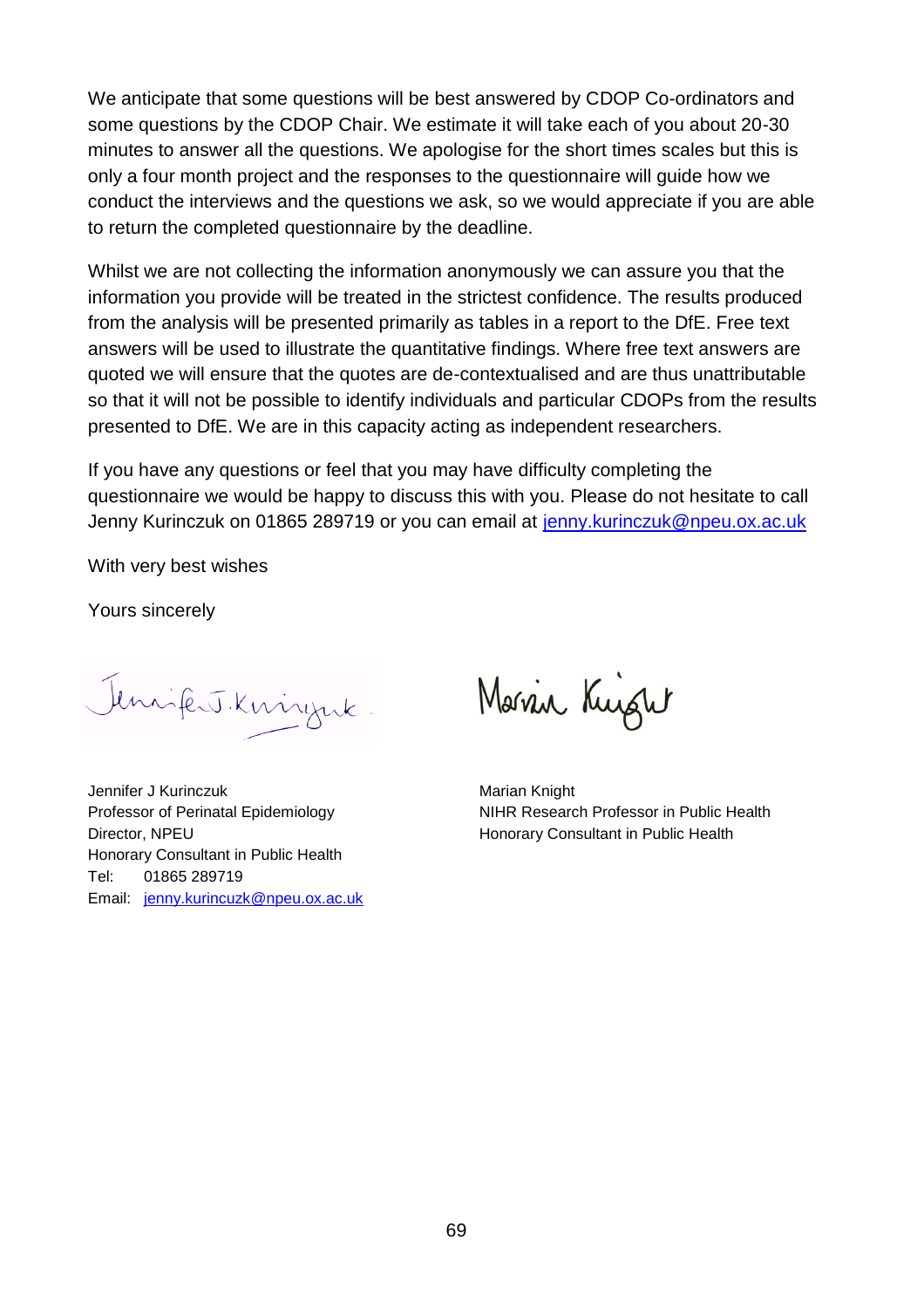We anticipate that some questions will be best answered by CDOP Co-ordinators and some questions by the CDOP Chair. We estimate it will take each of you about 20-30 minutes to answer all the questions. We apologise for the short times scales but this is only a four month project and the responses to the questionnaire will guide how we conduct the interviews and the questions we ask, so we would appreciate if you are able to return the completed questionnaire by the deadline.

Whilst we are not collecting the information anonymously we can assure you that the information you provide will be treated in the strictest confidence. The results produced from the analysis will be presented primarily as tables in a report to the DfE. Free text answers will be used to illustrate the quantitative findings. Where free text answers are quoted we will ensure that the quotes are de-contextualised and are thus unattributable so that it will not be possible to identify individuals and particular CDOPs from the results presented to DfE. We are in this capacity acting as independent researchers.

If you have any questions or feel that you may have difficulty completing the questionnaire we would be happy to discuss this with you. Please do not hesitate to call Jenny Kurinczuk on 01865 289719 or you can email at jenny.kurinczuk@npeu.ox.ac.uk

With very best wishes

Yours sincerely

Jennifer J Kurinczuk
Professor of Perinatal Epidemiology
Director, NPEU
Honorary Consultant in Public Health
Tel: 01865 289719
Email: jenny.kurincuzk@npeu.ox.ac.uk

Marian Knight
NIHR Research Professor in Public Health
Honorary Consultant in Public Health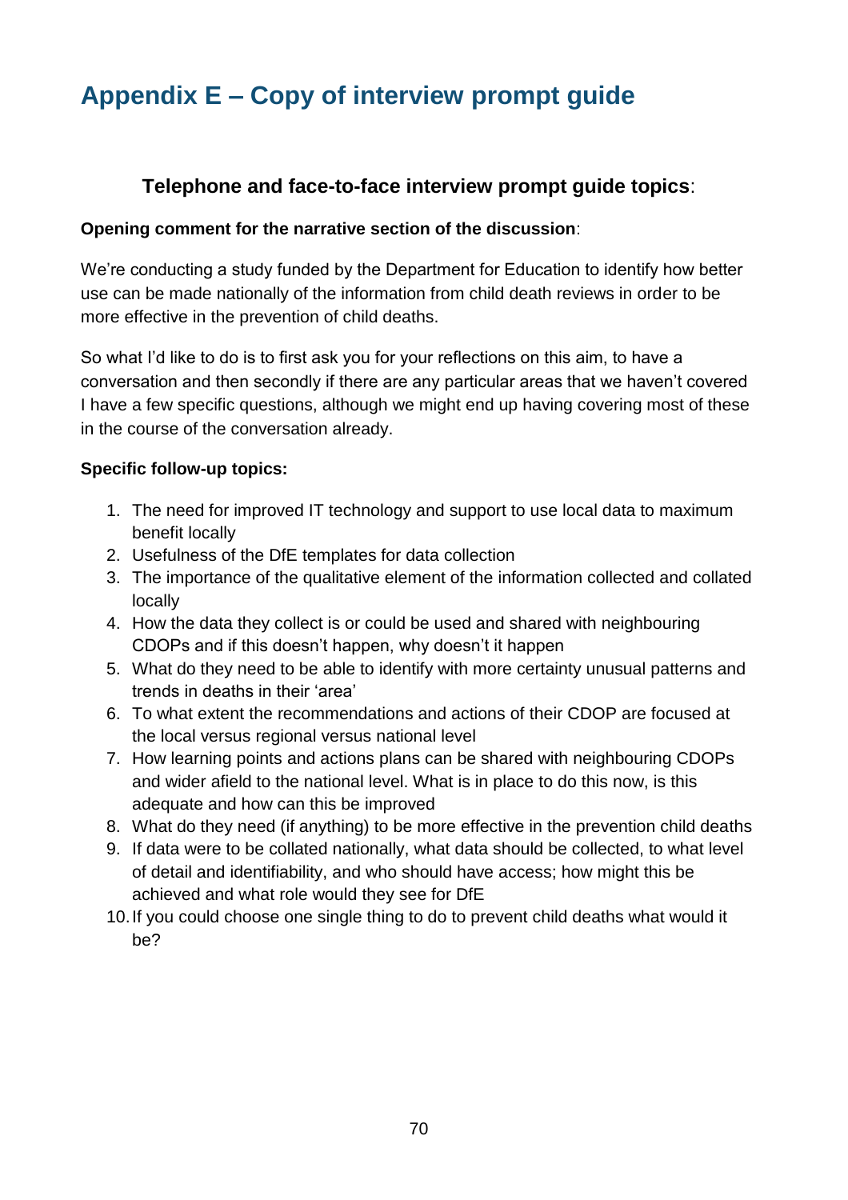# Appendix E – Copy of interview prompt guide

### **Telephone and face-to-face interview prompt guide topics**:

**Opening comment for the narrative section of the discussion**:

We're conducting a study funded by the Department for Education to identify how better use can be made nationally of the information from child death reviews in order to be more effective in the prevention of child deaths.

So what I'd like to do is to first ask you for your reflections on this aim, to have a conversation and then secondly if there are any particular areas that we haven't covered I have a few specific questions, although we might end up having covering most of these in the course of the conversation already.

**Specific follow-up topics:**

1. The need for improved IT technology and support to use local data to maximum benefit locally
2. Usefulness of the DfE templates for data collection
3. The importance of the qualitative element of the information collected and collated locally
4. How the data they collect is or could be used and shared with neighbouring CDOPs and if this doesn't happen, why doesn't it happen
5. What do they need to be able to identify with more certainty unusual patterns and trends in deaths in their 'area'
6. To what extent the recommendations and actions of their CDOP are focused at the local versus regional versus national level
7. How learning points and actions plans can be shared with neighbouring CDOPs and wider afield to the national level. What is in place to do this now, is this adequate and how can this be improved
8. What do they need (if anything) to be more effective in the prevention child deaths
9. If data were to be collated nationally, what data should be collected, to what level of detail and identifiability, and who should have access; how might this be achieved and what role would they see for DfE
10. If you could choose one single thing to do to prevent child deaths what would it be?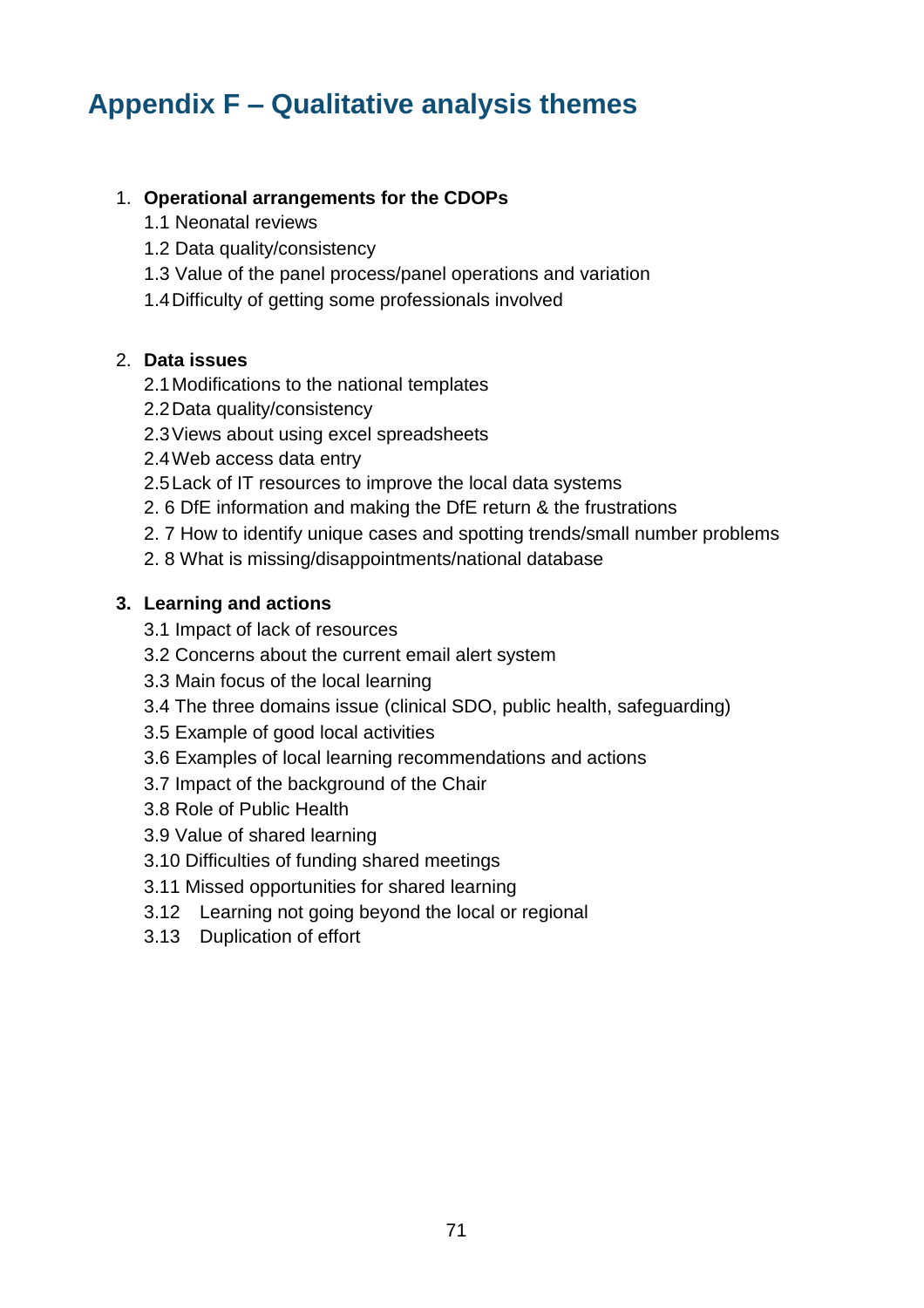# Appendix F – Qualitative analysis themes

1. **Operational arrangements for the CDOPs**
   - 1.1 Neonatal reviews
   - 1.2 Data quality/consistency
   - 1.3 Value of the panel process/panel operations and variation
   - 1.4 Difficulty of getting some professionals involved

2. **Data issues**
   - 2.1 Modifications to the national templates
   - 2.2 Data quality/consistency
   - 2.3 Views about using excel spreadsheets
   - 2.4 Web access data entry
   - 2.5 Lack of IT resources to improve the local data systems
   - 2. 6 DfE information and making the DfE return & the frustrations
   - 2. 7 How to identify unique cases and spotting trends/small number problems
   - 2. 8 What is missing/disappointments/national database

3. **Learning and actions**
   - 3.1 Impact of lack of resources
   - 3.2 Concerns about the current email alert system
   - 3.3 Main focus of the local learning
   - 3.4 The three domains issue (clinical SDO, public health, safeguarding)
   - 3.5 Example of good local activities
   - 3.6 Examples of local learning recommendations and actions
   - 3.7 Impact of the background of the Chair
   - 3.8 Role of Public Health
   - 3.9 Value of shared learning
   - 3.10 Difficulties of funding shared meetings
   - 3.11 Missed opportunities for shared learning
   - 3.12 Learning not going beyond the local or regional
   - 3.13 Duplication of effort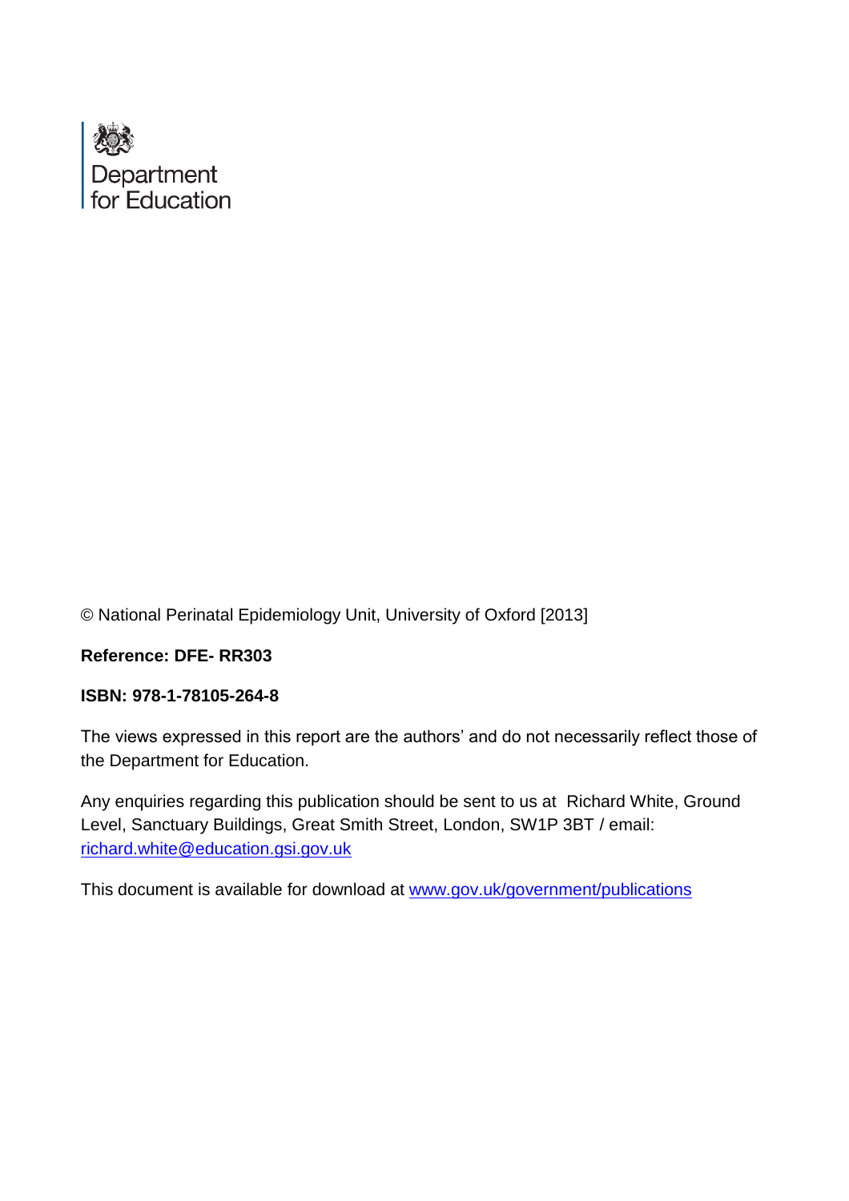Department
for Education

© National Perinatal Epidemiology Unit, University of Oxford [2013]

**Reference: DFE- RR303**

**ISBN: 978-1-78105-264-8**

The views expressed in this report are the authors' and do not necessarily reflect those of the Department for Education.

Any enquiries regarding this publication should be sent to us at Richard White, Ground Level, Sanctuary Buildings, Great Smith Street, London, SW1P 3BT / email: richard.white@education.gsi.gov.uk

This document is available for download at www.gov.uk/government/publications